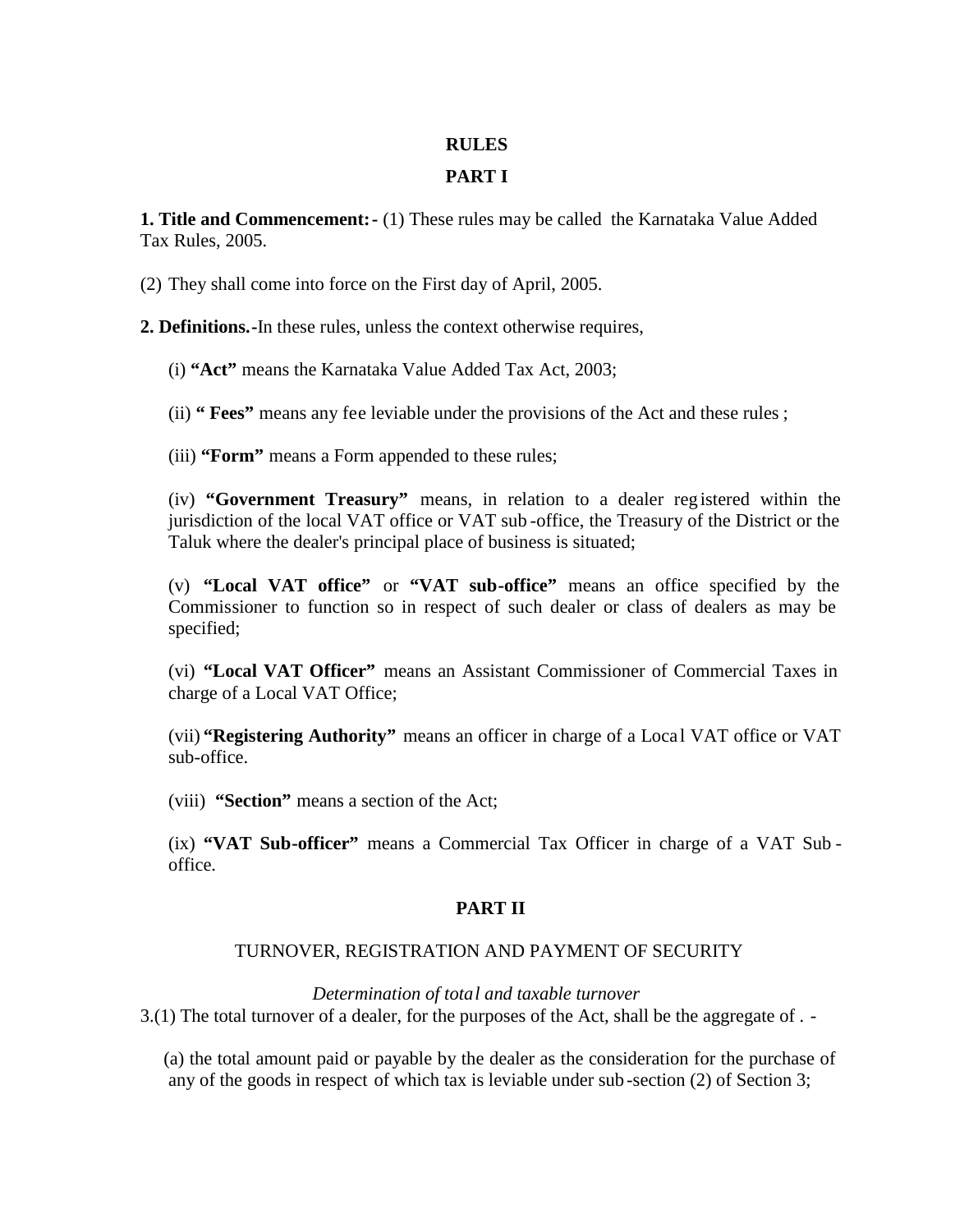# RULES

## PART I

**1. Title and Commencement:-** (1) These rules may be called the Karnataka Value Added Tax Rules, 2005.

(2) They shall come into force on the First day of April, 2005.

**2. Definitions.**-In these rules, unless the context otherwise requires,

(i) **"Act"** means the Karnataka Value Added Tax Act, 2003;

(ii) **" Fees"** means any fee leviable under the provisions of the Act and these rules ;

(iii) **"Form"** means a Form appended to these rules;

(iv) **"Government Treasury"** means, in relation to a dealer registered within the jurisdiction of the local VAT office or VAT sub-office, the Treasury of the District or the Taluk where the dealer's principal place of business is situated;

(v) **"Local VAT office"** or **"VAT sub-office"** means an office specified by the Commissioner to function so in respect of such dealer or class of dealers as may be specified;

(vi) **"Local VAT Officer"** means an Assistant Commissioner of Commercial Taxes in charge of a Local VAT Office;

(vii) **"Registering Authority"** means an officer in charge of a Local VAT office or VAT sub-office.

(viii) **"Section"** means a section of the Act;

(ix) **"VAT Sub-officer"** means a Commercial Tax Officer in charge of a VAT Sub-office.

## PART II

### TURNOVER, REGISTRATION AND PAYMENT OF SECURITY

*Determination of total and taxable turnover*

3.(1) The total turnover of a dealer, for the purposes of the Act, shall be the aggregate of . -

(a) the total amount paid or payable by the dealer as the consideration for the purchase of any of the goods in respect of which tax is leviable under sub-section (2) of Section 3;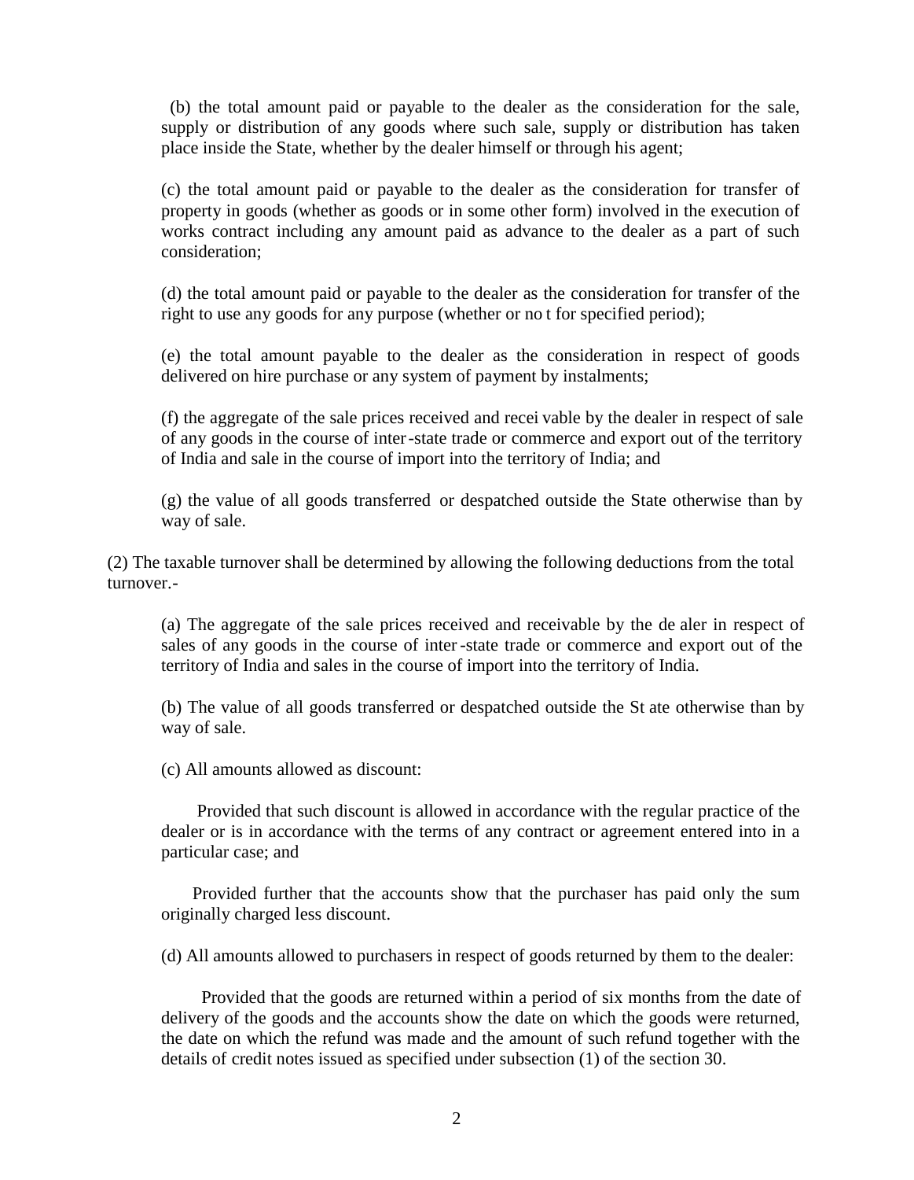(b) the total amount paid or payable to the dealer as the consideration for the sale, supply or distribution of any goods where such sale, supply or distribution has taken place inside the State, whether by the dealer himself or through his agent;

(c) the total amount paid or payable to the dealer as the consideration for transfer of property in goods (whether as goods or in some other form) involved in the execution of works contract including any amount paid as advance to the dealer as a part of such consideration;

(d) the total amount paid or payable to the dealer as the consideration for transfer of the right to use any goods for any purpose (whether or no t for specified period);

(e) the total amount payable to the dealer as the consideration in respect of goods delivered on hire purchase or any system of payment by instalments;

(f) the aggregate of the sale prices received and recei vable by the dealer in respect of sale of any goods in the course of inter-state trade or commerce and export out of the territory of India and sale in the course of import into the territory of India; and

(g) the value of all goods transferred or despatched outside the State otherwise than by way of sale.

(2) The taxable turnover shall be determined by allowing the following deductions from the total turnover.-

(a) The aggregate of the sale prices received and receivable by the de aler in respect of sales of any goods in the course of inter-state trade or commerce and export out of the territory of India and sales in the course of import into the territory of India.

(b) The value of all goods transferred or despatched outside the St ate otherwise than by way of sale.

(c) All amounts allowed as discount:

Provided that such discount is allowed in accordance with the regular practice of the dealer or is in accordance with the terms of any contract or agreement entered into in a particular case; and

Provided further that the accounts show that the purchaser has paid only the sum originally charged less discount.

(d) All amounts allowed to purchasers in respect of goods returned by them to the dealer:

Provided that the goods are returned within a period of six months from the date of delivery of the goods and the accounts show the date on which the goods were returned, the date on which the refund was made and the amount of such refund together with the details of credit notes issued as specified under subsection (1) of the section 30.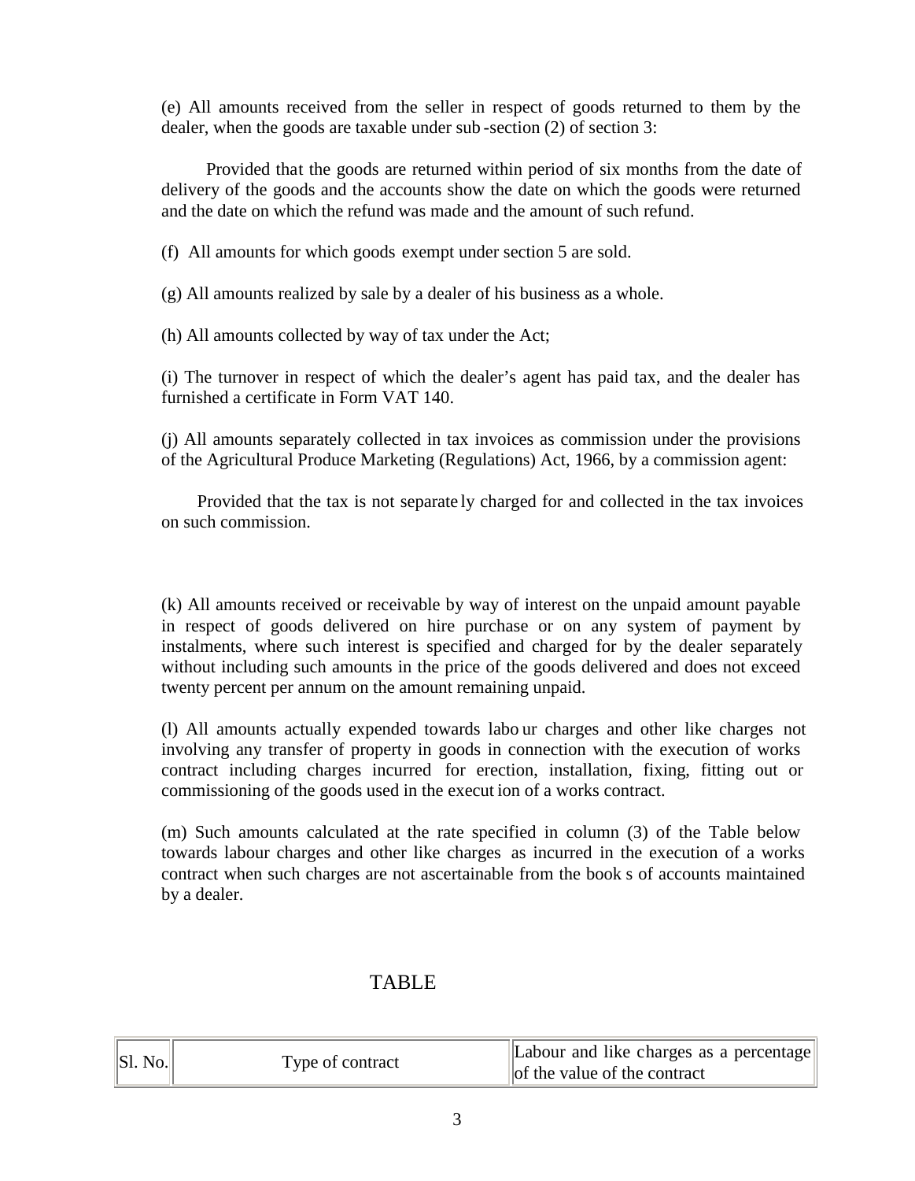(e) All amounts received from the seller in respect of goods returned to them by the dealer, when the goods are taxable under sub-section (2) of section 3:

Provided that the goods are returned within period of six months from the date of delivery of the goods and the accounts show the date on which the goods were returned and the date on which the refund was made and the amount of such refund.

(f) All amounts for which goods exempt under section 5 are sold.

(g) All amounts realized by sale by a dealer of his business as a whole.

(h) All amounts collected by way of tax under the Act;

(i) The turnover in respect of which the dealer's agent has paid tax, and the dealer has furnished a certificate in Form VAT 140.

(j) All amounts separately collected in tax invoices as commission under the provisions of the Agricultural Produce Marketing (Regulations) Act, 1966, by a commission agent:

Provided that the tax is not separately charged for and collected in the tax invoices on such commission.

(k) All amounts received or receivable by way of interest on the unpaid amount payable in respect of goods delivered on hire purchase or on any system of payment by instalments, where such interest is specified and charged for by the dealer separately without including such amounts in the price of the goods delivered and does not exceed twenty percent per annum on the amount remaining unpaid.

(l) All amounts actually expended towards labour charges and other like charges not involving any transfer of property in goods in connection with the execution of works contract including charges incurred for erection, installation, fixing, fitting out or commissioning of the goods used in the execution of a works contract.

(m) Such amounts calculated at the rate specified in column (3) of the Table below towards labour charges and other like charges as incurred in the execution of a works contract when such charges are not ascertainable from the books of accounts maintained by a dealer.

## TABLE

| Sl. No. | Type of contract | Labour and like charges as a percentage of the value of the contract |
|---|---|---|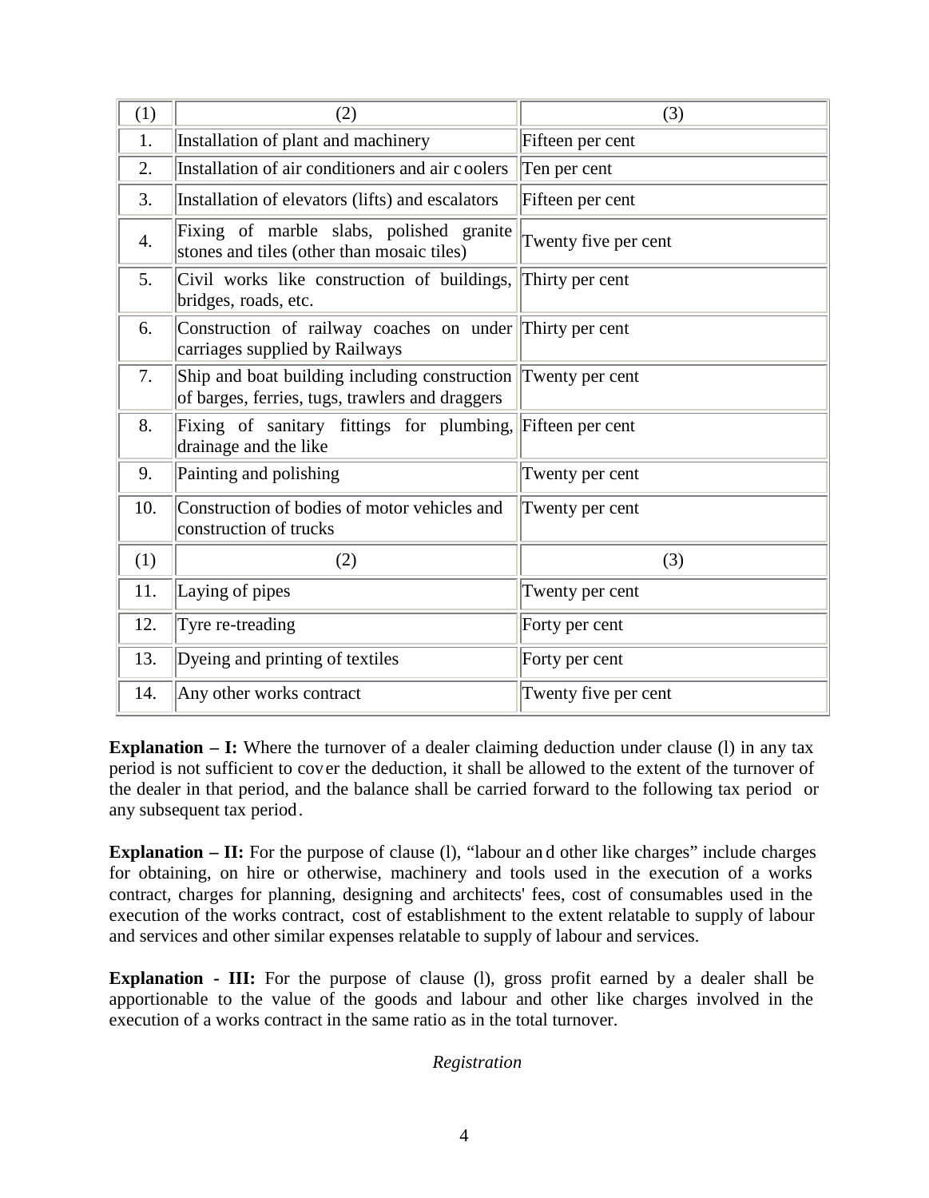| (1) | (2) | (3) |
|---|---|---|
| 1. | Installation of plant and machinery | Fifteen per cent |
| 2. | Installation of air conditioners and air coolers | Ten per cent |
| 3. | Installation of elevators (lifts) and escalators | Fifteen per cent |
| 4. | Fixing of marble slabs, polished granite stones and tiles (other than mosaic tiles) | Twenty five per cent |
| 5. | Civil works like construction of buildings, bridges, roads, etc. | Thirty per cent |
| 6. | Construction of railway coaches on under carriages supplied by Railways | Thirty per cent |
| 7. | Ship and boat building including construction of barges, ferries, tugs, trawlers and draggers | Twenty per cent |
| 8. | Fixing of sanitary fittings for plumbing, drainage and the like | Fifteen per cent |
| 9. | Painting and polishing | Twenty per cent |
| 10. | Construction of bodies of motor vehicles and construction of trucks | Twenty per cent |
| (1) | (2) | (3) |
| 11. | Laying of pipes | Twenty per cent |
| 12. | Tyre re-treading | Forty per cent |
| 13. | Dyeing and printing of textiles | Forty per cent |
| 14. | Any other works contract | Twenty five per cent |

**Explanation – I:** Where the turnover of a dealer claiming deduction under clause (l) in any tax period is not sufficient to cover the deduction, it shall be allowed to the extent of the turnover of the dealer in that period, and the balance shall be carried forward to the following tax period or any subsequent tax period.

**Explanation – II:** For the purpose of clause (l), "labour and other like charges" include charges for obtaining, on hire or otherwise, machinery and tools used in the execution of a works contract, charges for planning, designing and architects' fees, cost of consumables used in the execution of the works contract, cost of establishment to the extent relatable to supply of labour and services and other similar expenses relatable to supply of labour and services.

**Explanation - III:** For the purpose of clause (l), gross profit earned by a dealer shall be apportionable to the value of the goods and labour and other like charges involved in the execution of a works contract in the same ratio as in the total turnover.

*Registration*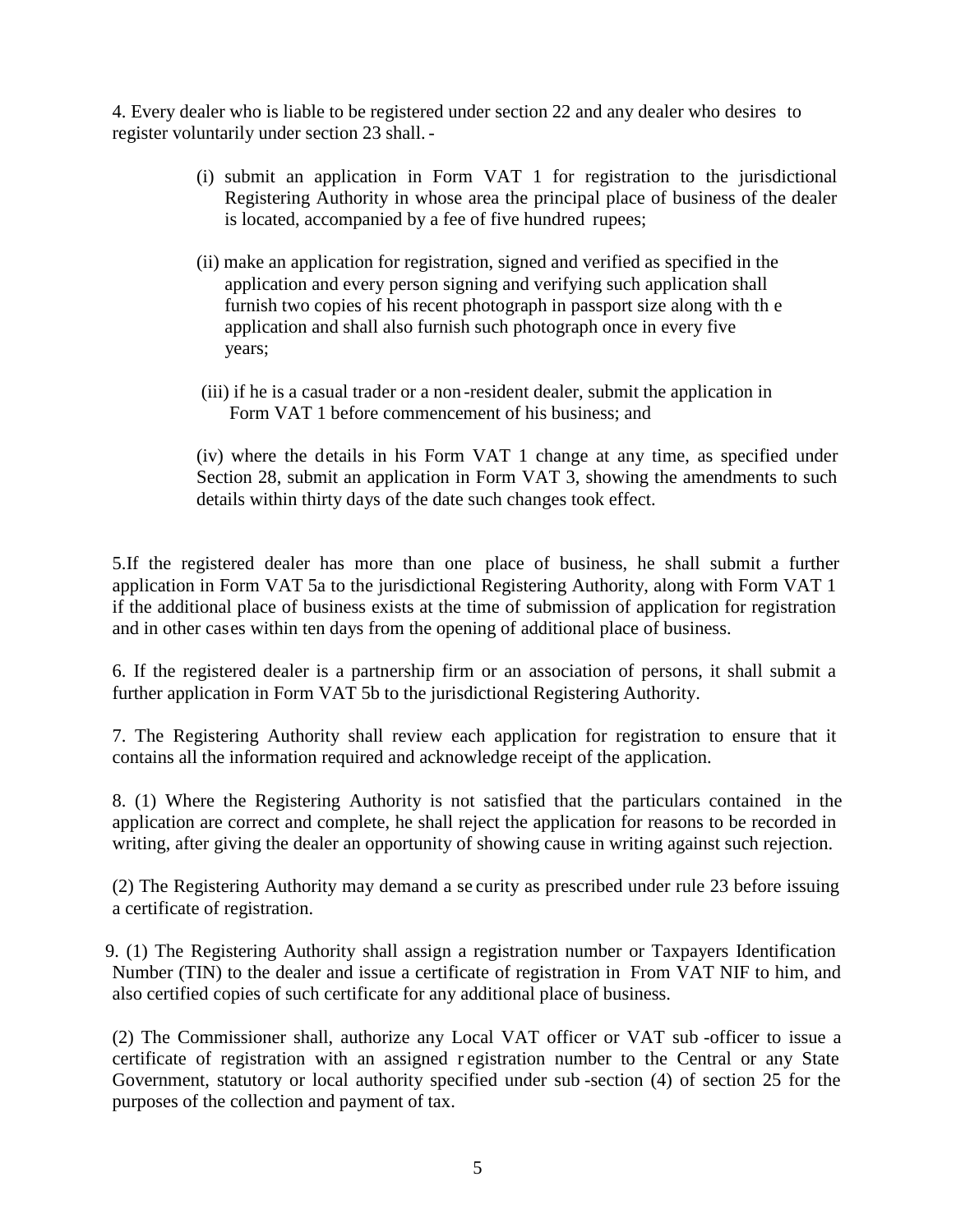4. Every dealer who is liable to be registered under section 22 and any dealer who desires to register voluntarily under section 23 shall.-

(i) submit an application in Form VAT 1 for registration to the jurisdictional Registering Authority in whose area the principal place of business of the dealer is located, accompanied by a fee of five hundred rupees;

(ii) make an application for registration, signed and verified as specified in the application and every person signing and verifying such application shall furnish two copies of his recent photograph in passport size along with the application and shall also furnish such photograph once in every five years;

(iii) if he is a casual trader or a non-resident dealer, submit the application in Form VAT 1 before commencement of his business; and

(iv) where the details in his Form VAT 1 change at any time, as specified under Section 28, submit an application in Form VAT 3, showing the amendments to such details within thirty days of the date such changes took effect.

5.If the registered dealer has more than one place of business, he shall submit a further application in Form VAT 5a to the jurisdictional Registering Authority, along with Form VAT 1 if the additional place of business exists at the time of submission of application for registration and in other cases within ten days from the opening of additional place of business.

6. If the registered dealer is a partnership firm or an association of persons, it shall submit a further application in Form VAT 5b to the jurisdictional Registering Authority.

7. The Registering Authority shall review each application for registration to ensure that it contains all the information required and acknowledge receipt of the application.

8. (1) Where the Registering Authority is not satisfied that the particulars contained in the application are correct and complete, he shall reject the application for reasons to be recorded in writing, after giving the dealer an opportunity of showing cause in writing against such rejection.

(2) The Registering Authority may demand a security as prescribed under rule 23 before issuing a certificate of registration.

9. (1) The Registering Authority shall assign a registration number or Taxpayers Identification Number (TIN) to the dealer and issue a certificate of registration in From VAT NIF to him, and also certified copies of such certificate for any additional place of business.

(2) The Commissioner shall, authorize any Local VAT officer or VAT sub-officer to issue a certificate of registration with an assigned registration number to the Central or any State Government, statutory or local authority specified under sub-section (4) of section 25 for the purposes of the collection and payment of tax.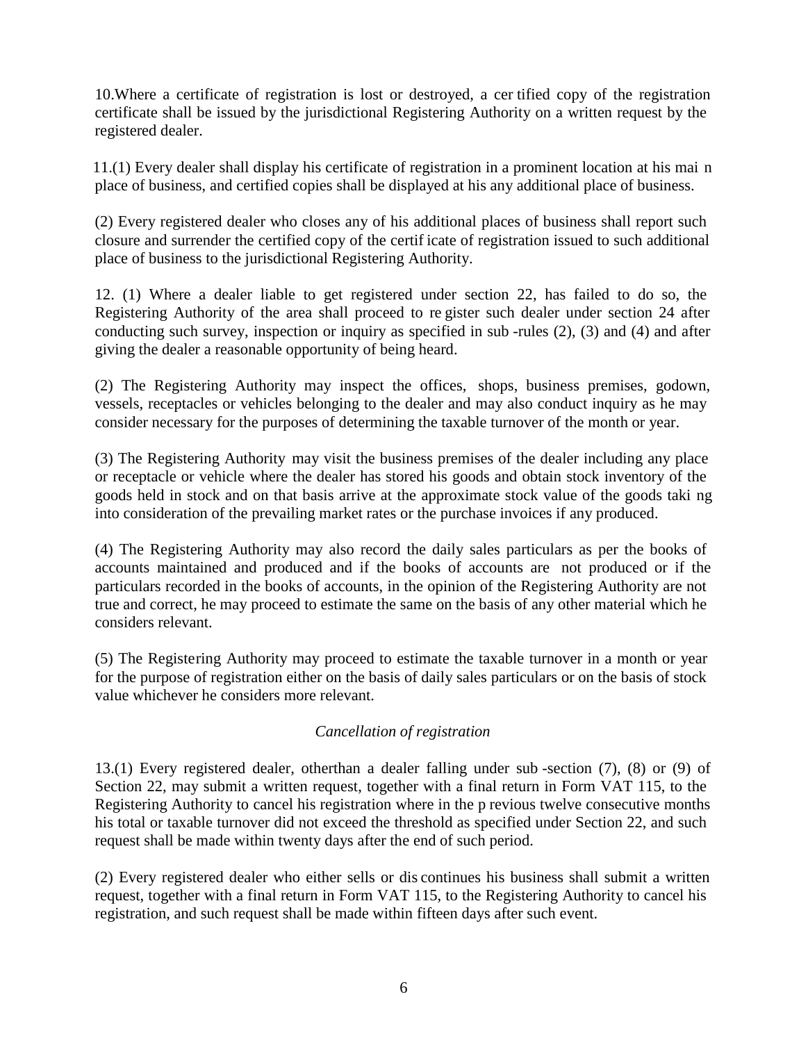10.Where a certificate of registration is lost or destroyed, a certified copy of the registration certificate shall be issued by the jurisdictional Registering Authority on a written request by the registered dealer.

11.(1) Every dealer shall display his certificate of registration in a prominent location at his main place of business, and certified copies shall be displayed at his any additional place of business.

(2) Every registered dealer who closes any of his additional places of business shall report such closure and surrender the certified copy of the certificate of registration issued to such additional place of business to the jurisdictional Registering Authority.

12. (1) Where a dealer liable to get registered under section 22, has failed to do so, the Registering Authority of the area shall proceed to register such dealer under section 24 after conducting such survey, inspection or inquiry as specified in sub-rules (2), (3) and (4) and after giving the dealer a reasonable opportunity of being heard.

(2) The Registering Authority may inspect the offices, shops, business premises, godown, vessels, receptacles or vehicles belonging to the dealer and may also conduct inquiry as he may consider necessary for the purposes of determining the taxable turnover of the month or year.

(3) The Registering Authority may visit the business premises of the dealer including any place or receptacle or vehicle where the dealer has stored his goods and obtain stock inventory of the goods held in stock and on that basis arrive at the approximate stock value of the goods taking into consideration of the prevailing market rates or the purchase invoices if any produced.

(4) The Registering Authority may also record the daily sales particulars as per the books of accounts maintained and produced and if the books of accounts are not produced or if the particulars recorded in the books of accounts, in the opinion of the Registering Authority are not true and correct, he may proceed to estimate the same on the basis of any other material which he considers relevant.

(5) The Registering Authority may proceed to estimate the taxable turnover in a month or year for the purpose of registration either on the basis of daily sales particulars or on the basis of stock value whichever he considers more relevant.

*Cancellation of registration*

13.(1) Every registered dealer, otherthan a dealer falling under sub-section (7), (8) or (9) of Section 22, may submit a written request, together with a final return in Form VAT 115, to the Registering Authority to cancel his registration where in the previous twelve consecutive months his total or taxable turnover did not exceed the threshold as specified under Section 22, and such request shall be made within twenty days after the end of such period.

(2) Every registered dealer who either sells or discontinues his business shall submit a written request, together with a final return in Form VAT 115, to the Registering Authority to cancel his registration, and such request shall be made within fifteen days after such event.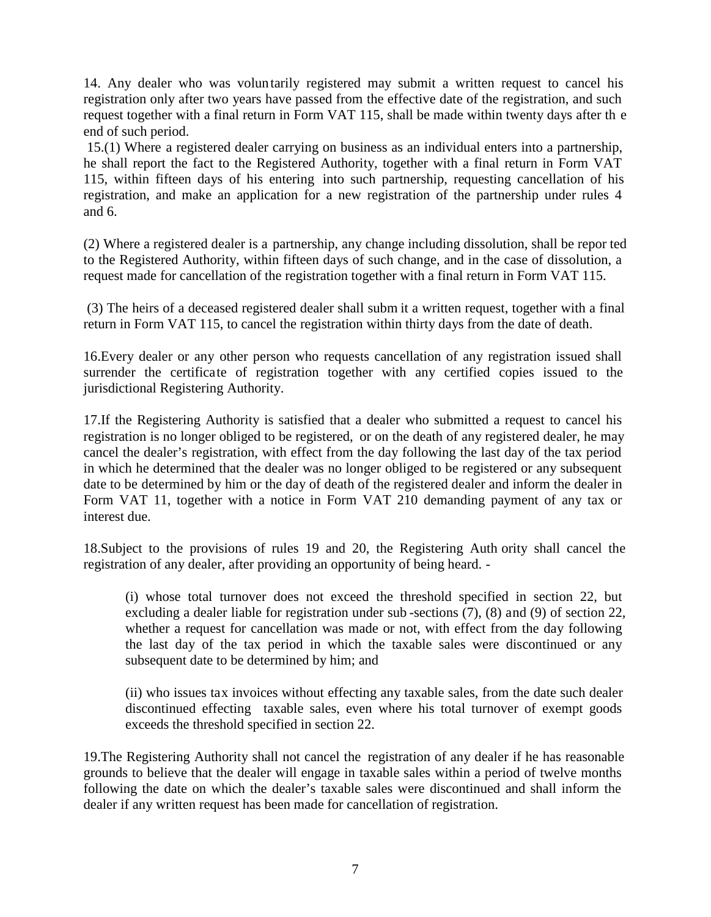14. Any dealer who was voluntarily registered may submit a written request to cancel his registration only after two years have passed from the effective date of the registration, and such request together with a final return in Form VAT 115, shall be made within twenty days after the end of such period.

15.(1) Where a registered dealer carrying on business as an individual enters into a partnership, he shall report the fact to the Registered Authority, together with a final return in Form VAT 115, within fifteen days of his entering into such partnership, requesting cancellation of his registration, and make an application for a new registration of the partnership under rules 4 and 6.

(2) Where a registered dealer is a partnership, any change including dissolution, shall be reported to the Registered Authority, within fifteen days of such change, and in the case of dissolution, a request made for cancellation of the registration together with a final return in Form VAT 115.

(3) The heirs of a deceased registered dealer shall submit a written request, together with a final return in Form VAT 115, to cancel the registration within thirty days from the date of death.

16.Every dealer or any other person who requests cancellation of any registration issued shall surrender the certificate of registration together with any certified copies issued to the jurisdictional Registering Authority.

17.If the Registering Authority is satisfied that a dealer who submitted a request to cancel his registration is no longer obliged to be registered, or on the death of any registered dealer, he may cancel the dealer's registration, with effect from the day following the last day of the tax period in which he determined that the dealer was no longer obliged to be registered or any subsequent date to be determined by him or the day of death of the registered dealer and inform the dealer in Form VAT 11, together with a notice in Form VAT 210 demanding payment of any tax or interest due.

18.Subject to the provisions of rules 19 and 20, the Registering Authority shall cancel the registration of any dealer, after providing an opportunity of being heard. -

(i) whose total turnover does not exceed the threshold specified in section 22, but excluding a dealer liable for registration under sub-sections (7), (8) and (9) of section 22, whether a request for cancellation was made or not, with effect from the day following the last day of the tax period in which the taxable sales were discontinued or any subsequent date to be determined by him; and

(ii) who issues tax invoices without effecting any taxable sales, from the date such dealer discontinued effecting taxable sales, even where his total turnover of exempt goods exceeds the threshold specified in section 22.

19.The Registering Authority shall not cancel the registration of any dealer if he has reasonable grounds to believe that the dealer will engage in taxable sales within a period of twelve months following the date on which the dealer's taxable sales were discontinued and shall inform the dealer if any written request has been made for cancellation of registration.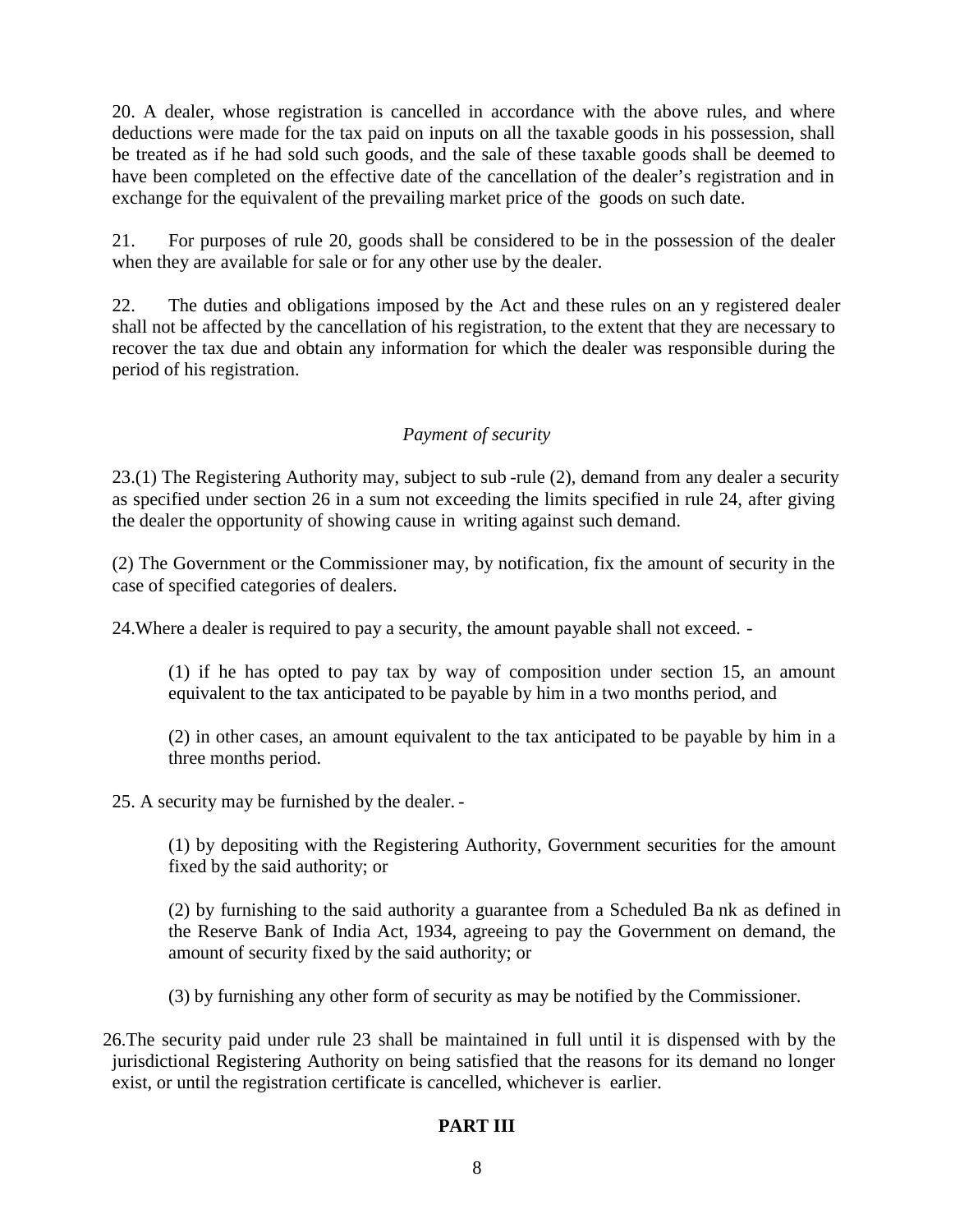20. A dealer, whose registration is cancelled in accordance with the above rules, and where deductions were made for the tax paid on inputs on all the taxable goods in his possession, shall be treated as if he had sold such goods, and the sale of these taxable goods shall be deemed to have been completed on the effective date of the cancellation of the dealer's registration and in exchange for the equivalent of the prevailing market price of the goods on such date.

21. For purposes of rule 20, goods shall be considered to be in the possession of the dealer when they are available for sale or for any other use by the dealer.

22. The duties and obligations imposed by the Act and these rules on an y registered dealer shall not be affected by the cancellation of his registration, to the extent that they are necessary to recover the tax due and obtain any information for which the dealer was responsible during the period of his registration.

*Payment of security*

23.(1) The Registering Authority may, subject to sub -rule (2), demand from any dealer a security as specified under section 26 in a sum not exceeding the limits specified in rule 24, after giving the dealer the opportunity of showing cause in writing against such demand.

(2) The Government or the Commissioner may, by notification, fix the amount of security in the case of specified categories of dealers.

24.Where a dealer is required to pay a security, the amount payable shall not exceed. -

> (1) if he has opted to pay tax by way of composition under section 15, an amount equivalent to the tax anticipated to be payable by him in a two months period, and
>
> (2) in other cases, an amount equivalent to the tax anticipated to be payable by him in a three months period.

25. A security may be furnished by the dealer. -

> (1) by depositing with the Registering Authority, Government securities for the amount fixed by the said authority; or
>
> (2) by furnishing to the said authority a guarantee from a Scheduled Ba nk as defined in the Reserve Bank of India Act, 1934, agreeing to pay the Government on demand, the amount of security fixed by the said authority; or
>
> (3) by furnishing any other form of security as may be notified by the Commissioner.

26.The security paid under rule 23 shall be maintained in full until it is dispensed with by the jurisdictional Registering Authority on being satisfied that the reasons for its demand no longer exist, or until the registration certificate is cancelled, whichever is earlier.

**PART III**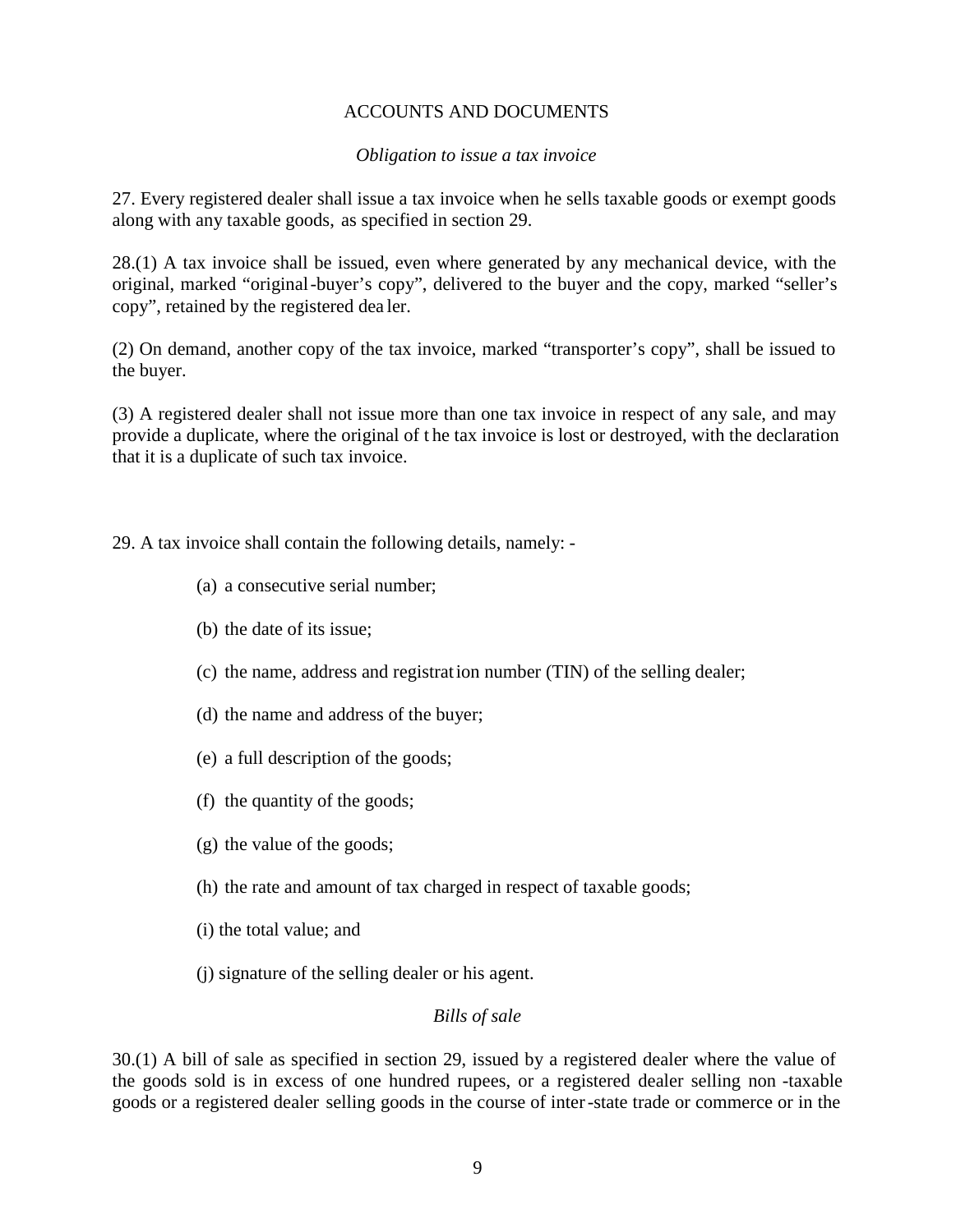## ACCOUNTS AND DOCUMENTS

*Obligation to issue a tax invoice*

27. Every registered dealer shall issue a tax invoice when he sells taxable goods or exempt goods along with any taxable goods, as specified in section 29.

28.(1) A tax invoice shall be issued, even where generated by any mechanical device, with the original, marked "original-buyer's copy", delivered to the buyer and the copy, marked "seller's copy", retained by the registered dealer.

(2) On demand, another copy of the tax invoice, marked "transporter's copy", shall be issued to the buyer.

(3) A registered dealer shall not issue more than one tax invoice in respect of any sale, and may provide a duplicate, where the original of the tax invoice is lost or destroyed, with the declaration that it is a duplicate of such tax invoice.

29. A tax invoice shall contain the following details, namely: -

(a) a consecutive serial number;

(b) the date of its issue;

(c) the name, address and registration number (TIN) of the selling dealer;

(d) the name and address of the buyer;

(e) a full description of the goods;

(f) the quantity of the goods;

(g) the value of the goods;

(h) the rate and amount of tax charged in respect of taxable goods;

(i) the total value; and

(j) signature of the selling dealer or his agent.

*Bills of sale*

30.(1) A bill of sale as specified in section 29, issued by a registered dealer where the value of the goods sold is in excess of one hundred rupees, or a registered dealer selling non-taxable goods or a registered dealer selling goods in the course of inter-state trade or commerce or in the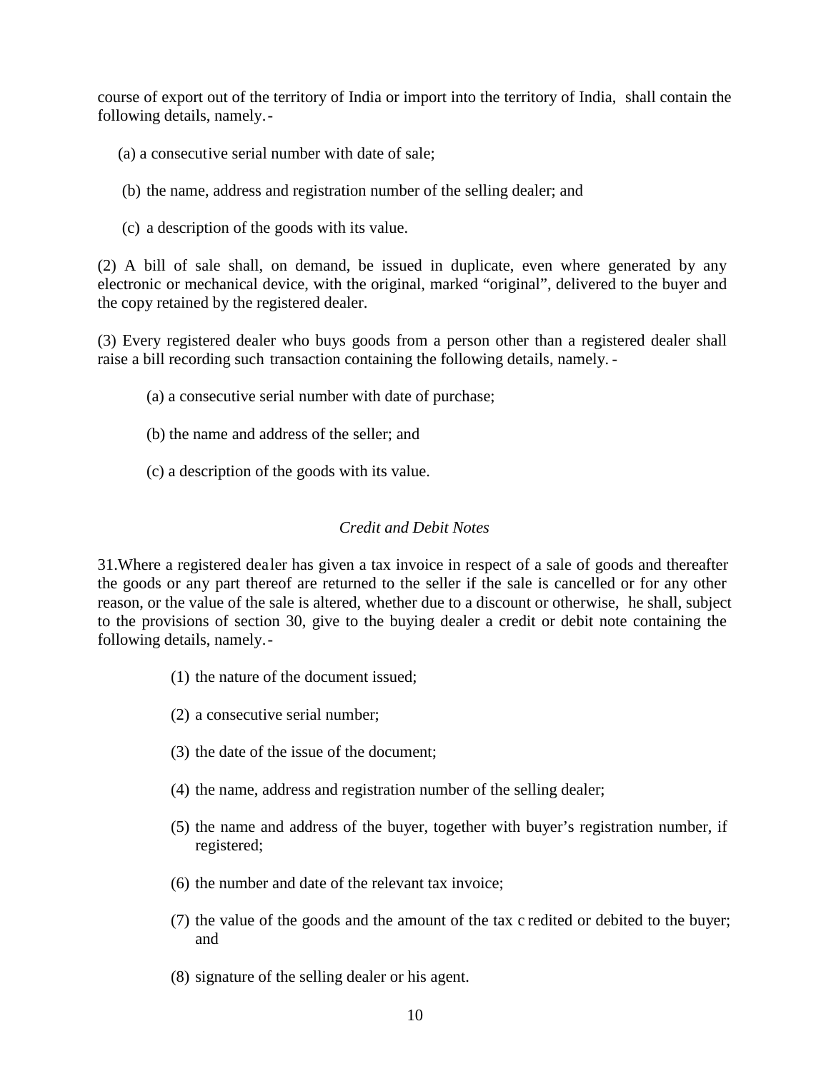course of export out of the territory of India or import into the territory of India, shall contain the following details, namely.-

(a) a consecutive serial number with date of sale;

(b) the name, address and registration number of the selling dealer; and

(c) a description of the goods with its value.

(2) A bill of sale shall, on demand, be issued in duplicate, even where generated by any electronic or mechanical device, with the original, marked "original", delivered to the buyer and the copy retained by the registered dealer.

(3) Every registered dealer who buys goods from a person other than a registered dealer shall raise a bill recording such transaction containing the following details, namely. -

(a) a consecutive serial number with date of purchase;

(b) the name and address of the seller; and

(c) a description of the goods with its value.

*Credit and Debit Notes*

31.Where a registered dealer has given a tax invoice in respect of a sale of goods and thereafter the goods or any part thereof are returned to the seller if the sale is cancelled or for any other reason, or the value of the sale is altered, whether due to a discount or otherwise, he shall, subject to the provisions of section 30, give to the buying dealer a credit or debit note containing the following details, namely.-

(1) the nature of the document issued;

(2) a consecutive serial number;

(3) the date of the issue of the document;

(4) the name, address and registration number of the selling dealer;

(5) the name and address of the buyer, together with buyer's registration number, if registered;

(6) the number and date of the relevant tax invoice;

(7) the value of the goods and the amount of the tax c redited or debited to the buyer; and

(8) signature of the selling dealer or his agent.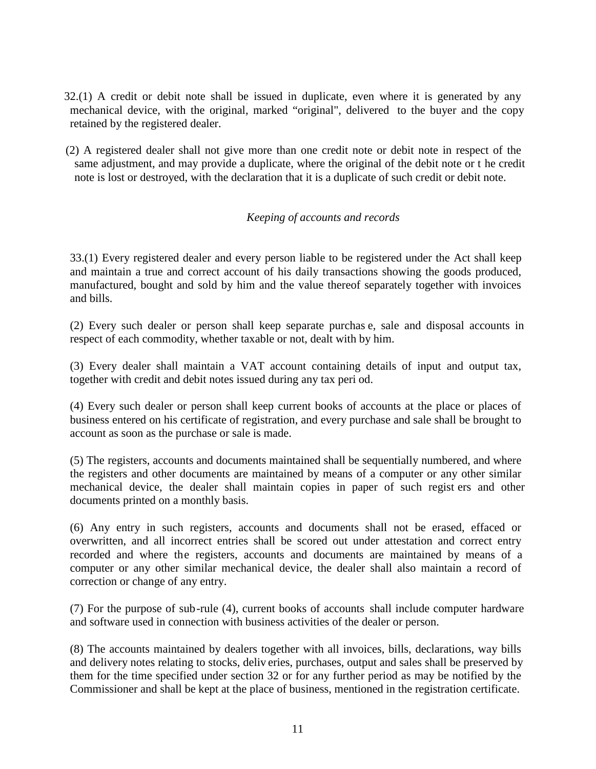32.(1) A credit or debit note shall be issued in duplicate, even where it is generated by any mechanical device, with the original, marked "original", delivered to the buyer and the copy retained by the registered dealer.

(2) A registered dealer shall not give more than one credit note or debit note in respect of the same adjustment, and may provide a duplicate, where the original of the debit note or the credit note is lost or destroyed, with the declaration that it is a duplicate of such credit or debit note.

*Keeping of accounts and records*

33.(1) Every registered dealer and every person liable to be registered under the Act shall keep and maintain a true and correct account of his daily transactions showing the goods produced, manufactured, bought and sold by him and the value thereof separately together with invoices and bills.

(2) Every such dealer or person shall keep separate purchase, sale and disposal accounts in respect of each commodity, whether taxable or not, dealt with by him.

(3) Every dealer shall maintain a VAT account containing details of input and output tax, together with credit and debit notes issued during any tax period.

(4) Every such dealer or person shall keep current books of accounts at the place or places of business entered on his certificate of registration, and every purchase and sale shall be brought to account as soon as the purchase or sale is made.

(5) The registers, accounts and documents maintained shall be sequentially numbered, and where the registers and other documents are maintained by means of a computer or any other similar mechanical device, the dealer shall maintain copies in paper of such registers and other documents printed on a monthly basis.

(6) Any entry in such registers, accounts and documents shall not be erased, effaced or overwritten, and all incorrect entries shall be scored out under attestation and correct entry recorded and where the registers, accounts and documents are maintained by means of a computer or any other similar mechanical device, the dealer shall also maintain a record of correction or change of any entry.

(7) For the purpose of sub-rule (4), current books of accounts shall include computer hardware and software used in connection with business activities of the dealer or person.

(8) The accounts maintained by dealers together with all invoices, bills, declarations, way bills and delivery notes relating to stocks, deliveries, purchases, output and sales shall be preserved by them for the time specified under section 32 or for any further period as may be notified by the Commissioner and shall be kept at the place of business, mentioned in the registration certificate.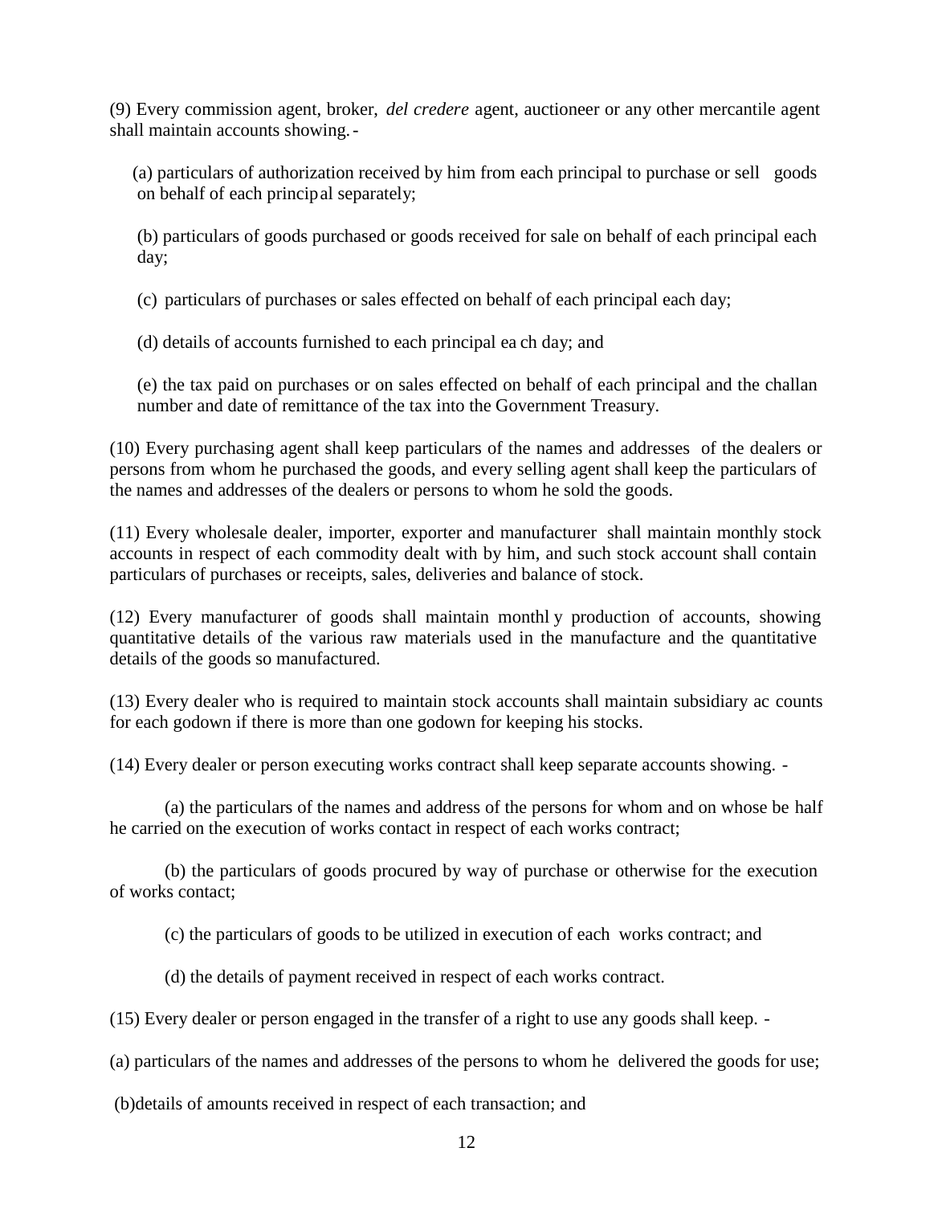(9) Every commission agent, broker, *del credere* agent, auctioneer or any other mercantile agent shall maintain accounts showing.-

(a) particulars of authorization received by him from each principal to purchase or sell goods on behalf of each principal separately;

(b) particulars of goods purchased or goods received for sale on behalf of each principal each day;

(c) particulars of purchases or sales effected on behalf of each principal each day;

(d) details of accounts furnished to each principal each day; and

(e) the tax paid on purchases or on sales effected on behalf of each principal and the challan number and date of remittance of the tax into the Government Treasury.

(10) Every purchasing agent shall keep particulars of the names and addresses of the dealers or persons from whom he purchased the goods, and every selling agent shall keep the particulars of the names and addresses of the dealers or persons to whom he sold the goods.

(11) Every wholesale dealer, importer, exporter and manufacturer shall maintain monthly stock accounts in respect of each commodity dealt with by him, and such stock account shall contain particulars of purchases or receipts, sales, deliveries and balance of stock.

(12) Every manufacturer of goods shall maintain monthly production of accounts, showing quantitative details of the various raw materials used in the manufacture and the quantitative details of the goods so manufactured.

(13) Every dealer who is required to maintain stock accounts shall maintain subsidiary accounts for each godown if there is more than one godown for keeping his stocks.

(14) Every dealer or person executing works contract shall keep separate accounts showing. -

(a) the particulars of the names and address of the persons for whom and on whose behalf he carried on the execution of works contact in respect of each works contract;

(b) the particulars of goods procured by way of purchase or otherwise for the execution of works contact;

(c) the particulars of goods to be utilized in execution of each works contract; and

(d) the details of payment received in respect of each works contract.

(15) Every dealer or person engaged in the transfer of a right to use any goods shall keep. -

(a) particulars of the names and addresses of the persons to whom he delivered the goods for use;

(b)details of amounts received in respect of each transaction; and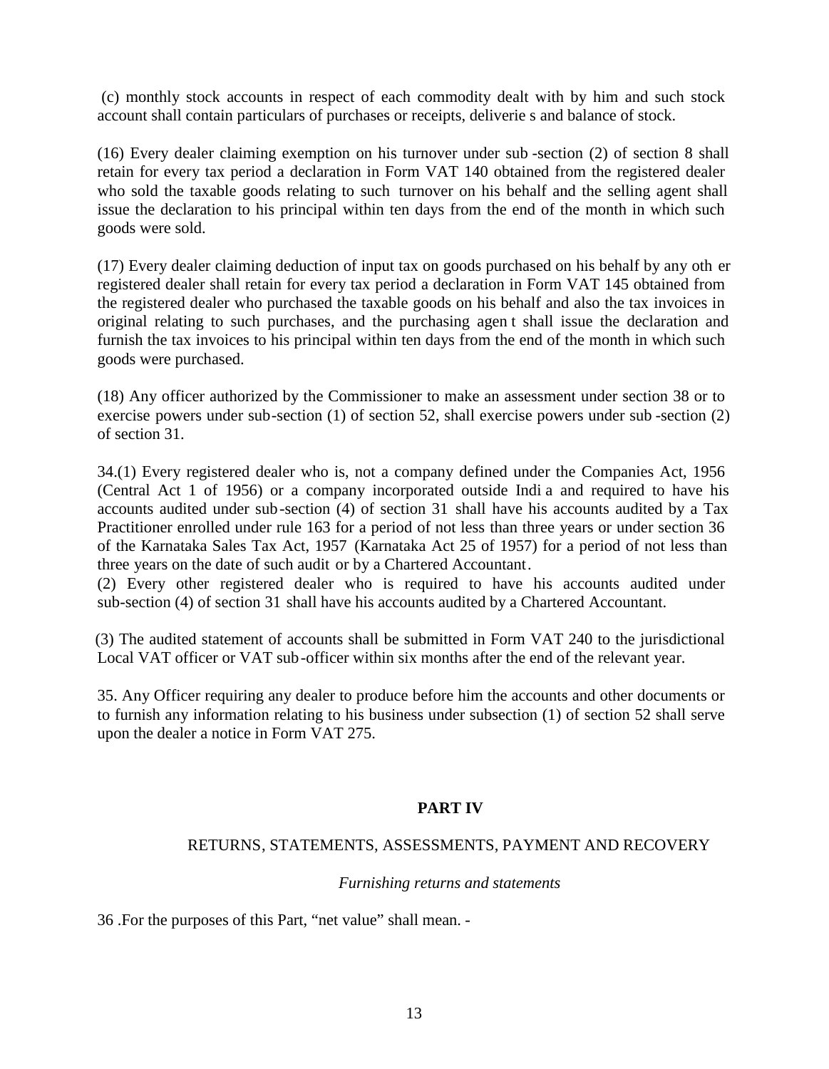(c) monthly stock accounts in respect of each commodity dealt with by him and such stock account shall contain particulars of purchases or receipts, deliveries and balance of stock.

(16) Every dealer claiming exemption on his turnover under sub-section (2) of section 8 shall retain for every tax period a declaration in Form VAT 140 obtained from the registered dealer who sold the taxable goods relating to such turnover on his behalf and the selling agent shall issue the declaration to his principal within ten days from the end of the month in which such goods were sold.

(17) Every dealer claiming deduction of input tax on goods purchased on his behalf by any other registered dealer shall retain for every tax period a declaration in Form VAT 145 obtained from the registered dealer who purchased the taxable goods on his behalf and also the tax invoices in original relating to such purchases, and the purchasing agent shall issue the declaration and furnish the tax invoices to his principal within ten days from the end of the month in which such goods were purchased.

(18) Any officer authorized by the Commissioner to make an assessment under section 38 or to exercise powers under sub-section (1) of section 52, shall exercise powers under sub-section (2) of section 31.

34.(1) Every registered dealer who is, not a company defined under the Companies Act, 1956 (Central Act 1 of 1956) or a company incorporated outside India and required to have his accounts audited under sub-section (4) of section 31 shall have his accounts audited by a Tax Practitioner enrolled under rule 163 for a period of not less than three years or under section 36 of the Karnataka Sales Tax Act, 1957 (Karnataka Act 25 of 1957) for a period of not less than three years on the date of such audit or by a Chartered Accountant.

(2) Every other registered dealer who is required to have his accounts audited under sub-section (4) of section 31 shall have his accounts audited by a Chartered Accountant.

(3) The audited statement of accounts shall be submitted in Form VAT 240 to the jurisdictional Local VAT officer or VAT sub-officer within six months after the end of the relevant year.

35. Any Officer requiring any dealer to produce before him the accounts and other documents or to furnish any information relating to his business under subsection (1) of section 52 shall serve upon the dealer a notice in Form VAT 275.

## PART IV

### RETURNS, STATEMENTS, ASSESSMENTS, PAYMENT AND RECOVERY

*Furnishing returns and statements*

36 .For the purposes of this Part, "net value" shall mean. -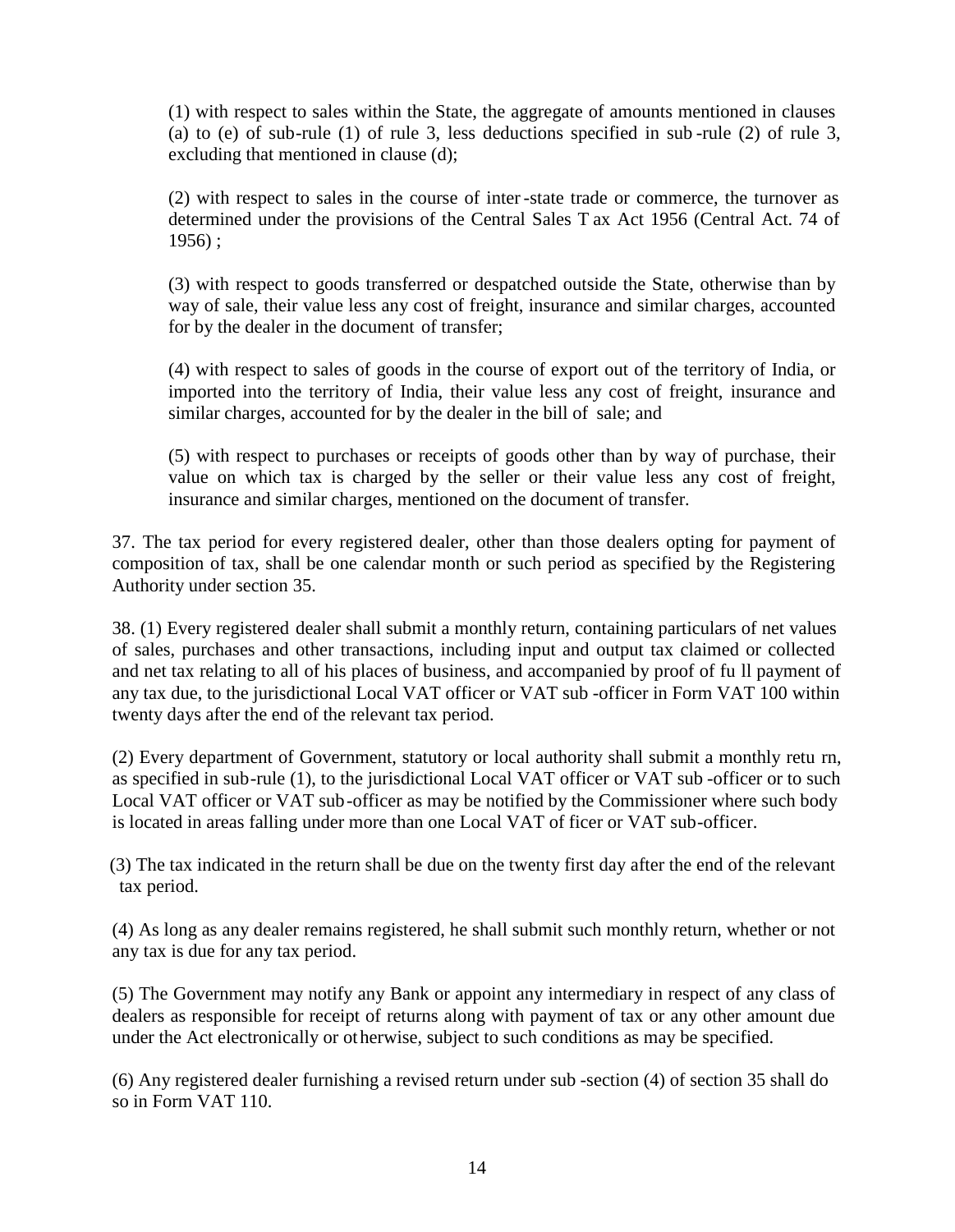(1) with respect to sales within the State, the aggregate of amounts mentioned in clauses (a) to (e) of sub-rule (1) of rule 3, less deductions specified in sub-rule (2) of rule 3, excluding that mentioned in clause (d);

(2) with respect to sales in the course of inter-state trade or commerce, the turnover as determined under the provisions of the Central Sales Tax Act 1956 (Central Act. 74 of 1956) ;

(3) with respect to goods transferred or despatched outside the State, otherwise than by way of sale, their value less any cost of freight, insurance and similar charges, accounted for by the dealer in the document of transfer;

(4) with respect to sales of goods in the course of export out of the territory of India, or imported into the territory of India, their value less any cost of freight, insurance and similar charges, accounted for by the dealer in the bill of sale; and

(5) with respect to purchases or receipts of goods other than by way of purchase, their value on which tax is charged by the seller or their value less any cost of freight, insurance and similar charges, mentioned on the document of transfer.

37. The tax period for every registered dealer, other than those dealers opting for payment of composition of tax, shall be one calendar month or such period as specified by the Registering Authority under section 35.

38. (1) Every registered dealer shall submit a monthly return, containing particulars of net values of sales, purchases and other transactions, including input and output tax claimed or collected and net tax relating to all of his places of business, and accompanied by proof of full payment of any tax due, to the jurisdictional Local VAT officer or VAT sub-officer in Form VAT 100 within twenty days after the end of the relevant tax period.

(2) Every department of Government, statutory or local authority shall submit a monthly return, as specified in sub-rule (1), to the jurisdictional Local VAT officer or VAT sub-officer or to such Local VAT officer or VAT sub-officer as may be notified by the Commissioner where such body is located in areas falling under more than one Local VAT officer or VAT sub-officer.

(3) The tax indicated in the return shall be due on the twenty first day after the end of the relevant tax period.

(4) As long as any dealer remains registered, he shall submit such monthly return, whether or not any tax is due for any tax period.

(5) The Government may notify any Bank or appoint any intermediary in respect of any class of dealers as responsible for receipt of returns along with payment of tax or any other amount due under the Act electronically or otherwise, subject to such conditions as may be specified.

(6) Any registered dealer furnishing a revised return under sub-section (4) of section 35 shall do so in Form VAT 110.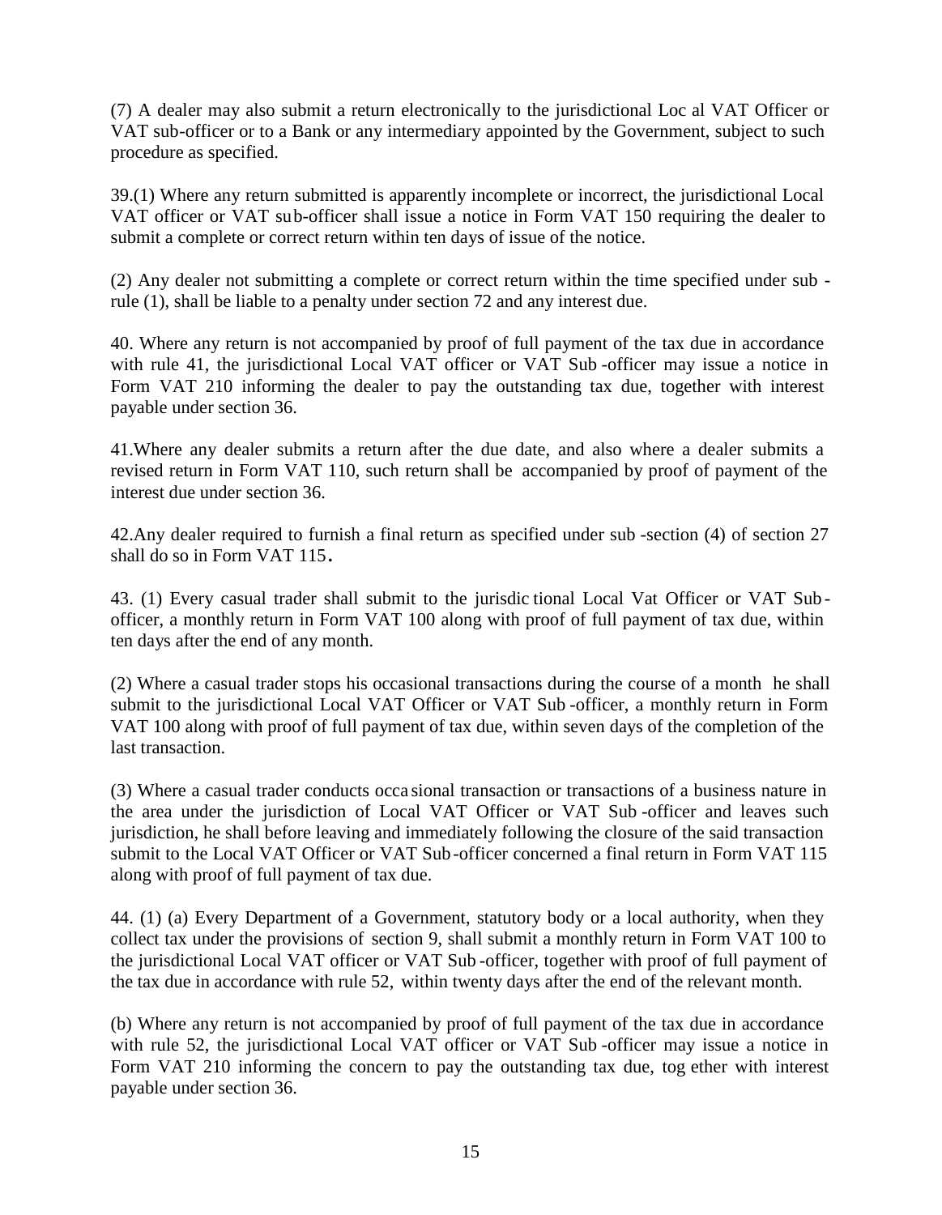(7) A dealer may also submit a return electronically to the jurisdictional Local VAT Officer or VAT sub-officer or to a Bank or any intermediary appointed by the Government, subject to such procedure as specified.

39.(1) Where any return submitted is apparently incomplete or incorrect, the jurisdictional Local VAT officer or VAT sub-officer shall issue a notice in Form VAT 150 requiring the dealer to submit a complete or correct return within ten days of issue of the notice.

(2) Any dealer not submitting a complete or correct return within the time specified under sub-rule (1), shall be liable to a penalty under section 72 and any interest due.

40. Where any return is not accompanied by proof of full payment of the tax due in accordance with rule 41, the jurisdictional Local VAT officer or VAT Sub-officer may issue a notice in Form VAT 210 informing the dealer to pay the outstanding tax due, together with interest payable under section 36.

41.Where any dealer submits a return after the due date, and also where a dealer submits a revised return in Form VAT 110, such return shall be accompanied by proof of payment of the interest due under section 36.

42.Any dealer required to furnish a final return as specified under sub-section (4) of section 27 shall do so in Form VAT 115.

43. (1) Every casual trader shall submit to the jurisdictional Local Vat Officer or VAT Sub-officer, a monthly return in Form VAT 100 along with proof of full payment of tax due, within ten days after the end of any month.

(2) Where a casual trader stops his occasional transactions during the course of a month he shall submit to the jurisdictional Local VAT Officer or VAT Sub-officer, a monthly return in Form VAT 100 along with proof of full payment of tax due, within seven days of the completion of the last transaction.

(3) Where a casual trader conducts occasional transaction or transactions of a business nature in the area under the jurisdiction of Local VAT Officer or VAT Sub-officer and leaves such jurisdiction, he shall before leaving and immediately following the closure of the said transaction submit to the Local VAT Officer or VAT Sub-officer concerned a final return in Form VAT 115 along with proof of full payment of tax due.

44. (1) (a) Every Department of a Government, statutory body or a local authority, when they collect tax under the provisions of section 9, shall submit a monthly return in Form VAT 100 to the jurisdictional Local VAT officer or VAT Sub-officer, together with proof of full payment of the tax due in accordance with rule 52, within twenty days after the end of the relevant month.

(b) Where any return is not accompanied by proof of full payment of the tax due in accordance with rule 52, the jurisdictional Local VAT officer or VAT Sub-officer may issue a notice in Form VAT 210 informing the concern to pay the outstanding tax due, together with interest payable under section 36.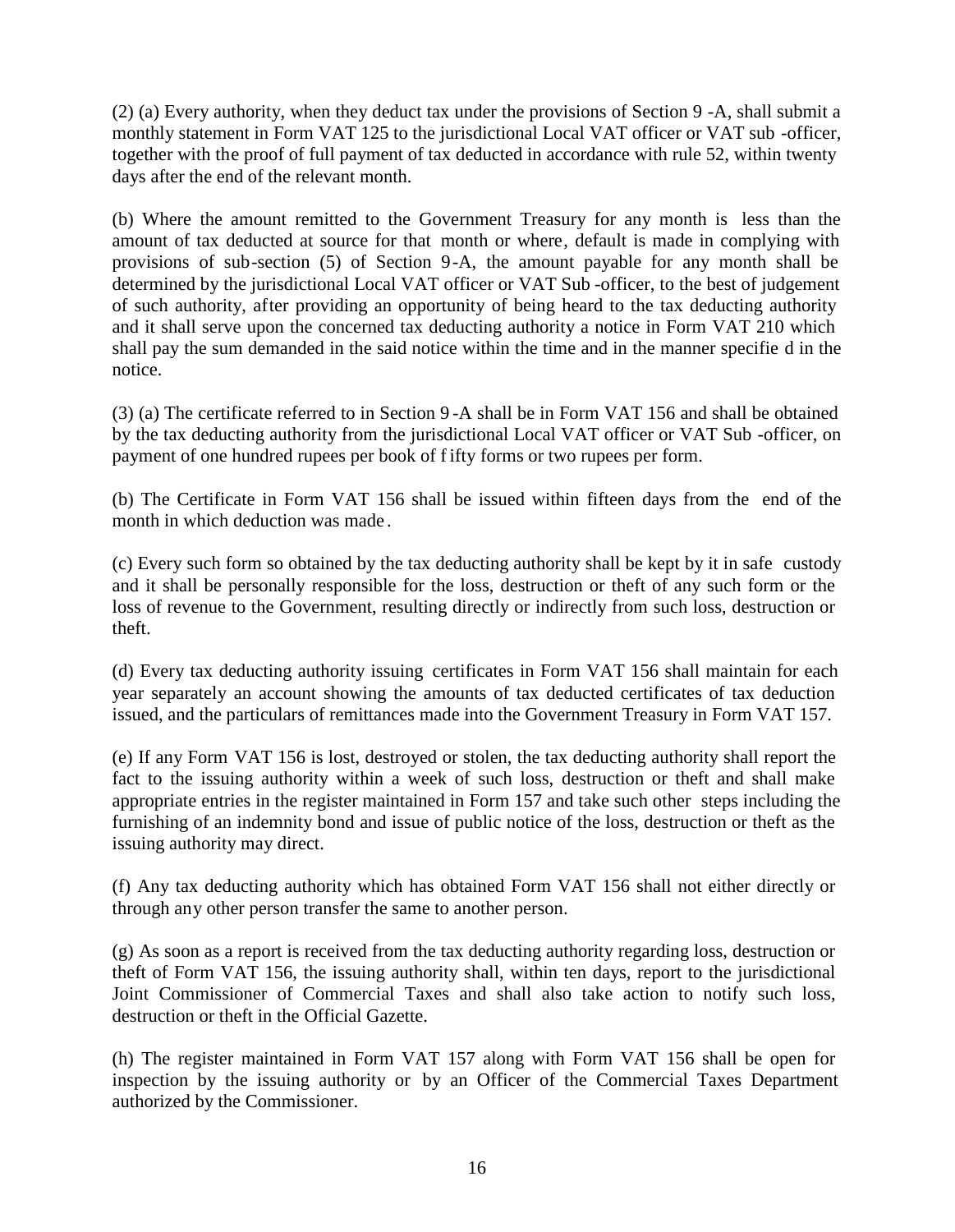(2) (a) Every authority, when they deduct tax under the provisions of Section 9-A, shall submit a monthly statement in Form VAT 125 to the jurisdictional Local VAT officer or VAT sub-officer, together with the proof of full payment of tax deducted in accordance with rule 52, within twenty days after the end of the relevant month.

(b) Where the amount remitted to the Government Treasury for any month is less than the amount of tax deducted at source for that month or where, default is made in complying with provisions of sub-section (5) of Section 9-A, the amount payable for any month shall be determined by the jurisdictional Local VAT officer or VAT Sub-officer, to the best of judgement of such authority, after providing an opportunity of being heard to the tax deducting authority and it shall serve upon the concerned tax deducting authority a notice in Form VAT 210 which shall pay the sum demanded in the said notice within the time and in the manner specified in the notice.

(3) (a) The certificate referred to in Section 9-A shall be in Form VAT 156 and shall be obtained by the tax deducting authority from the jurisdictional Local VAT officer or VAT Sub-officer, on payment of one hundred rupees per book of fifty forms or two rupees per form.

(b) The Certificate in Form VAT 156 shall be issued within fifteen days from the end of the month in which deduction was made.

(c) Every such form so obtained by the tax deducting authority shall be kept by it in safe custody and it shall be personally responsible for the loss, destruction or theft of any such form or the loss of revenue to the Government, resulting directly or indirectly from such loss, destruction or theft.

(d) Every tax deducting authority issuing certificates in Form VAT 156 shall maintain for each year separately an account showing the amounts of tax deducted certificates of tax deduction issued, and the particulars of remittances made into the Government Treasury in Form VAT 157.

(e) If any Form VAT 156 is lost, destroyed or stolen, the tax deducting authority shall report the fact to the issuing authority within a week of such loss, destruction or theft and shall make appropriate entries in the register maintained in Form 157 and take such other steps including the furnishing of an indemnity bond and issue of public notice of the loss, destruction or theft as the issuing authority may direct.

(f) Any tax deducting authority which has obtained Form VAT 156 shall not either directly or through any other person transfer the same to another person.

(g) As soon as a report is received from the tax deducting authority regarding loss, destruction or theft of Form VAT 156, the issuing authority shall, within ten days, report to the jurisdictional Joint Commissioner of Commercial Taxes and shall also take action to notify such loss, destruction or theft in the Official Gazette.

(h) The register maintained in Form VAT 157 along with Form VAT 156 shall be open for inspection by the issuing authority or by an Officer of the Commercial Taxes Department authorized by the Commissioner.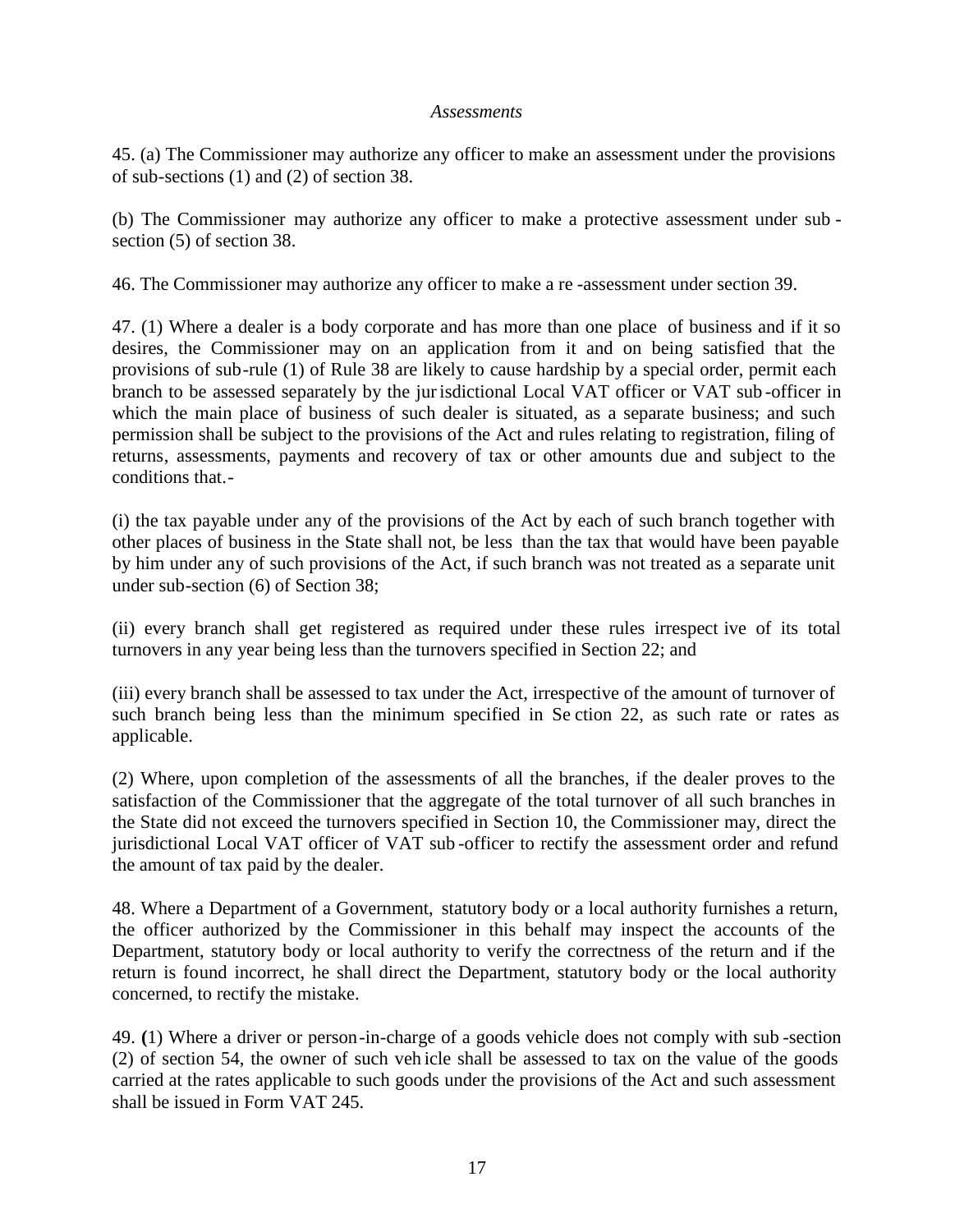*Assessments*

45. (a) The Commissioner may authorize any officer to make an assessment under the provisions of sub-sections (1) and (2) of section 38.

(b) The Commissioner may authorize any officer to make a protective assessment under sub-section (5) of section 38.

46. The Commissioner may authorize any officer to make a re-assessment under section 39.

47. (1) Where a dealer is a body corporate and has more than one place of business and if it so desires, the Commissioner may on an application from it and on being satisfied that the provisions of sub-rule (1) of Rule 38 are likely to cause hardship by a special order, permit each branch to be assessed separately by the jurisdictional Local VAT officer or VAT sub-officer in which the main place of business of such dealer is situated, as a separate business; and such permission shall be subject to the provisions of the Act and rules relating to registration, filing of returns, assessments, payments and recovery of tax or other amounts due and subject to the conditions that.-

(i) the tax payable under any of the provisions of the Act by each of such branch together with other places of business in the State shall not, be less than the tax that would have been payable by him under any of such provisions of the Act, if such branch was not treated as a separate unit under sub-section (6) of Section 38;

(ii) every branch shall get registered as required under these rules irrespective of its total turnovers in any year being less than the turnovers specified in Section 22; and

(iii) every branch shall be assessed to tax under the Act, irrespective of the amount of turnover of such branch being less than the minimum specified in Section 22, as such rate or rates as applicable.

(2) Where, upon completion of the assessments of all the branches, if the dealer proves to the satisfaction of the Commissioner that the aggregate of the total turnover of all such branches in the State did not exceed the turnovers specified in Section 10, the Commissioner may, direct the jurisdictional Local VAT officer of VAT sub-officer to rectify the assessment order and refund the amount of tax paid by the dealer.

48. Where a Department of a Government, statutory body or a local authority furnishes a return, the officer authorized by the Commissioner in this behalf may inspect the accounts of the Department, statutory body or local authority to verify the correctness of the return and if the return is found incorrect, he shall direct the Department, statutory body or the local authority concerned, to rectify the mistake.

49. **(**1) Where a driver or person-in-charge of a goods vehicle does not comply with sub-section (2) of section 54, the owner of such vehicle shall be assessed to tax on the value of the goods carried at the rates applicable to such goods under the provisions of the Act and such assessment shall be issued in Form VAT 245.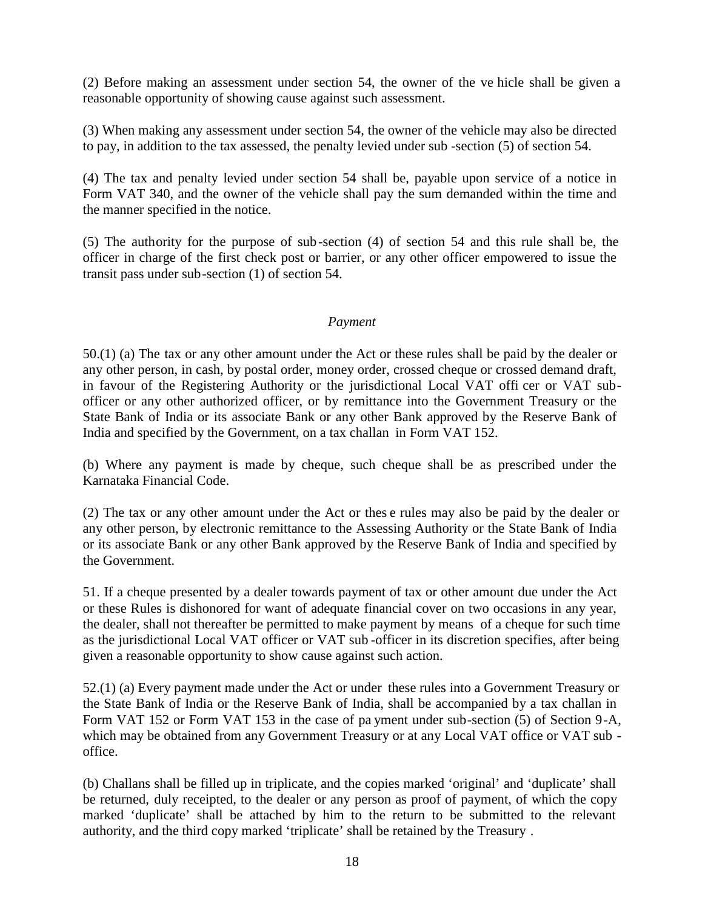(2) Before making an assessment under section 54, the owner of the vehicle shall be given a reasonable opportunity of showing cause against such assessment.

(3) When making any assessment under section 54, the owner of the vehicle may also be directed to pay, in addition to the tax assessed, the penalty levied under sub-section (5) of section 54.

(4) The tax and penalty levied under section 54 shall be, payable upon service of a notice in Form VAT 340, and the owner of the vehicle shall pay the sum demanded within the time and the manner specified in the notice.

(5) The authority for the purpose of sub-section (4) of section 54 and this rule shall be, the officer in charge of the first check post or barrier, or any other officer empowered to issue the transit pass under sub-section (1) of section 54.

*Payment*

50.(1) (a) The tax or any other amount under the Act or these rules shall be paid by the dealer or any other person, in cash, by postal order, money order, crossed cheque or crossed demand draft, in favour of the Registering Authority or the jurisdictional Local VAT officer or VAT sub-officer or any other authorized officer, or by remittance into the Government Treasury or the State Bank of India or its associate Bank or any other Bank approved by the Reserve Bank of India and specified by the Government, on a tax challan in Form VAT 152.

(b) Where any payment is made by cheque, such cheque shall be as prescribed under the Karnataka Financial Code.

(2) The tax or any other amount under the Act or these rules may also be paid by the dealer or any other person, by electronic remittance to the Assessing Authority or the State Bank of India or its associate Bank or any other Bank approved by the Reserve Bank of India and specified by the Government.

51. If a cheque presented by a dealer towards payment of tax or other amount due under the Act or these Rules is dishonored for want of adequate financial cover on two occasions in any year, the dealer, shall not thereafter be permitted to make payment by means of a cheque for such time as the jurisdictional Local VAT officer or VAT sub-officer in its discretion specifies, after being given a reasonable opportunity to show cause against such action.

52.(1) (a) Every payment made under the Act or under these rules into a Government Treasury or the State Bank of India or the Reserve Bank of India, shall be accompanied by a tax challan in Form VAT 152 or Form VAT 153 in the case of payment under sub-section (5) of Section 9-A, which may be obtained from any Government Treasury or at any Local VAT office or VAT sub-office.

(b) Challans shall be filled up in triplicate, and the copies marked 'original' and 'duplicate' shall be returned, duly receipted, to the dealer or any person as proof of payment, of which the copy marked 'duplicate' shall be attached by him to the return to be submitted to the relevant authority, and the third copy marked 'triplicate' shall be retained by the Treasury .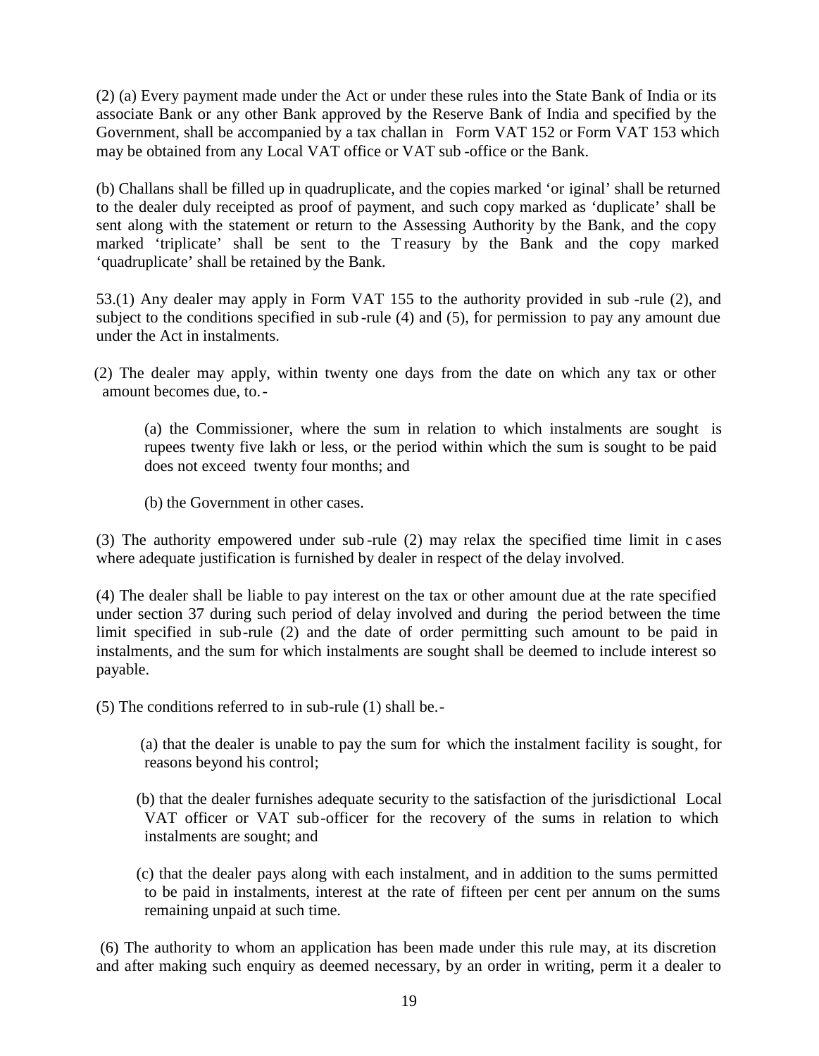(2) (a) Every payment made under the Act or under these rules into the State Bank of India or its associate Bank or any other Bank approved by the Reserve Bank of India and specified by the Government, shall be accompanied by a tax challan in Form VAT 152 or Form VAT 153 which may be obtained from any Local VAT office or VAT sub-office or the Bank.

(b) Challans shall be filled up in quadruplicate, and the copies marked 'original' shall be returned to the dealer duly receipted as proof of payment, and such copy marked as 'duplicate' shall be sent along with the statement or return to the Assessing Authority by the Bank, and the copy marked 'triplicate' shall be sent to the Treasury by the Bank and the copy marked 'quadruplicate' shall be retained by the Bank.

53.(1) Any dealer may apply in Form VAT 155 to the authority provided in sub-rule (2), and subject to the conditions specified in sub-rule (4) and (5), for permission to pay any amount due under the Act in instalments.

(2) The dealer may apply, within twenty one days from the date on which any tax or other amount becomes due, to.-

(a) the Commissioner, where the sum in relation to which instalments are sought is rupees twenty five lakh or less, or the period within which the sum is sought to be paid does not exceed twenty four months; and

(b) the Government in other cases.

(3) The authority empowered under sub-rule (2) may relax the specified time limit in cases where adequate justification is furnished by dealer in respect of the delay involved.

(4) The dealer shall be liable to pay interest on the tax or other amount due at the rate specified under section 37 during such period of delay involved and during the period between the time limit specified in sub-rule (2) and the date of order permitting such amount to be paid in instalments, and the sum for which instalments are sought shall be deemed to include interest so payable.

(5) The conditions referred to in sub-rule (1) shall be.-

(a) that the dealer is unable to pay the sum for which the instalment facility is sought, for reasons beyond his control;

(b) that the dealer furnishes adequate security to the satisfaction of the jurisdictional Local VAT officer or VAT sub-officer for the recovery of the sums in relation to which instalments are sought; and

(c) that the dealer pays along with each instalment, and in addition to the sums permitted to be paid in instalments, interest at the rate of fifteen per cent per annum on the sums remaining unpaid at such time.

(6) The authority to whom an application has been made under this rule may, at its discretion and after making such enquiry as deemed necessary, by an order in writing, permit a dealer to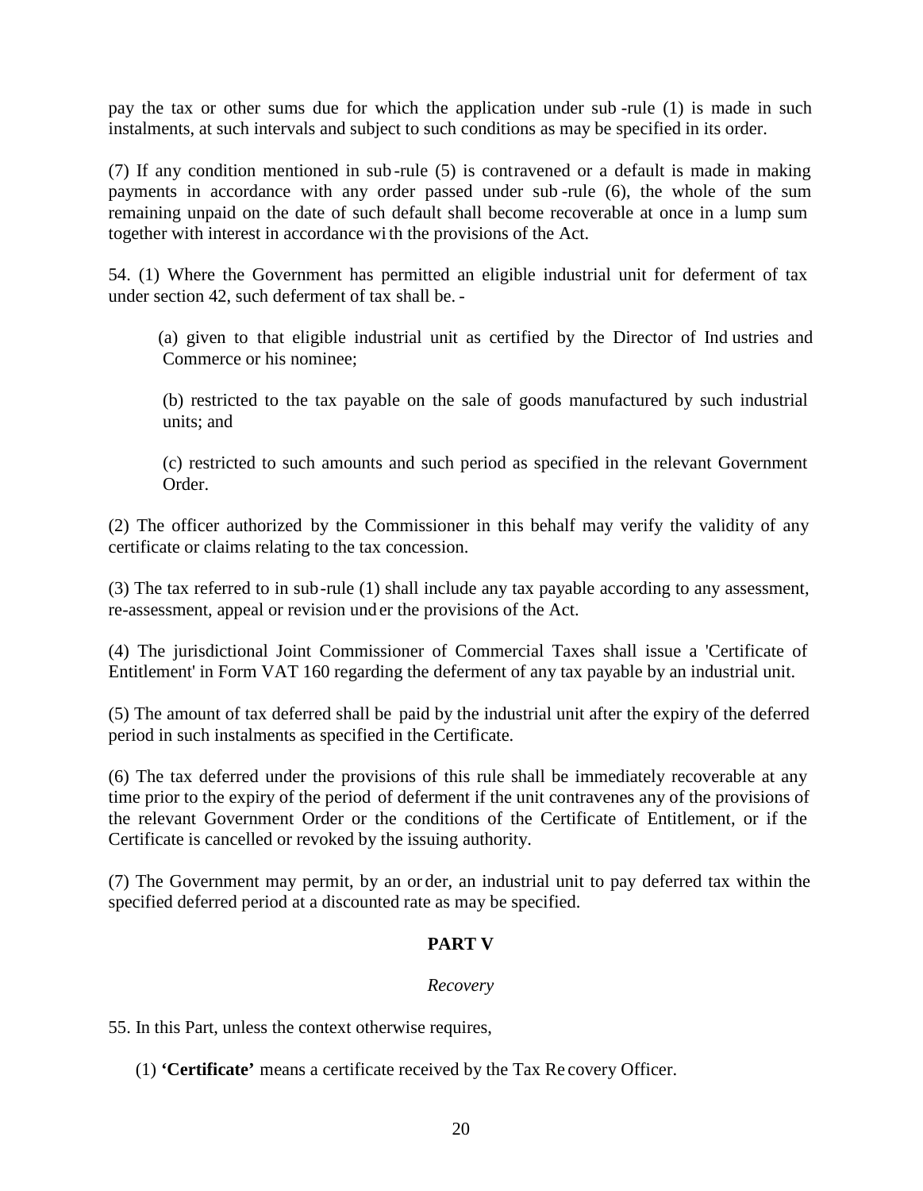pay the tax or other sums due for which the application under sub-rule (1) is made in such instalments, at such intervals and subject to such conditions as may be specified in its order.

(7) If any condition mentioned in sub-rule (5) is contravened or a default is made in making payments in accordance with any order passed under sub-rule (6), the whole of the sum remaining unpaid on the date of such default shall become recoverable at once in a lump sum together with interest in accordance with the provisions of the Act.

54. (1) Where the Government has permitted an eligible industrial unit for deferment of tax under section 42, such deferment of tax shall be.-

(a) given to that eligible industrial unit as certified by the Director of Industries and Commerce or his nominee;

(b) restricted to the tax payable on the sale of goods manufactured by such industrial units; and

(c) restricted to such amounts and such period as specified in the relevant Government Order.

(2) The officer authorized by the Commissioner in this behalf may verify the validity of any certificate or claims relating to the tax concession.

(3) The tax referred to in sub-rule (1) shall include any tax payable according to any assessment, re-assessment, appeal or revision under the provisions of the Act.

(4) The jurisdictional Joint Commissioner of Commercial Taxes shall issue a 'Certificate of Entitlement' in Form VAT 160 regarding the deferment of any tax payable by an industrial unit.

(5) The amount of tax deferred shall be paid by the industrial unit after the expiry of the deferred period in such instalments as specified in the Certificate.

(6) The tax deferred under the provisions of this rule shall be immediately recoverable at any time prior to the expiry of the period of deferment if the unit contravenes any of the provisions of the relevant Government Order or the conditions of the Certificate of Entitlement, or if the Certificate is cancelled or revoked by the issuing authority.

(7) The Government may permit, by an order, an industrial unit to pay deferred tax within the specified deferred period at a discounted rate as may be specified.

## PART V

*Recovery*

55. In this Part, unless the context otherwise requires,

(1) **'Certificate'** means a certificate received by the Tax Recovery Officer.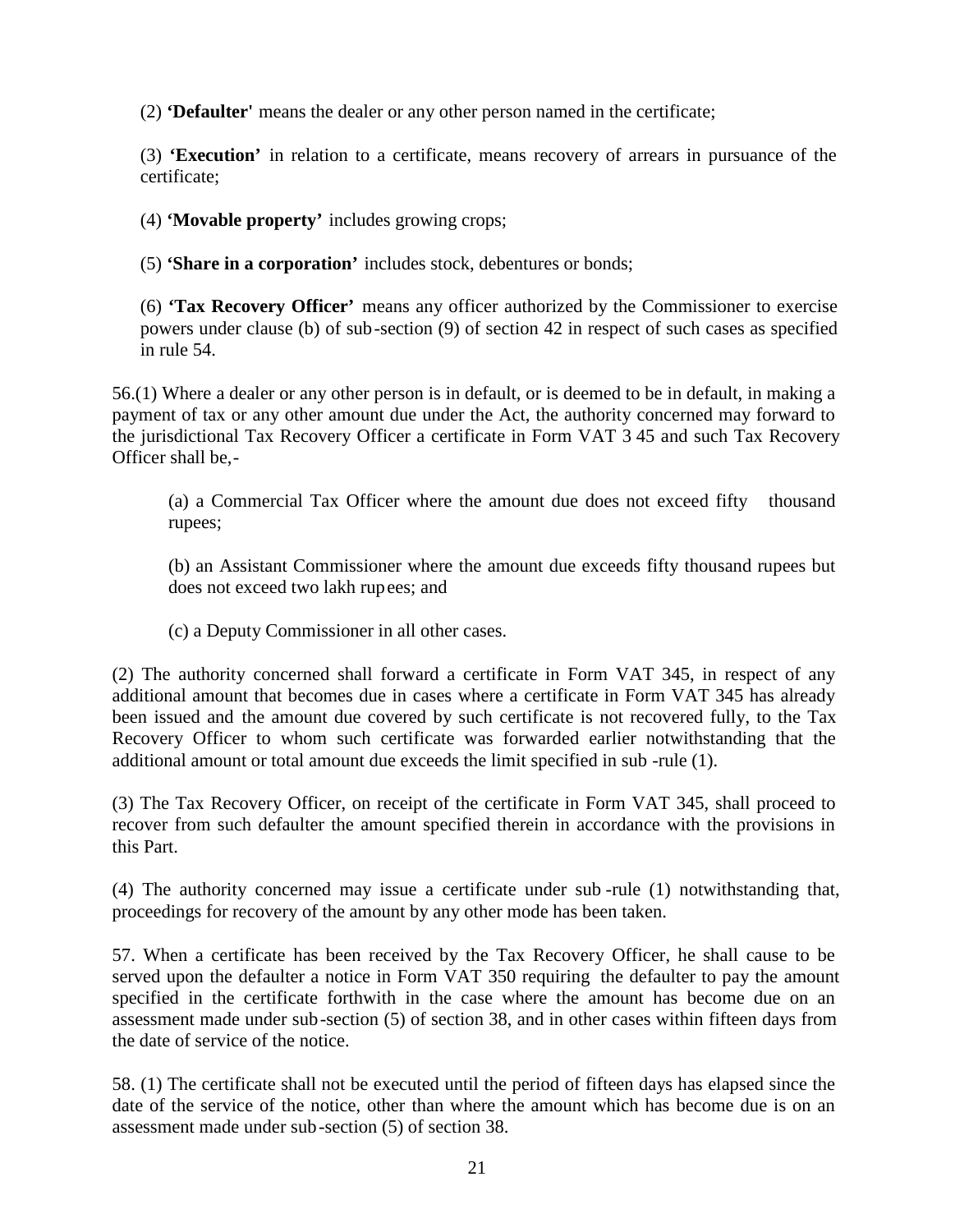(2) **'Defaulter'** means the dealer or any other person named in the certificate;

(3) **'Execution'** in relation to a certificate, means recovery of arrears in pursuance of the certificate;

(4) **'Movable property'** includes growing crops;

(5) **'Share in a corporation'** includes stock, debentures or bonds;

(6) **'Tax Recovery Officer'** means any officer authorized by the Commissioner to exercise powers under clause (b) of sub-section (9) of section 42 in respect of such cases as specified in rule 54.

56.(1) Where a dealer or any other person is in default, or is deemed to be in default, in making a payment of tax or any other amount due under the Act, the authority concerned may forward to the jurisdictional Tax Recovery Officer a certificate in Form VAT 3 45 and such Tax Recovery Officer shall be,-

(a) a Commercial Tax Officer where the amount due does not exceed fifty thousand rupees;

(b) an Assistant Commissioner where the amount due exceeds fifty thousand rupees but does not exceed two lakh rupees; and

(c) a Deputy Commissioner in all other cases.

(2) The authority concerned shall forward a certificate in Form VAT 345, in respect of any additional amount that becomes due in cases where a certificate in Form VAT 345 has already been issued and the amount due covered by such certificate is not recovered fully, to the Tax Recovery Officer to whom such certificate was forwarded earlier notwithstanding that the additional amount or total amount due exceeds the limit specified in sub-rule (1).

(3) The Tax Recovery Officer, on receipt of the certificate in Form VAT 345, shall proceed to recover from such defaulter the amount specified therein in accordance with the provisions in this Part.

(4) The authority concerned may issue a certificate under sub-rule (1) notwithstanding that, proceedings for recovery of the amount by any other mode has been taken.

57. When a certificate has been received by the Tax Recovery Officer, he shall cause to be served upon the defaulter a notice in Form VAT 350 requiring the defaulter to pay the amount specified in the certificate forthwith in the case where the amount has become due on an assessment made under sub-section (5) of section 38, and in other cases within fifteen days from the date of service of the notice.

58. (1) The certificate shall not be executed until the period of fifteen days has elapsed since the date of the service of the notice, other than where the amount which has become due is on an assessment made under sub-section (5) of section 38.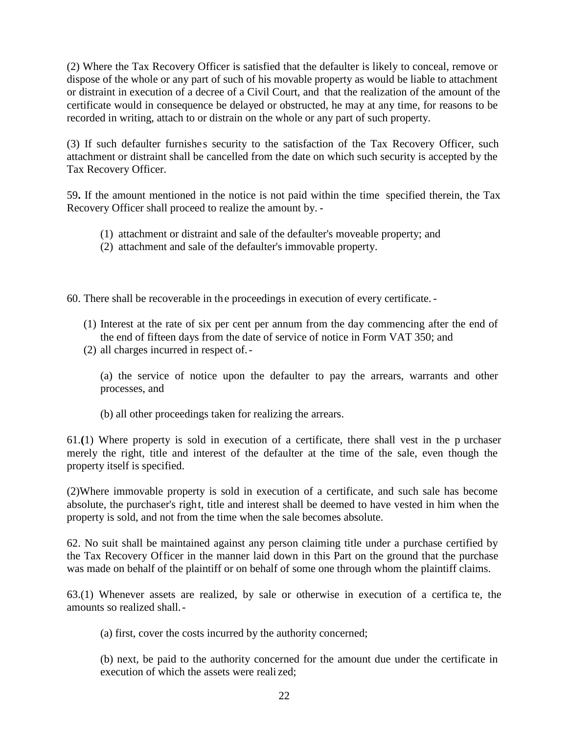(2) Where the Tax Recovery Officer is satisfied that the defaulter is likely to conceal, remove or dispose of the whole or any part of such of his movable property as would be liable to attachment or distraint in execution of a decree of a Civil Court, and that the realization of the amount of the certificate would in consequence be delayed or obstructed, he may at any time, for reasons to be recorded in writing, attach to or distrain on the whole or any part of such property.

(3) If such defaulter furnishes security to the satisfaction of the Tax Recovery Officer, such attachment or distraint shall be cancelled from the date on which such security is accepted by the Tax Recovery Officer.

59**.** If the amount mentioned in the notice is not paid within the time specified therein, the Tax Recovery Officer shall proceed to realize the amount by. -

(1) attachment or distraint and sale of the defaulter's moveable property; and
(2) attachment and sale of the defaulter's immovable property.

60. There shall be recoverable in the proceedings in execution of every certificate. -

(1) Interest at the rate of six per cent per annum from the day commencing after the end of the end of fifteen days from the date of service of notice in Form VAT 350; and
(2) all charges incurred in respect of. -

(a) the service of notice upon the defaulter to pay the arrears, warrants and other processes, and

(b) all other proceedings taken for realizing the arrears.

61.**(**1) Where property is sold in execution of a certificate, there shall vest in the purchaser merely the right, title and interest of the defaulter at the time of the sale, even though the property itself is specified.

(2)Where immovable property is sold in execution of a certificate, and such sale has become absolute, the purchaser's right, title and interest shall be deemed to have vested in him when the property is sold, and not from the time when the sale becomes absolute.

62. No suit shall be maintained against any person claiming title under a purchase certified by the Tax Recovery Officer in the manner laid down in this Part on the ground that the purchase was made on behalf of the plaintiff or on behalf of some one through whom the plaintiff claims.

63.(1) Whenever assets are realized, by sale or otherwise in execution of a certificate, the amounts so realized shall. -

(a) first, cover the costs incurred by the authority concerned;

(b) next, be paid to the authority concerned for the amount due under the certificate in execution of which the assets were realized;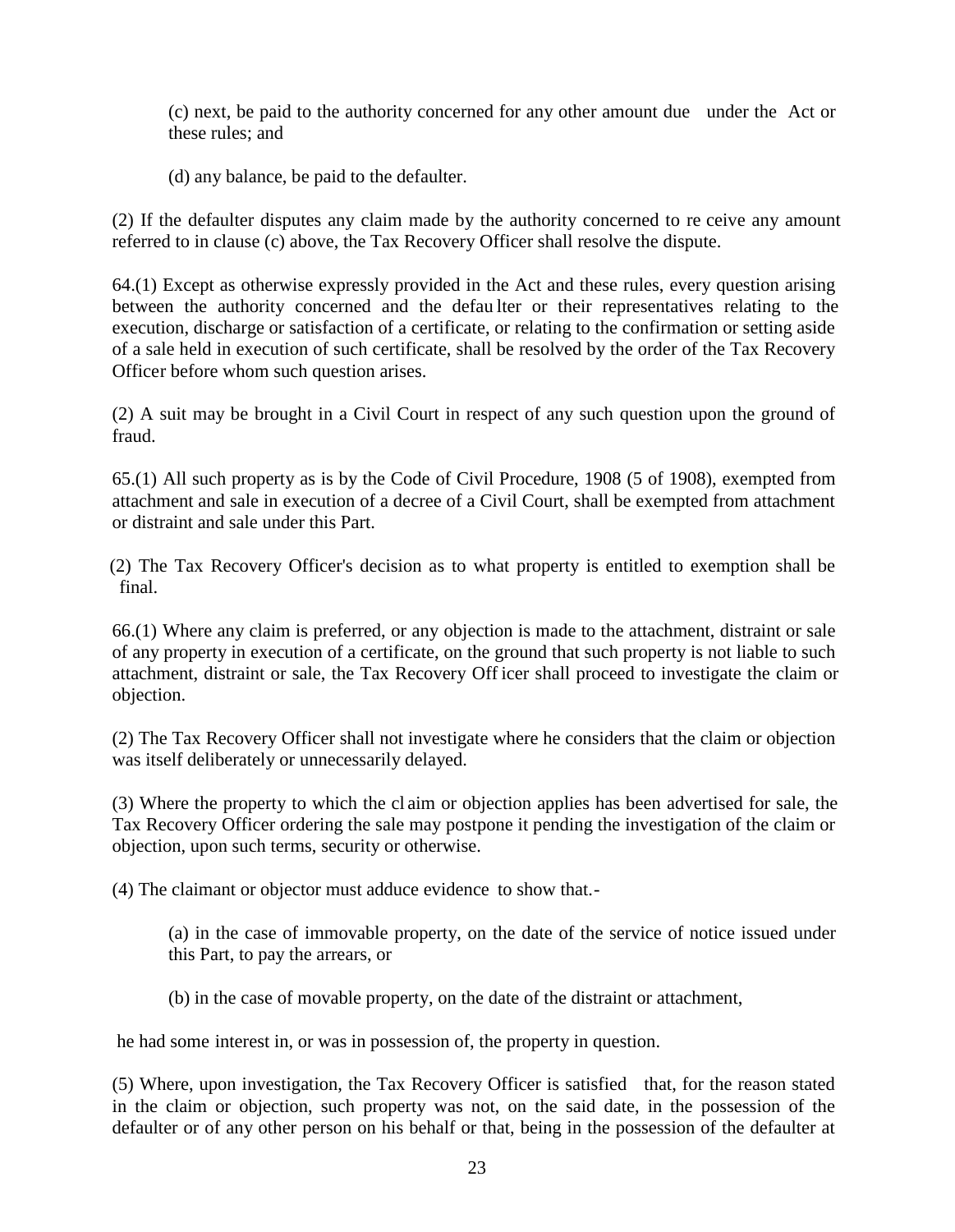(c) next, be paid to the authority concerned for any other amount due under the Act or these rules; and

(d) any balance, be paid to the defaulter.

(2) If the defaulter disputes any claim made by the authority concerned to receive any amount referred to in clause (c) above, the Tax Recovery Officer shall resolve the dispute.

64.(1) Except as otherwise expressly provided in the Act and these rules, every question arising between the authority concerned and the defaulter or their representatives relating to the execution, discharge or satisfaction of a certificate, or relating to the confirmation or setting aside of a sale held in execution of such certificate, shall be resolved by the order of the Tax Recovery Officer before whom such question arises.

(2) A suit may be brought in a Civil Court in respect of any such question upon the ground of fraud.

65.(1) All such property as is by the Code of Civil Procedure, 1908 (5 of 1908), exempted from attachment and sale in execution of a decree of a Civil Court, shall be exempted from attachment or distraint and sale under this Part.

(2) The Tax Recovery Officer's decision as to what property is entitled to exemption shall be final.

66.(1) Where any claim is preferred, or any objection is made to the attachment, distraint or sale of any property in execution of a certificate, on the ground that such property is not liable to such attachment, distraint or sale, the Tax Recovery Officer shall proceed to investigate the claim or objection.

(2) The Tax Recovery Officer shall not investigate where he considers that the claim or objection was itself deliberately or unnecessarily delayed.

(3) Where the property to which the claim or objection applies has been advertised for sale, the Tax Recovery Officer ordering the sale may postpone it pending the investigation of the claim or objection, upon such terms, security or otherwise.

(4) The claimant or objector must adduce evidence to show that.-

(a) in the case of immovable property, on the date of the service of notice issued under this Part, to pay the arrears, or

(b) in the case of movable property, on the date of the distraint or attachment,

he had some interest in, or was in possession of, the property in question.

(5) Where, upon investigation, the Tax Recovery Officer is satisfied that, for the reason stated in the claim or objection, such property was not, on the said date, in the possession of the defaulter or of any other person on his behalf or that, being in the possession of the defaulter at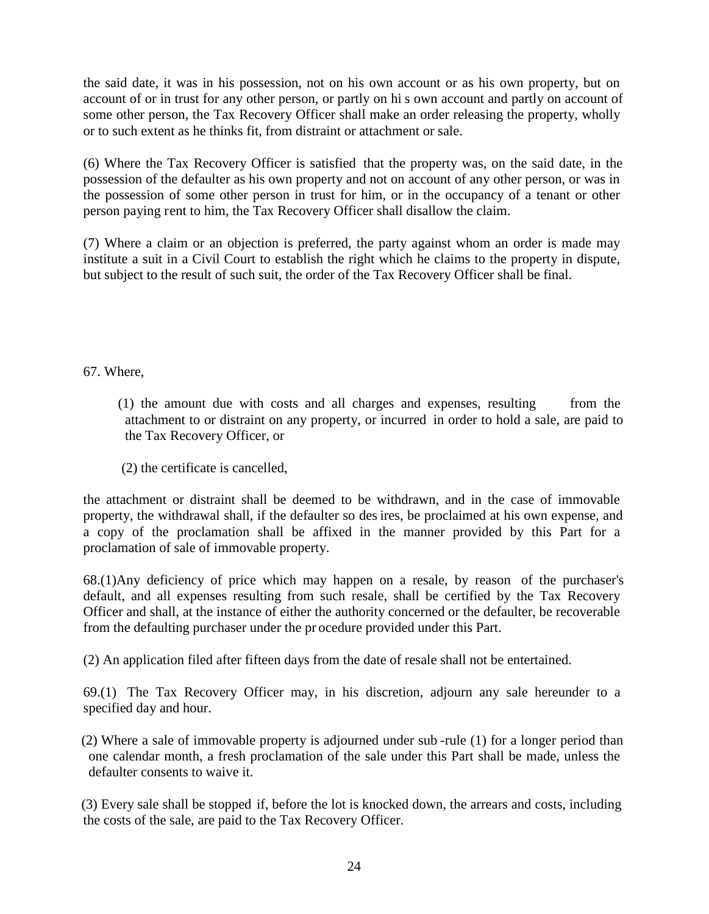the said date, it was in his possession, not on his own account or as his own property, but on account of or in trust for any other person, or partly on his own account and partly on account of some other person, the Tax Recovery Officer shall make an order releasing the property, wholly or to such extent as he thinks fit, from distraint or attachment or sale.

(6) Where the Tax Recovery Officer is satisfied that the property was, on the said date, in the possession of the defaulter as his own property and not on account of any other person, or was in the possession of some other person in trust for him, or in the occupancy of a tenant or other person paying rent to him, the Tax Recovery Officer shall disallow the claim.

(7) Where a claim or an objection is preferred, the party against whom an order is made may institute a suit in a Civil Court to establish the right which he claims to the property in dispute, but subject to the result of such suit, the order of the Tax Recovery Officer shall be final.

67. Where,

(1) the amount due with costs and all charges and expenses, resulting from the attachment to or distraint on any property, or incurred in order to hold a sale, are paid to the Tax Recovery Officer, or

(2) the certificate is cancelled,

the attachment or distraint shall be deemed to be withdrawn, and in the case of immovable property, the withdrawal shall, if the defaulter so desires, be proclaimed at his own expense, and a copy of the proclamation shall be affixed in the manner provided by this Part for a proclamation of sale of immovable property.

68.(1)Any deficiency of price which may happen on a resale, by reason of the purchaser's default, and all expenses resulting from such resale, shall be certified by the Tax Recovery Officer and shall, at the instance of either the authority concerned or the defaulter, be recoverable from the defaulting purchaser under the procedure provided under this Part.

(2) An application filed after fifteen days from the date of resale shall not be entertained.

69.(1) The Tax Recovery Officer may, in his discretion, adjourn any sale hereunder to a specified day and hour.

(2) Where a sale of immovable property is adjourned under sub-rule (1) for a longer period than one calendar month, a fresh proclamation of the sale under this Part shall be made, unless the defaulter consents to waive it.

(3) Every sale shall be stopped if, before the lot is knocked down, the arrears and costs, including the costs of the sale, are paid to the Tax Recovery Officer.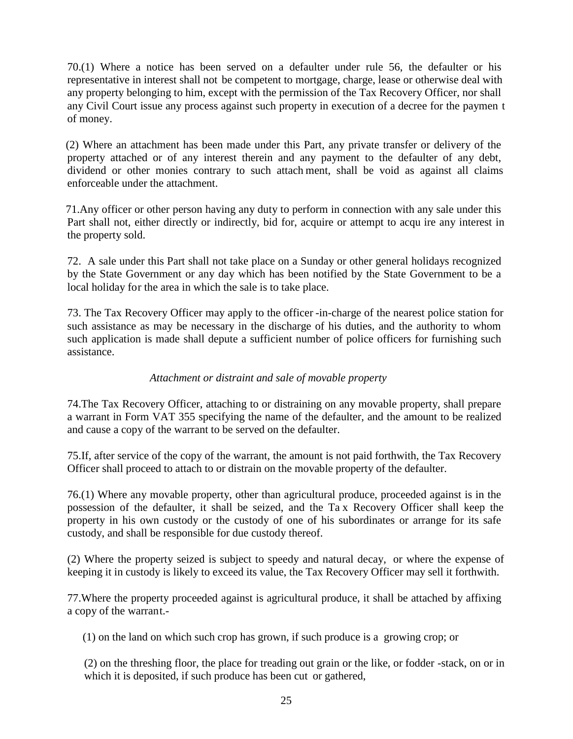70.(1) Where a notice has been served on a defaulter under rule 56, the defaulter or his representative in interest shall not be competent to mortgage, charge, lease or otherwise deal with any property belonging to him, except with the permission of the Tax Recovery Officer, nor shall any Civil Court issue any process against such property in execution of a decree for the paymen t of money.

(2) Where an attachment has been made under this Part, any private transfer or delivery of the property attached or of any interest therein and any payment to the defaulter of any debt, dividend or other monies contrary to such attach ment, shall be void as against all claims enforceable under the attachment.

71.Any officer or other person having any duty to perform in connection with any sale under this Part shall not, either directly or indirectly, bid for, acquire or attempt to acqu ire any interest in the property sold.

72. A sale under this Part shall not take place on a Sunday or other general holidays recognized by the State Government or any day which has been notified by the State Government to be a local holiday for the area in which the sale is to take place.

73. The Tax Recovery Officer may apply to the officer -in-charge of the nearest police station for such assistance as may be necessary in the discharge of his duties, and the authority to whom such application is made shall depute a sufficient number of police officers for furnishing such assistance.

*Attachment or distraint and sale of movable property*

74.The Tax Recovery Officer, attaching to or distraining on any movable property, shall prepare a warrant in Form VAT 355 specifying the name of the defaulter, and the amount to be realized and cause a copy of the warrant to be served on the defaulter.

75.If, after service of the copy of the warrant, the amount is not paid forthwith, the Tax Recovery Officer shall proceed to attach to or distrain on the movable property of the defaulter.

76.(1) Where any movable property, other than agricultural produce, proceeded against is in the possession of the defaulter, it shall be seized, and the Ta x Recovery Officer shall keep the property in his own custody or the custody of one of his subordinates or arrange for its safe custody, and shall be responsible for due custody thereof.

(2) Where the property seized is subject to speedy and natural decay, or where the expense of keeping it in custody is likely to exceed its value, the Tax Recovery Officer may sell it forthwith.

77.Where the property proceeded against is agricultural produce, it shall be attached by affixing a copy of the warrant.-

(1) on the land on which such crop has grown, if such produce is a growing crop; or

(2) on the threshing floor, the place for treading out grain or the like, or fodder -stack, on or in which it is deposited, if such produce has been cut or gathered,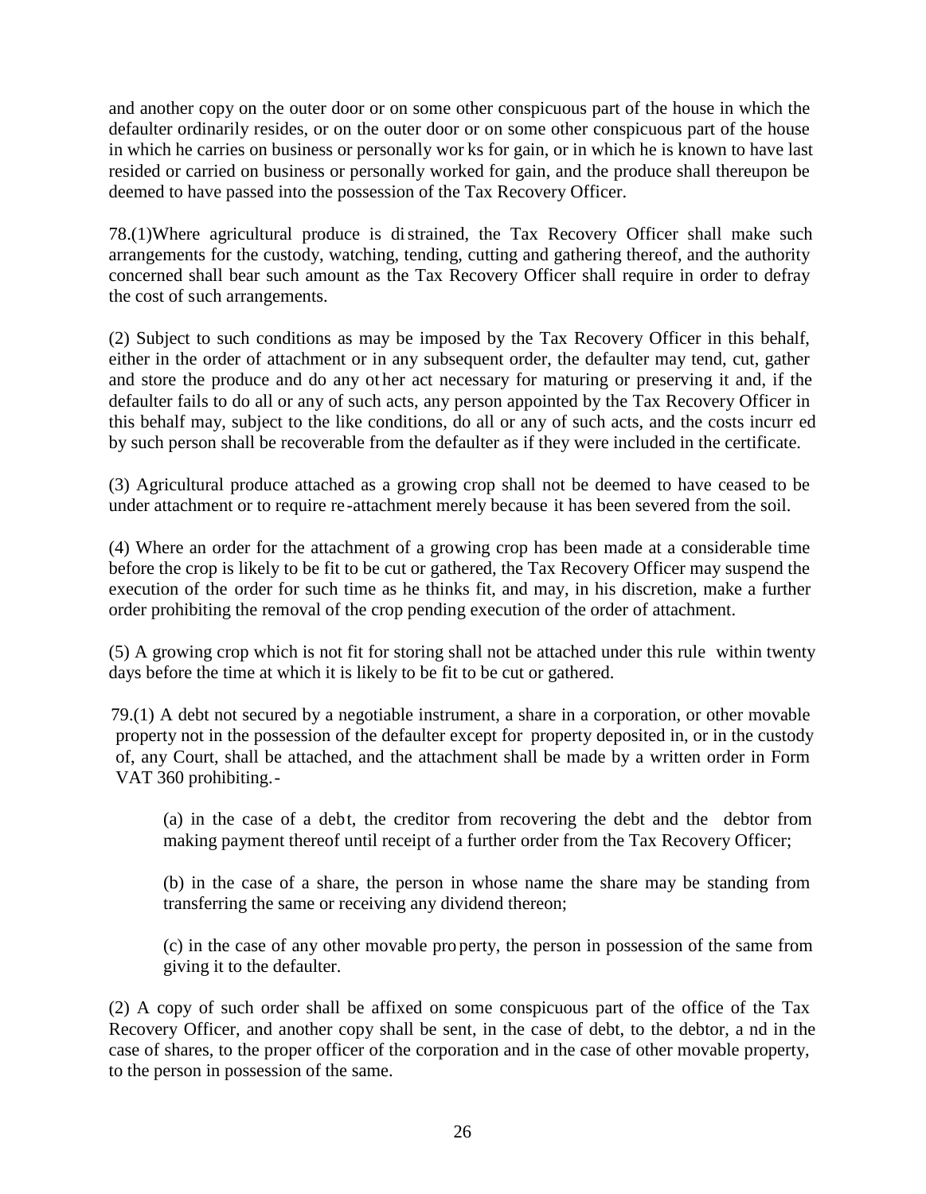and another copy on the outer door or on some other conspicuous part of the house in which the defaulter ordinarily resides, or on the outer door or on some other conspicuous part of the house in which he carries on business or personally works for gain, or in which he is known to have last resided or carried on business or personally worked for gain, and the produce shall thereupon be deemed to have passed into the possession of the Tax Recovery Officer.

78.(1)Where agricultural produce is distrained, the Tax Recovery Officer shall make such arrangements for the custody, watching, tending, cutting and gathering thereof, and the authority concerned shall bear such amount as the Tax Recovery Officer shall require in order to defray the cost of such arrangements.

(2) Subject to such conditions as may be imposed by the Tax Recovery Officer in this behalf, either in the order of attachment or in any subsequent order, the defaulter may tend, cut, gather and store the produce and do any other act necessary for maturing or preserving it and, if the defaulter fails to do all or any of such acts, any person appointed by the Tax Recovery Officer in this behalf may, subject to the like conditions, do all or any of such acts, and the costs incurred by such person shall be recoverable from the defaulter as if they were included in the certificate.

(3) Agricultural produce attached as a growing crop shall not be deemed to have ceased to be under attachment or to require re-attachment merely because it has been severed from the soil.

(4) Where an order for the attachment of a growing crop has been made at a considerable time before the crop is likely to be fit to be cut or gathered, the Tax Recovery Officer may suspend the execution of the order for such time as he thinks fit, and may, in his discretion, make a further order prohibiting the removal of the crop pending execution of the order of attachment.

(5) A growing crop which is not fit for storing shall not be attached under this rule within twenty days before the time at which it is likely to be fit to be cut or gathered.

79.(1) A debt not secured by a negotiable instrument, a share in a corporation, or other movable property not in the possession of the defaulter except for property deposited in, or in the custody of, any Court, shall be attached, and the attachment shall be made by a written order in Form VAT 360 prohibiting.-

(a) in the case of a debt, the creditor from recovering the debt and the debtor from making payment thereof until receipt of a further order from the Tax Recovery Officer;

(b) in the case of a share, the person in whose name the share may be standing from transferring the same or receiving any dividend thereon;

(c) in the case of any other movable property, the person in possession of the same from giving it to the defaulter.

(2) A copy of such order shall be affixed on some conspicuous part of the office of the Tax Recovery Officer, and another copy shall be sent, in the case of debt, to the debtor, and in the case of shares, to the proper officer of the corporation and in the case of other movable property, to the person in possession of the same.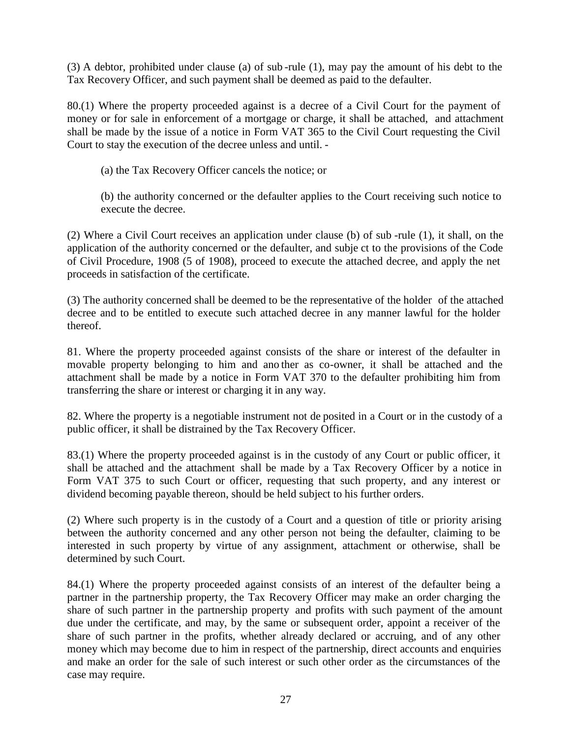(3) A debtor, prohibited under clause (a) of sub-rule (1), may pay the amount of his debt to the Tax Recovery Officer, and such payment shall be deemed as paid to the defaulter.

80.(1) Where the property proceeded against is a decree of a Civil Court for the payment of money or for sale in enforcement of a mortgage or charge, it shall be attached, and attachment shall be made by the issue of a notice in Form VAT 365 to the Civil Court requesting the Civil Court to stay the execution of the decree unless and until. -

(a) the Tax Recovery Officer cancels the notice; or

(b) the authority concerned or the defaulter applies to the Court receiving such notice to execute the decree.

(2) Where a Civil Court receives an application under clause (b) of sub-rule (1), it shall, on the application of the authority concerned or the defaulter, and subject to the provisions of the Code of Civil Procedure, 1908 (5 of 1908), proceed to execute the attached decree, and apply the net proceeds in satisfaction of the certificate.

(3) The authority concerned shall be deemed to be the representative of the holder of the attached decree and to be entitled to execute such attached decree in any manner lawful for the holder thereof.

81. Where the property proceeded against consists of the share or interest of the defaulter in movable property belonging to him and another as co-owner, it shall be attached and the attachment shall be made by a notice in Form VAT 370 to the defaulter prohibiting him from transferring the share or interest or charging it in any way.

82. Where the property is a negotiable instrument not deposited in a Court or in the custody of a public officer, it shall be distrained by the Tax Recovery Officer.

83.(1) Where the property proceeded against is in the custody of any Court or public officer, it shall be attached and the attachment shall be made by a Tax Recovery Officer by a notice in Form VAT 375 to such Court or officer, requesting that such property, and any interest or dividend becoming payable thereon, should be held subject to his further orders.

(2) Where such property is in the custody of a Court and a question of title or priority arising between the authority concerned and any other person not being the defaulter, claiming to be interested in such property by virtue of any assignment, attachment or otherwise, shall be determined by such Court.

84.(1) Where the property proceeded against consists of an interest of the defaulter being a partner in the partnership property, the Tax Recovery Officer may make an order charging the share of such partner in the partnership property and profits with such payment of the amount due under the certificate, and may, by the same or subsequent order, appoint a receiver of the share of such partner in the profits, whether already declared or accruing, and of any other money which may become due to him in respect of the partnership, direct accounts and enquiries and make an order for the sale of such interest or such other order as the circumstances of the case may require.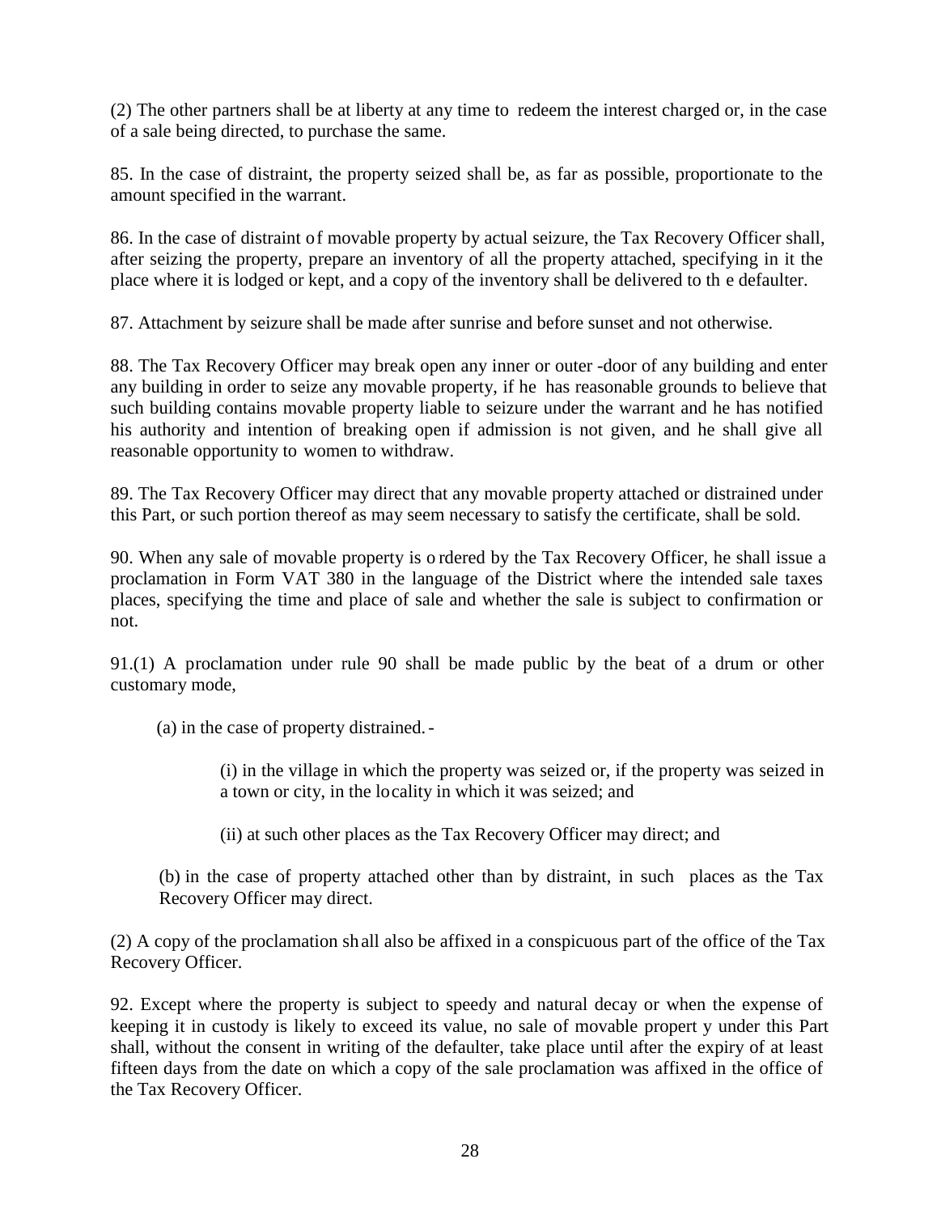(2) The other partners shall be at liberty at any time to redeem the interest charged or, in the case of a sale being directed, to purchase the same.

85. In the case of distraint, the property seized shall be, as far as possible, proportionate to the amount specified in the warrant.

86. In the case of distraint of movable property by actual seizure, the Tax Recovery Officer shall, after seizing the property, prepare an inventory of all the property attached, specifying in it the place where it is lodged or kept, and a copy of the inventory shall be delivered to the defaulter.

87. Attachment by seizure shall be made after sunrise and before sunset and not otherwise.

88. The Tax Recovery Officer may break open any inner or outer -door of any building and enter any building in order to seize any movable property, if he has reasonable grounds to believe that such building contains movable property liable to seizure under the warrant and he has notified his authority and intention of breaking open if admission is not given, and he shall give all reasonable opportunity to women to withdraw.

89. The Tax Recovery Officer may direct that any movable property attached or distrained under this Part, or such portion thereof as may seem necessary to satisfy the certificate, shall be sold.

90. When any sale of movable property is ordered by the Tax Recovery Officer, he shall issue a proclamation in Form VAT 380 in the language of the District where the intended sale taxes places, specifying the time and place of sale and whether the sale is subject to confirmation or not.

91.(1) A proclamation under rule 90 shall be made public by the beat of a drum or other customary mode,

(a) in the case of property distrained.-

(i) in the village in which the property was seized or, if the property was seized in a town or city, in the locality in which it was seized; and

(ii) at such other places as the Tax Recovery Officer may direct; and

(b) in the case of property attached other than by distraint, in such places as the Tax Recovery Officer may direct.

(2) A copy of the proclamation shall also be affixed in a conspicuous part of the office of the Tax Recovery Officer.

92. Except where the property is subject to speedy and natural decay or when the expense of keeping it in custody is likely to exceed its value, no sale of movable property under this Part shall, without the consent in writing of the defaulter, take place until after the expiry of at least fifteen days from the date on which a copy of the sale proclamation was affixed in the office of the Tax Recovery Officer.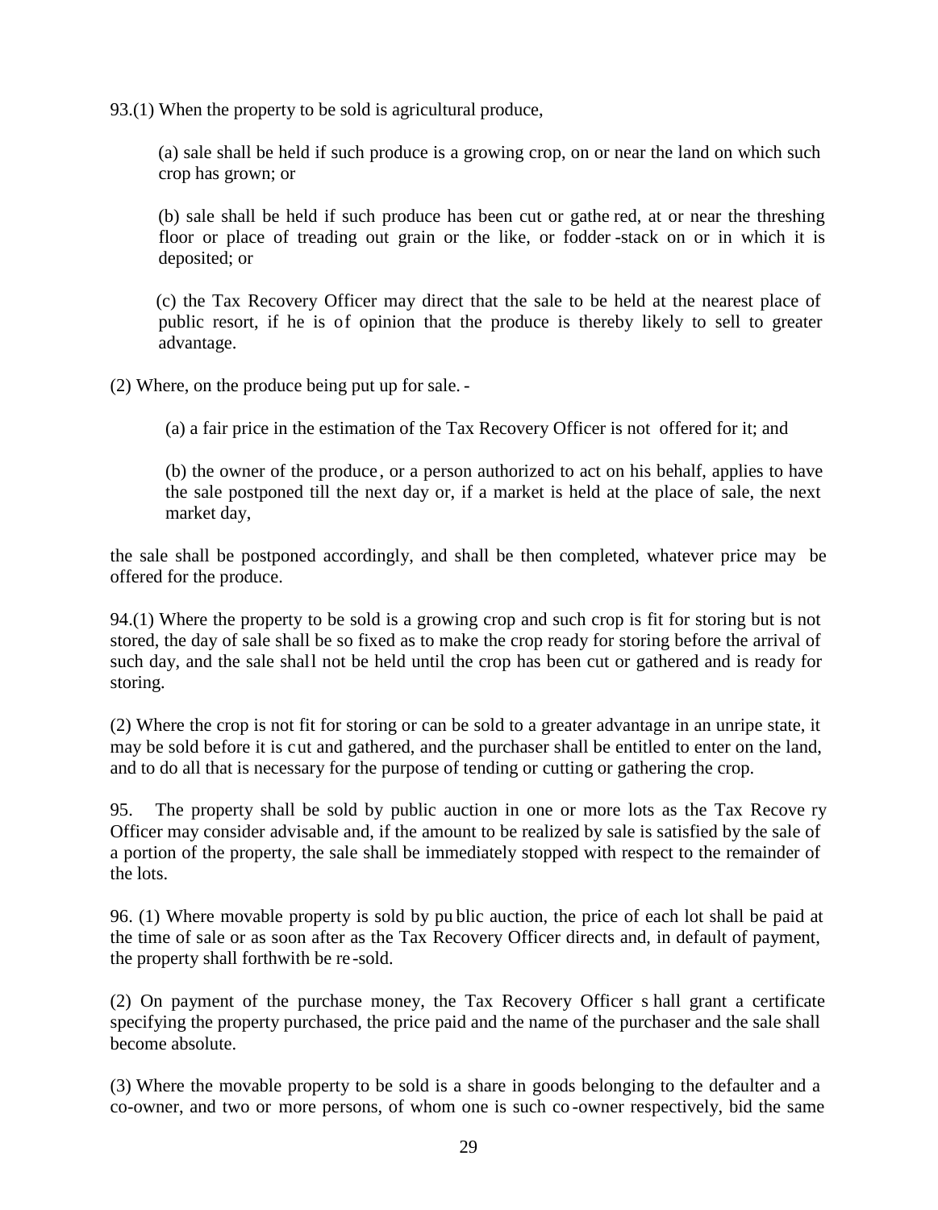93.(1) When the property to be sold is agricultural produce,

(a) sale shall be held if such produce is a growing crop, on or near the land on which such crop has grown; or

(b) sale shall be held if such produce has been cut or gathered, at or near the threshing floor or place of treading out grain or the like, or fodder-stack on or in which it is deposited; or

(c) the Tax Recovery Officer may direct that the sale to be held at the nearest place of public resort, if he is of opinion that the produce is thereby likely to sell to greater advantage.

(2) Where, on the produce being put up for sale.-

(a) a fair price in the estimation of the Tax Recovery Officer is not offered for it; and

(b) the owner of the produce, or a person authorized to act on his behalf, applies to have the sale postponed till the next day or, if a market is held at the place of sale, the next market day,

the sale shall be postponed accordingly, and shall be then completed, whatever price may be offered for the produce.

94.(1) Where the property to be sold is a growing crop and such crop is fit for storing but is not stored, the day of sale shall be so fixed as to make the crop ready for storing before the arrival of such day, and the sale shall not be held until the crop has been cut or gathered and is ready for storing.

(2) Where the crop is not fit for storing or can be sold to a greater advantage in an unripe state, it may be sold before it is cut and gathered, and the purchaser shall be entitled to enter on the land, and to do all that is necessary for the purpose of tending or cutting or gathering the crop.

95. The property shall be sold by public auction in one or more lots as the Tax Recovery Officer may consider advisable and, if the amount to be realized by sale is satisfied by the sale of a portion of the property, the sale shall be immediately stopped with respect to the remainder of the lots.

96. (1) Where movable property is sold by public auction, the price of each lot shall be paid at the time of sale or as soon after as the Tax Recovery Officer directs and, in default of payment, the property shall forthwith be re-sold.

(2) On payment of the purchase money, the Tax Recovery Officer shall grant a certificate specifying the property purchased, the price paid and the name of the purchaser and the sale shall become absolute.

(3) Where the movable property to be sold is a share in goods belonging to the defaulter and a co-owner, and two or more persons, of whom one is such co-owner respectively, bid the same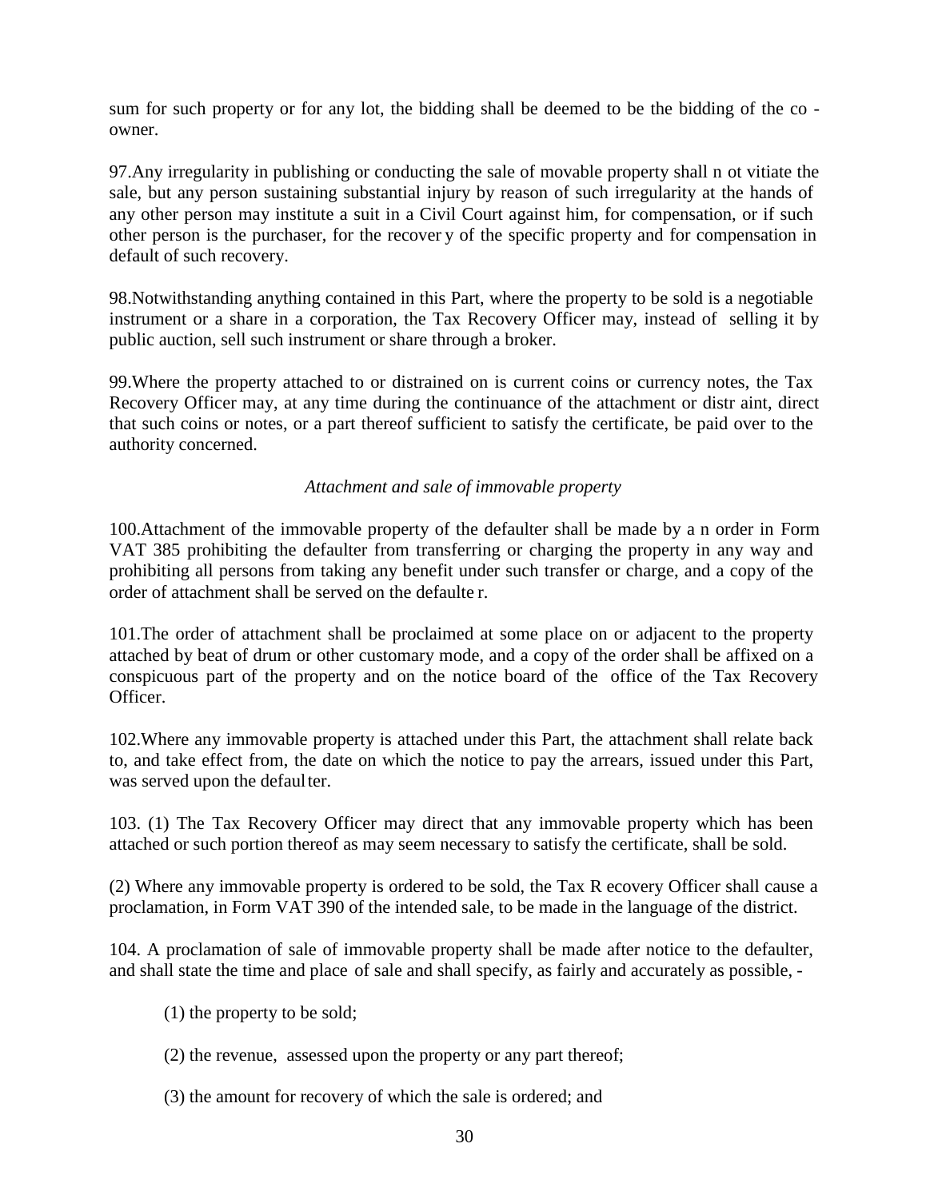sum for such property or for any lot, the bidding shall be deemed to be the bidding of the co-owner.

97.Any irregularity in publishing or conducting the sale of movable property shall not vitiate the sale, but any person sustaining substantial injury by reason of such irregularity at the hands of any other person may institute a suit in a Civil Court against him, for compensation, or if such other person is the purchaser, for the recovery of the specific property and for compensation in default of such recovery.

98.Notwithstanding anything contained in this Part, where the property to be sold is a negotiable instrument or a share in a corporation, the Tax Recovery Officer may, instead of selling it by public auction, sell such instrument or share through a broker.

99.Where the property attached to or distrained on is current coins or currency notes, the Tax Recovery Officer may, at any time during the continuance of the attachment or distraint, direct that such coins or notes, or a part thereof sufficient to satisfy the certificate, be paid over to the authority concerned.

*Attachment and sale of immovable property*

100.Attachment of the immovable property of the defaulter shall be made by an order in Form VAT 385 prohibiting the defaulter from transferring or charging the property in any way and prohibiting all persons from taking any benefit under such transfer or charge, and a copy of the order of attachment shall be served on the defaulter.

101.The order of attachment shall be proclaimed at some place on or adjacent to the property attached by beat of drum or other customary mode, and a copy of the order shall be affixed on a conspicuous part of the property and on the notice board of the office of the Tax Recovery Officer.

102.Where any immovable property is attached under this Part, the attachment shall relate back to, and take effect from, the date on which the notice to pay the arrears, issued under this Part, was served upon the defaulter.

103. (1) The Tax Recovery Officer may direct that any immovable property which has been attached or such portion thereof as may seem necessary to satisfy the certificate, shall be sold.

(2) Where any immovable property is ordered to be sold, the Tax Recovery Officer shall cause a proclamation, in Form VAT 390 of the intended sale, to be made in the language of the district.

104. A proclamation of sale of immovable property shall be made after notice to the defaulter, and shall state the time and place of sale and shall specify, as fairly and accurately as possible, -

(1) the property to be sold;

(2) the revenue, assessed upon the property or any part thereof;

(3) the amount for recovery of which the sale is ordered; and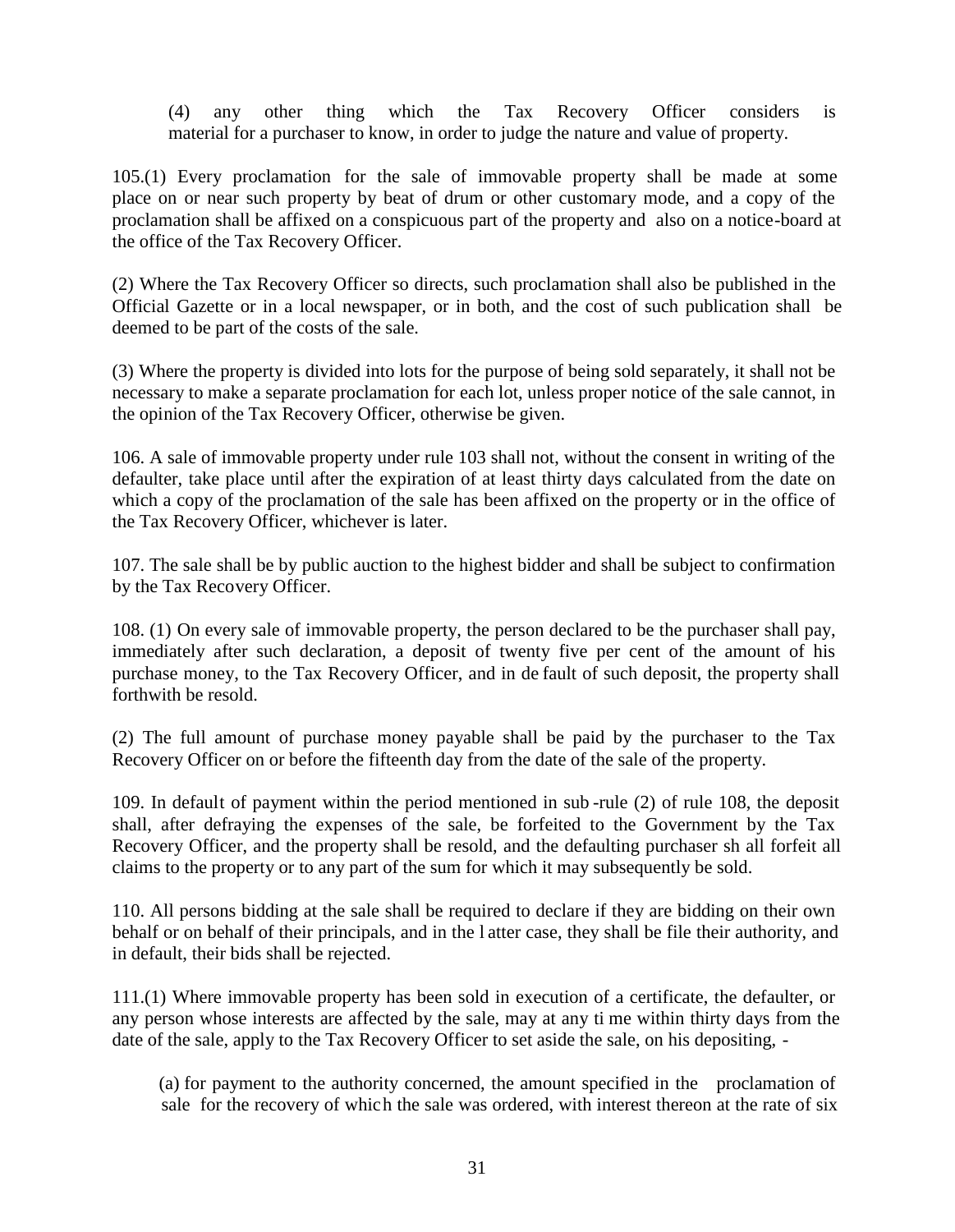(4) any other thing which the Tax Recovery Officer considers is material for a purchaser to know, in order to judge the nature and value of property.

105.(1) Every proclamation for the sale of immovable property shall be made at some place on or near such property by beat of drum or other customary mode, and a copy of the proclamation shall be affixed on a conspicuous part of the property and also on a notice-board at the office of the Tax Recovery Officer.

(2) Where the Tax Recovery Officer so directs, such proclamation shall also be published in the Official Gazette or in a local newspaper, or in both, and the cost of such publication shall be deemed to be part of the costs of the sale.

(3) Where the property is divided into lots for the purpose of being sold separately, it shall not be necessary to make a separate proclamation for each lot, unless proper notice of the sale cannot, in the opinion of the Tax Recovery Officer, otherwise be given.

106. A sale of immovable property under rule 103 shall not, without the consent in writing of the defaulter, take place until after the expiration of at least thirty days calculated from the date on which a copy of the proclamation of the sale has been affixed on the property or in the office of the Tax Recovery Officer, whichever is later.

107. The sale shall be by public auction to the highest bidder and shall be subject to confirmation by the Tax Recovery Officer.

108. (1) On every sale of immovable property, the person declared to be the purchaser shall pay, immediately after such declaration, a deposit of twenty five per cent of the amount of his purchase money, to the Tax Recovery Officer, and in de fault of such deposit, the property shall forthwith be resold.

(2) The full amount of purchase money payable shall be paid by the purchaser to the Tax Recovery Officer on or before the fifteenth day from the date of the sale of the property.

109. In default of payment within the period mentioned in sub-rule (2) of rule 108, the deposit shall, after defraying the expenses of the sale, be forfeited to the Government by the Tax Recovery Officer, and the property shall be resold, and the defaulting purchaser sh all forfeit all claims to the property or to any part of the sum for which it may subsequently be sold.

110. All persons bidding at the sale shall be required to declare if they are bidding on their own behalf or on behalf of their principals, and in the l atter case, they shall be file their authority, and in default, their bids shall be rejected.

111.(1) Where immovable property has been sold in execution of a certificate, the defaulter, or any person whose interests are affected by the sale, may at any ti me within thirty days from the date of the sale, apply to the Tax Recovery Officer to set aside the sale, on his depositing, -

(a) for payment to the authority concerned, the amount specified in the proclamation of sale for the recovery of which the sale was ordered, with interest thereon at the rate of six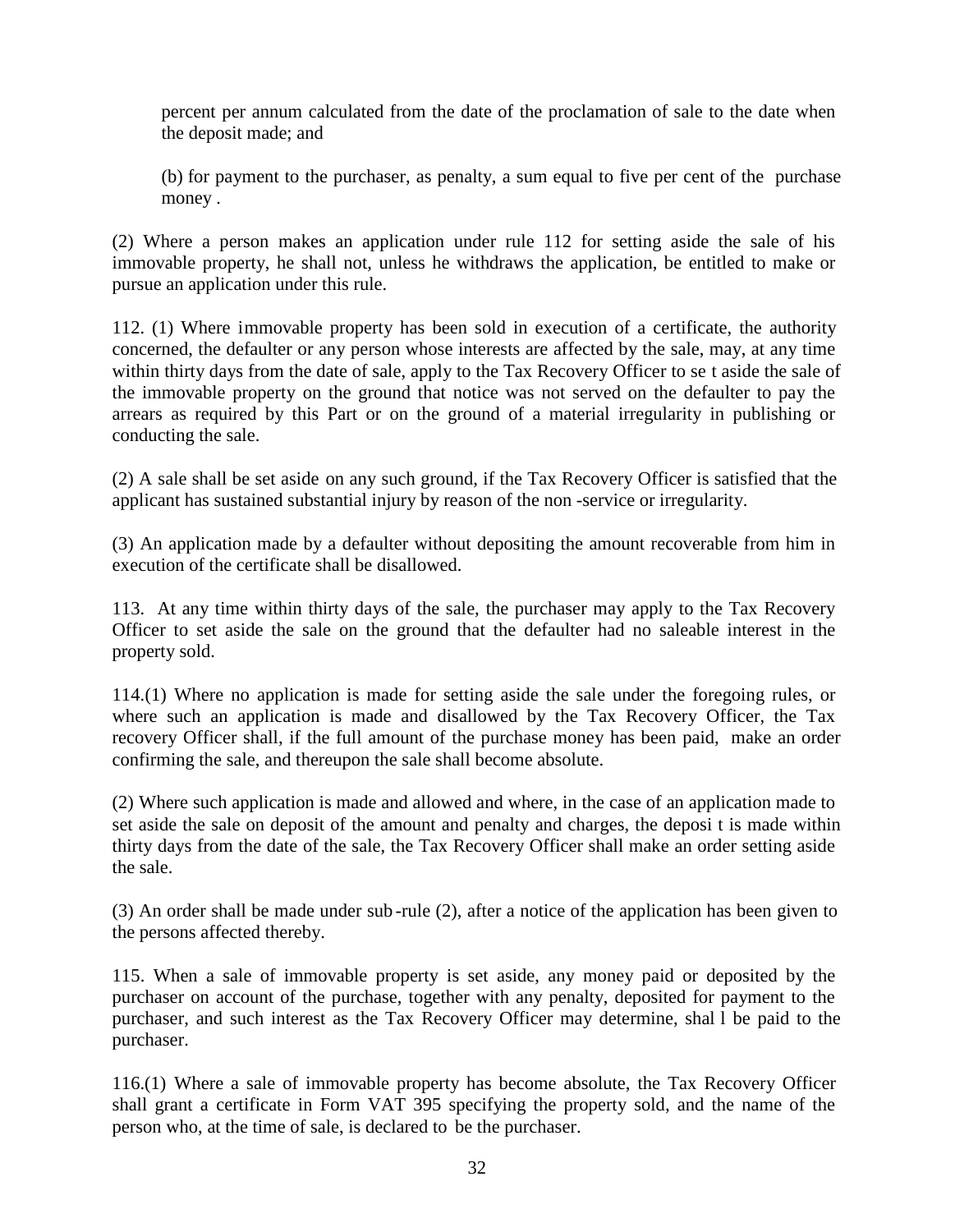percent per annum calculated from the date of the proclamation of sale to the date when the deposit made; and

(b) for payment to the purchaser, as penalty, a sum equal to five per cent of the purchase money .

(2) Where a person makes an application under rule 112 for setting aside the sale of his immovable property, he shall not, unless he withdraws the application, be entitled to make or pursue an application under this rule.

112. (1) Where immovable property has been sold in execution of a certificate, the authority concerned, the defaulter or any person whose interests are affected by the sale, may, at any time within thirty days from the date of sale, apply to the Tax Recovery Officer to se t aside the sale of the immovable property on the ground that notice was not served on the defaulter to pay the arrears as required by this Part or on the ground of a material irregularity in publishing or conducting the sale.

(2) A sale shall be set aside on any such ground, if the Tax Recovery Officer is satisfied that the applicant has sustained substantial injury by reason of the non -service or irregularity.

(3) An application made by a defaulter without depositing the amount recoverable from him in execution of the certificate shall be disallowed.

113. At any time within thirty days of the sale, the purchaser may apply to the Tax Recovery Officer to set aside the sale on the ground that the defaulter had no saleable interest in the property sold.

114.(1) Where no application is made for setting aside the sale under the foregoing rules, or where such an application is made and disallowed by the Tax Recovery Officer, the Tax recovery Officer shall, if the full amount of the purchase money has been paid, make an order confirming the sale, and thereupon the sale shall become absolute.

(2) Where such application is made and allowed and where, in the case of an application made to set aside the sale on deposit of the amount and penalty and charges, the deposi t is made within thirty days from the date of the sale, the Tax Recovery Officer shall make an order setting aside the sale.

(3) An order shall be made under sub-rule (2), after a notice of the application has been given to the persons affected thereby.

115. When a sale of immovable property is set aside, any money paid or deposited by the purchaser on account of the purchase, together with any penalty, deposited for payment to the purchaser, and such interest as the Tax Recovery Officer may determine, shal l be paid to the purchaser.

116.(1) Where a sale of immovable property has become absolute, the Tax Recovery Officer shall grant a certificate in Form VAT 395 specifying the property sold, and the name of the person who, at the time of sale, is declared to be the purchaser.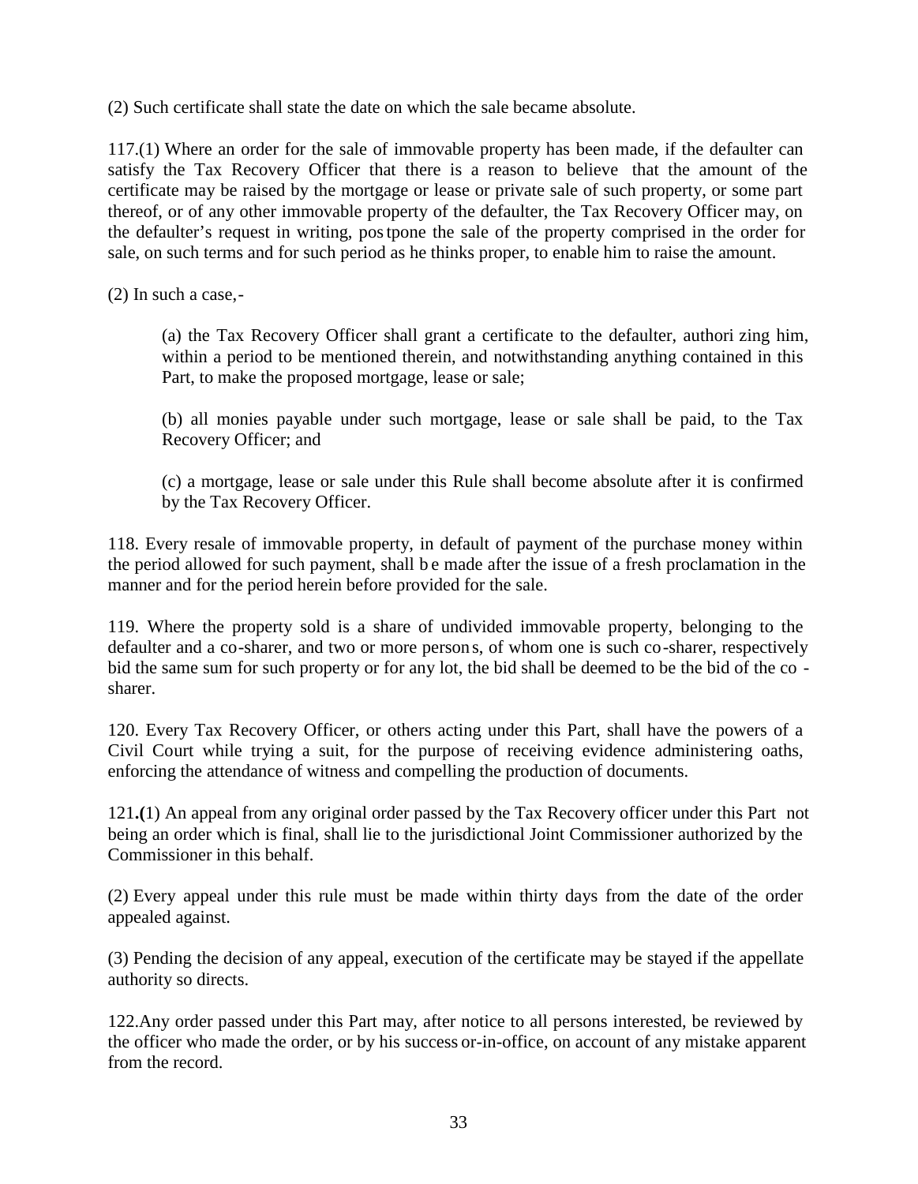(2) Such certificate shall state the date on which the sale became absolute.

117.(1) Where an order for the sale of immovable property has been made, if the defaulter can satisfy the Tax Recovery Officer that there is a reason to believe that the amount of the certificate may be raised by the mortgage or lease or private sale of such property, or some part thereof, or of any other immovable property of the defaulter, the Tax Recovery Officer may, on the defaulter's request in writing, postpone the sale of the property comprised in the order for sale, on such terms and for such period as he thinks proper, to enable him to raise the amount.

(2) In such a case,-

> (a) the Tax Recovery Officer shall grant a certificate to the defaulter, authorizing him, within a period to be mentioned therein, and notwithstanding anything contained in this Part, to make the proposed mortgage, lease or sale;
>
> (b) all monies payable under such mortgage, lease or sale shall be paid, to the Tax Recovery Officer; and
>
> (c) a mortgage, lease or sale under this Rule shall become absolute after it is confirmed by the Tax Recovery Officer.

118. Every resale of immovable property, in default of payment of the purchase money within the period allowed for such payment, shall be made after the issue of a fresh proclamation in the manner and for the period herein before provided for the sale.

119. Where the property sold is a share of undivided immovable property, belonging to the defaulter and a co-sharer, and two or more persons, of whom one is such co-sharer, respectively bid the same sum for such property or for any lot, the bid shall be deemed to be the bid of the co-sharer.

120. Every Tax Recovery Officer, or others acting under this Part, shall have the powers of a Civil Court while trying a suit, for the purpose of receiving evidence administering oaths, enforcing the attendance of witness and compelling the production of documents.

121.**(**1) An appeal from any original order passed by the Tax Recovery officer under this Part not being an order which is final, shall lie to the jurisdictional Joint Commissioner authorized by the Commissioner in this behalf.

(2) Every appeal under this rule must be made within thirty days from the date of the order appealed against.

(3) Pending the decision of any appeal, execution of the certificate may be stayed if the appellate authority so directs.

122.Any order passed under this Part may, after notice to all persons interested, be reviewed by the officer who made the order, or by his successor-in-office, on account of any mistake apparent from the record.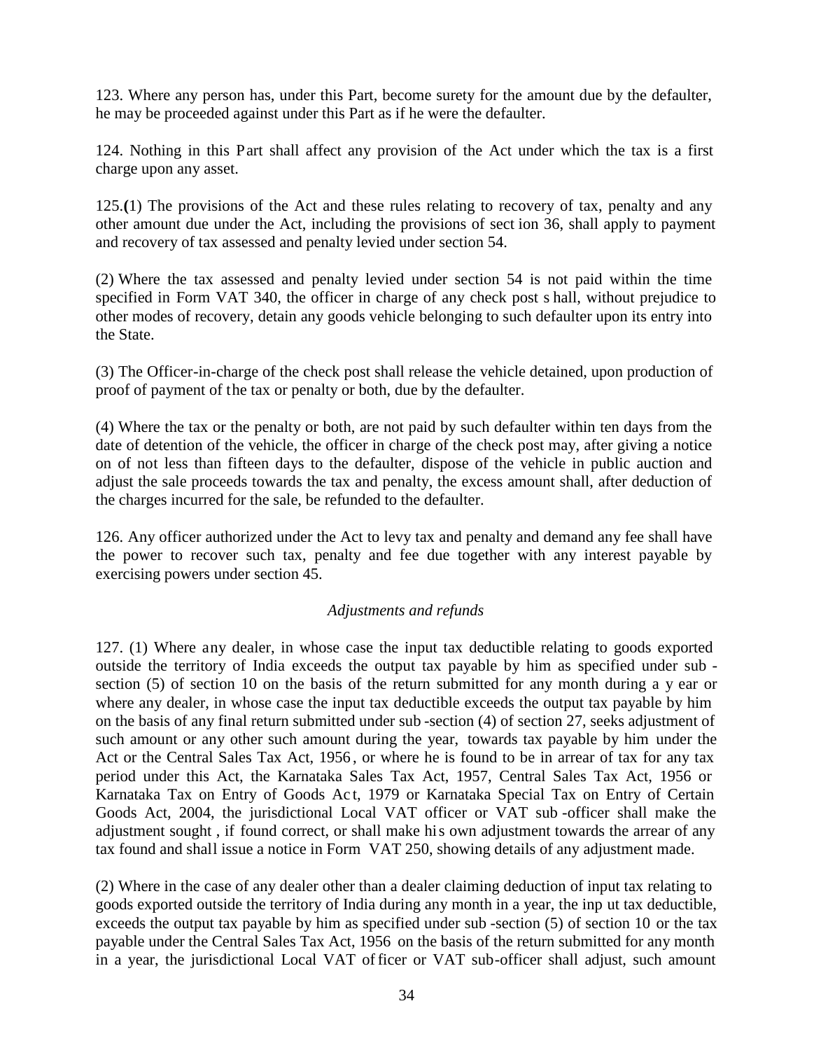123. Where any person has, under this Part, become surety for the amount due by the defaulter, he may be proceeded against under this Part as if he were the defaulter.

124. Nothing in this Part shall affect any provision of the Act under which the tax is a first charge upon any asset.

125.**(**1) The provisions of the Act and these rules relating to recovery of tax, penalty and any other amount due under the Act, including the provisions of sect ion 36, shall apply to payment and recovery of tax assessed and penalty levied under section 54.

(2) Where the tax assessed and penalty levied under section 54 is not paid within the time specified in Form VAT 340, the officer in charge of any check post s hall, without prejudice to other modes of recovery, detain any goods vehicle belonging to such defaulter upon its entry into the State.

(3) The Officer-in-charge of the check post shall release the vehicle detained, upon production of proof of payment of the tax or penalty or both, due by the defaulter.

(4) Where the tax or the penalty or both, are not paid by such defaulter within ten days from the date of detention of the vehicle, the officer in charge of the check post may, after giving a notice on of not less than fifteen days to the defaulter, dispose of the vehicle in public auction and adjust the sale proceeds towards the tax and penalty, the excess amount shall, after deduction of the charges incurred for the sale, be refunded to the defaulter.

126. Any officer authorized under the Act to levy tax and penalty and demand any fee shall have the power to recover such tax, penalty and fee due together with any interest payable by exercising powers under section 45.

*Adjustments and refunds*

127. (1) Where any dealer, in whose case the input tax deductible relating to goods exported outside the territory of India exceeds the output tax payable by him as specified under sub - section (5) of section 10 on the basis of the return submitted for any month during a y ear or where any dealer, in whose case the input tax deductible exceeds the output tax payable by him on the basis of any final return submitted under sub -section (4) of section 27, seeks adjustment of such amount or any other such amount during the year, towards tax payable by him under the Act or the Central Sales Tax Act, 1956 , or where he is found to be in arrear of tax for any tax period under this Act, the Karnataka Sales Tax Act, 1957, Central Sales Tax Act, 1956 or Karnataka Tax on Entry of Goods Ac t, 1979 or Karnataka Special Tax on Entry of Certain Goods Act, 2004, the jurisdictional Local VAT officer or VAT sub -officer shall make the adjustment sought , if found correct, or shall make his own adjustment towards the arrear of any tax found and shall issue a notice in Form VAT 250, showing details of any adjustment made.

(2) Where in the case of any dealer other than a dealer claiming deduction of input tax relating to goods exported outside the territory of India during any month in a year, the inp ut tax deductible, exceeds the output tax payable by him as specified under sub -section (5) of section 10 or the tax payable under the Central Sales Tax Act, 1956 on the basis of the return submitted for any month in a year, the jurisdictional Local VAT of ficer or VAT sub-officer shall adjust, such amount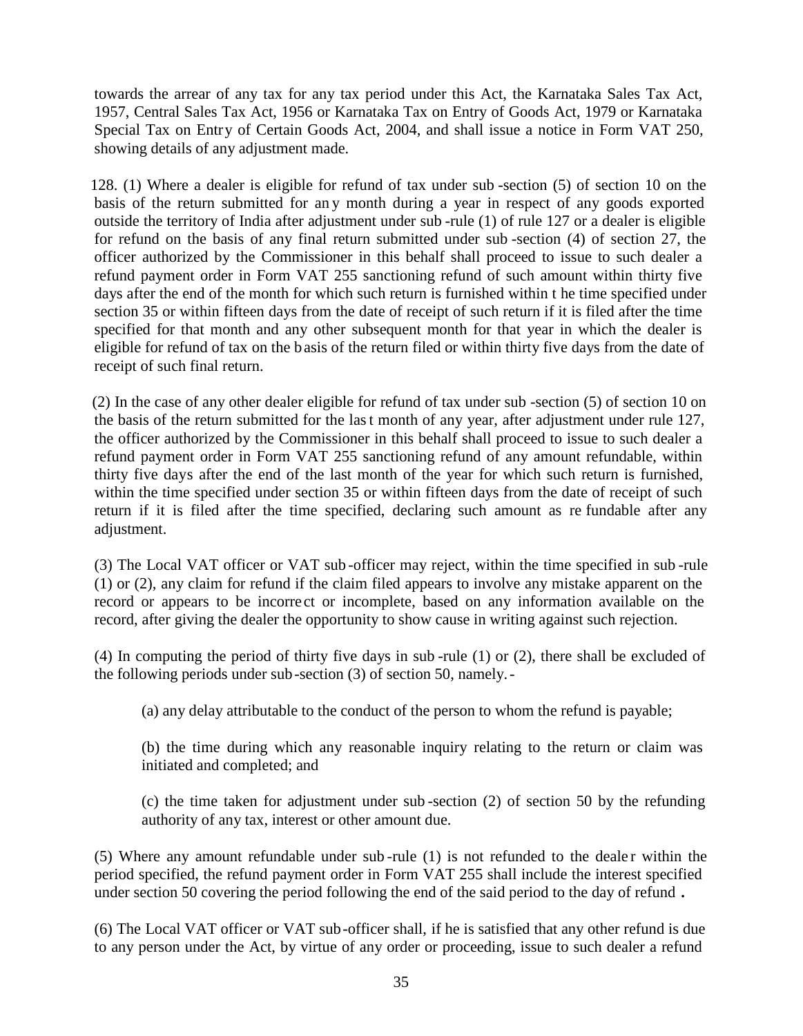towards the arrear of any tax for any tax period under this Act, the Karnataka Sales Tax Act, 1957, Central Sales Tax Act, 1956 or Karnataka Tax on Entry of Goods Act, 1979 or Karnataka Special Tax on Entry of Certain Goods Act, 2004, and shall issue a notice in Form VAT 250, showing details of any adjustment made.

128. (1) Where a dealer is eligible for refund of tax under sub-section (5) of section 10 on the basis of the return submitted for any month during a year in respect of any goods exported outside the territory of India after adjustment under sub-rule (1) of rule 127 or a dealer is eligible for refund on the basis of any final return submitted under sub-section (4) of section 27, the officer authorized by the Commissioner in this behalf shall proceed to issue to such dealer a refund payment order in Form VAT 255 sanctioning refund of such amount within thirty five days after the end of the month for which such return is furnished within the time specified under section 35 or within fifteen days from the date of receipt of such return if it is filed after the time specified for that month and any other subsequent month for that year in which the dealer is eligible for refund of tax on the basis of the return filed or within thirty five days from the date of receipt of such final return.

(2) In the case of any other dealer eligible for refund of tax under sub-section (5) of section 10 on the basis of the return submitted for the last month of any year, after adjustment under rule 127, the officer authorized by the Commissioner in this behalf shall proceed to issue to such dealer a refund payment order in Form VAT 255 sanctioning refund of any amount refundable, within thirty five days after the end of the last month of the year for which such return is furnished, within the time specified under section 35 or within fifteen days from the date of receipt of such return if it is filed after the time specified, declaring such amount as refundable after any adjustment.

(3) The Local VAT officer or VAT sub-officer may reject, within the time specified in sub-rule (1) or (2), any claim for refund if the claim filed appears to involve any mistake apparent on the record or appears to be incorrect or incomplete, based on any information available on the record, after giving the dealer the opportunity to show cause in writing against such rejection.

(4) In computing the period of thirty five days in sub-rule (1) or (2), there shall be excluded of the following periods under sub-section (3) of section 50, namely.-

(a) any delay attributable to the conduct of the person to whom the refund is payable;

(b) the time during which any reasonable inquiry relating to the return or claim was initiated and completed; and

(c) the time taken for adjustment under sub-section (2) of section 50 by the refunding authority of any tax, interest or other amount due.

(5) Where any amount refundable under sub-rule (1) is not refunded to the dealer within the period specified, the refund payment order in Form VAT 255 shall include the interest specified under section 50 covering the period following the end of the said period to the day of refund.

(6) The Local VAT officer or VAT sub-officer shall, if he is satisfied that any other refund is due to any person under the Act, by virtue of any order or proceeding, issue to such dealer a refund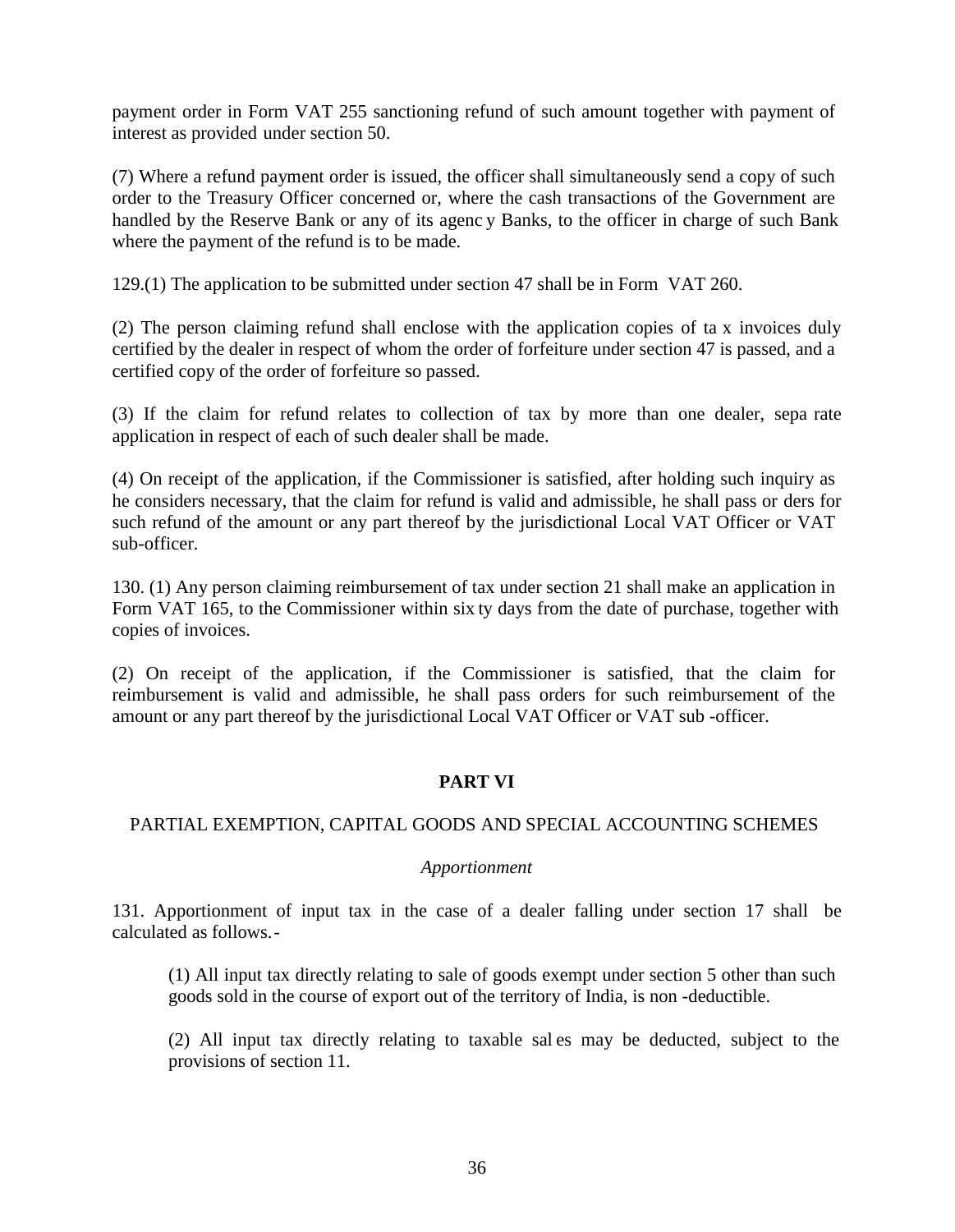payment order in Form VAT 255 sanctioning refund of such amount together with payment of interest as provided under section 50.

(7) Where a refund payment order is issued, the officer shall simultaneously send a copy of such order to the Treasury Officer concerned or, where the cash transactions of the Government are handled by the Reserve Bank or any of its agency Banks, to the officer in charge of such Bank where the payment of the refund is to be made.

129.(1) The application to be submitted under section 47 shall be in Form VAT 260.

(2) The person claiming refund shall enclose with the application copies of tax invoices duly certified by the dealer in respect of whom the order of forfeiture under section 47 is passed, and a certified copy of the order of forfeiture so passed.

(3) If the claim for refund relates to collection of tax by more than one dealer, separate application in respect of each of such dealer shall be made.

(4) On receipt of the application, if the Commissioner is satisfied, after holding such inquiry as he considers necessary, that the claim for refund is valid and admissible, he shall pass orders for such refund of the amount or any part thereof by the jurisdictional Local VAT Officer or VAT sub-officer.

130. (1) Any person claiming reimbursement of tax under section 21 shall make an application in Form VAT 165, to the Commissioner within sixty days from the date of purchase, together with copies of invoices.

(2) On receipt of the application, if the Commissioner is satisfied, that the claim for reimbursement is valid and admissible, he shall pass orders for such reimbursement of the amount or any part thereof by the jurisdictional Local VAT Officer or VAT sub-officer.

## PART VI

### PARTIAL EXEMPTION, CAPITAL GOODS AND SPECIAL ACCOUNTING SCHEMES

*Apportionment*

131. Apportionment of input tax in the case of a dealer falling under section 17 shall be calculated as follows.-

(1) All input tax directly relating to sale of goods exempt under section 5 other than such goods sold in the course of export out of the territory of India, is non-deductible.

(2) All input tax directly relating to taxable sales may be deducted, subject to the provisions of section 11.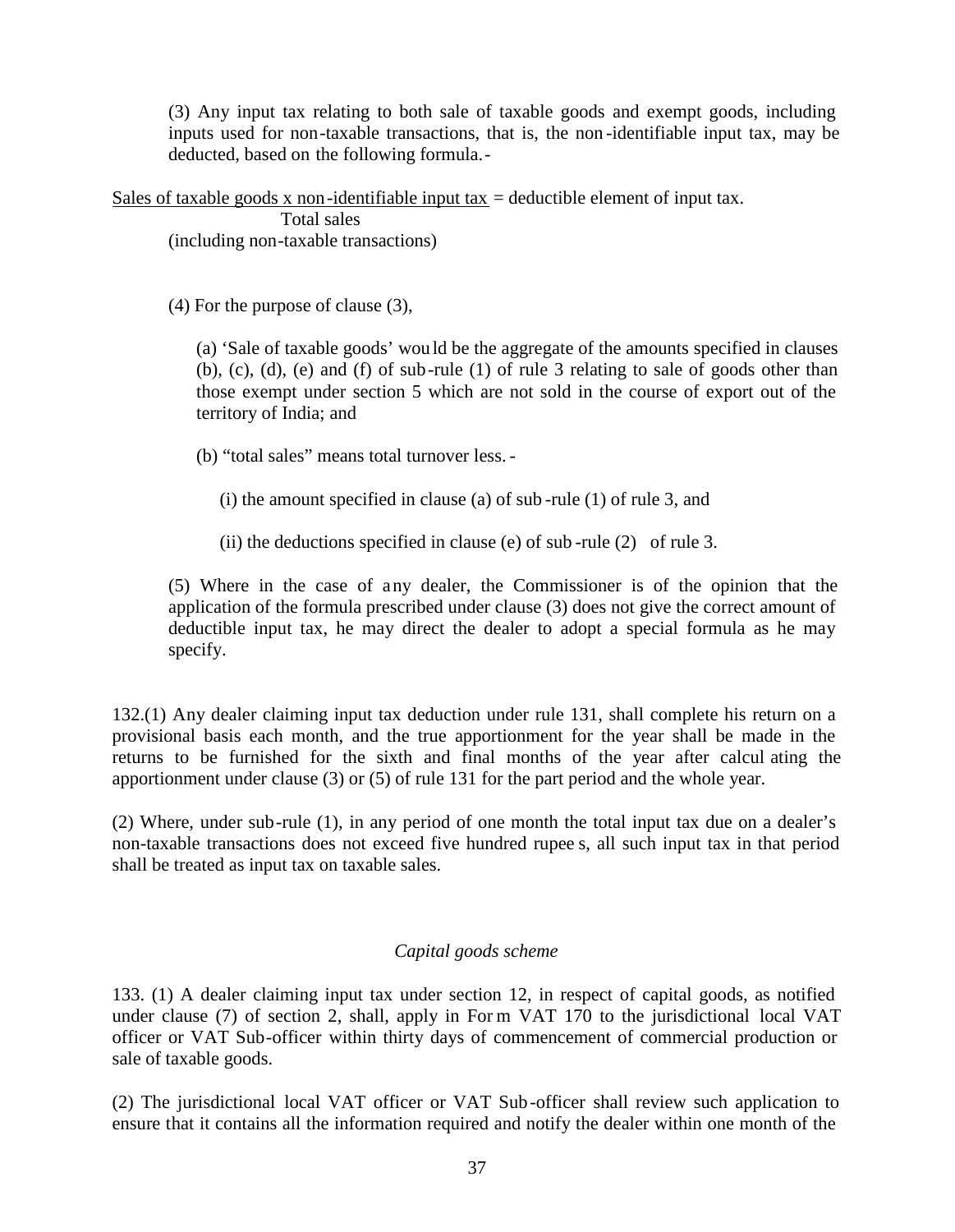(3) Any input tax relating to both sale of taxable goods and exempt goods, including inputs used for non-taxable transactions, that is, the non-identifiable input tax, may be deducted, based on the following formula.-

$$\frac{\text{Sales of taxable goods} \times \text{non-identifiable input tax}}{\text{Total sales (including non-taxable transactions)}} = \text{deductible element of input tax.}$$

(4) For the purpose of clause (3),

(a) 'Sale of taxable goods' would be the aggregate of the amounts specified in clauses (b), (c), (d), (e) and (f) of sub-rule (1) of rule 3 relating to sale of goods other than those exempt under section 5 which are not sold in the course of export out of the territory of India; and

(b) "total sales" means total turnover less.-

(i) the amount specified in clause (a) of sub-rule (1) of rule 3, and

(ii) the deductions specified in clause (e) of sub-rule (2) of rule 3.

(5) Where in the case of any dealer, the Commissioner is of the opinion that the application of the formula prescribed under clause (3) does not give the correct amount of deductible input tax, he may direct the dealer to adopt a special formula as he may specify.

132.(1) Any dealer claiming input tax deduction under rule 131, shall complete his return on a provisional basis each month, and the true apportionment for the year shall be made in the returns to be furnished for the sixth and final months of the year after calculating the apportionment under clause (3) or (5) of rule 131 for the part period and the whole year.

(2) Where, under sub-rule (1), in any period of one month the total input tax due on a dealer's non-taxable transactions does not exceed five hundred rupees, all such input tax in that period shall be treated as input tax on taxable sales.

*Capital goods scheme*

133. (1) A dealer claiming input tax under section 12, in respect of capital goods, as notified under clause (7) of section 2, shall, apply in Form VAT 170 to the jurisdictional local VAT officer or VAT Sub-officer within thirty days of commencement of commercial production or sale of taxable goods.

(2) The jurisdictional local VAT officer or VAT Sub-officer shall review such application to ensure that it contains all the information required and notify the dealer within one month of the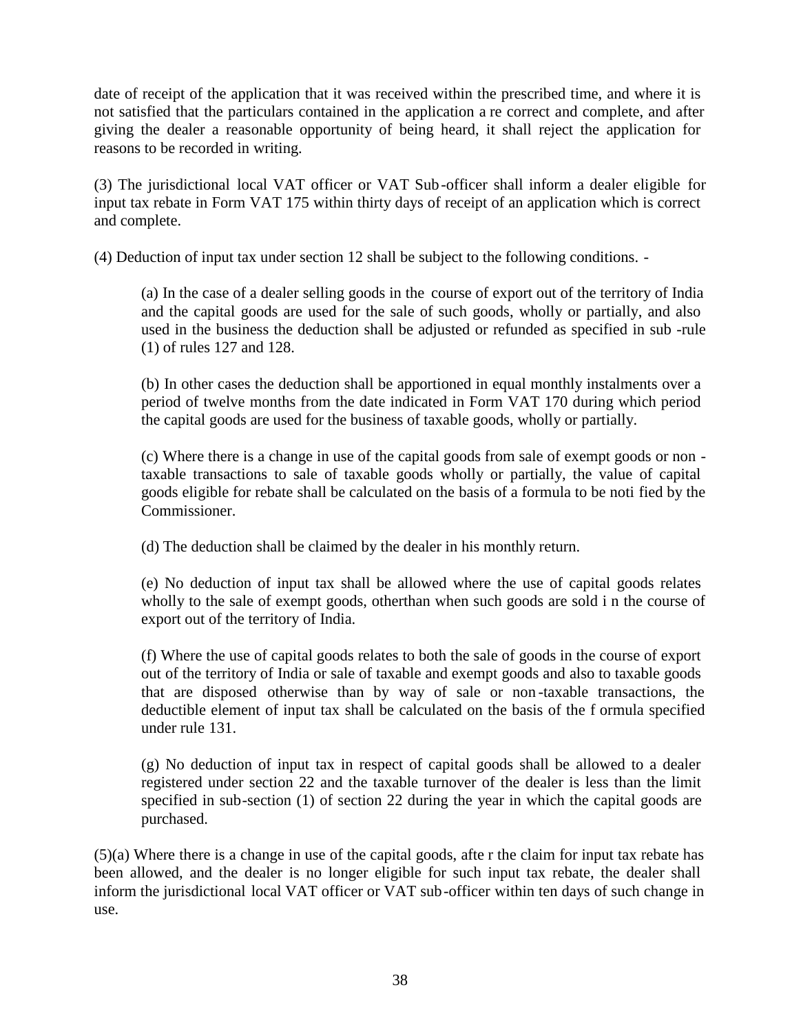date of receipt of the application that it was received within the prescribed time, and where it is not satisfied that the particulars contained in the application are correct and complete, and after giving the dealer a reasonable opportunity of being heard, it shall reject the application for reasons to be recorded in writing.

(3) The jurisdictional local VAT officer or VAT Sub-officer shall inform a dealer eligible for input tax rebate in Form VAT 175 within thirty days of receipt of an application which is correct and complete.

(4) Deduction of input tax under section 12 shall be subject to the following conditions. -

> (a) In the case of a dealer selling goods in the course of export out of the territory of India and the capital goods are used for the sale of such goods, wholly or partially, and also used in the business the deduction shall be adjusted or refunded as specified in sub-rule (1) of rules 127 and 128.
>
> (b) In other cases the deduction shall be apportioned in equal monthly instalments over a period of twelve months from the date indicated in Form VAT 170 during which period the capital goods are used for the business of taxable goods, wholly or partially.
>
> (c) Where there is a change in use of the capital goods from sale of exempt goods or non-taxable transactions to sale of taxable goods wholly or partially, the value of capital goods eligible for rebate shall be calculated on the basis of a formula to be notified by the Commissioner.
>
> (d) The deduction shall be claimed by the dealer in his monthly return.
>
> (e) No deduction of input tax shall be allowed where the use of capital goods relates wholly to the sale of exempt goods, otherthan when such goods are sold in the course of export out of the territory of India.
>
> (f) Where the use of capital goods relates to both the sale of goods in the course of export out of the territory of India or sale of taxable and exempt goods and also to taxable goods that are disposed otherwise than by way of sale or non-taxable transactions, the deductible element of input tax shall be calculated on the basis of the formula specified under rule 131.
>
> (g) No deduction of input tax in respect of capital goods shall be allowed to a dealer registered under section 22 and the taxable turnover of the dealer is less than the limit specified in sub-section (1) of section 22 during the year in which the capital goods are purchased.

(5)(a) Where there is a change in use of the capital goods, after the claim for input tax rebate has been allowed, and the dealer is no longer eligible for such input tax rebate, the dealer shall inform the jurisdictional local VAT officer or VAT sub-officer within ten days of such change in use.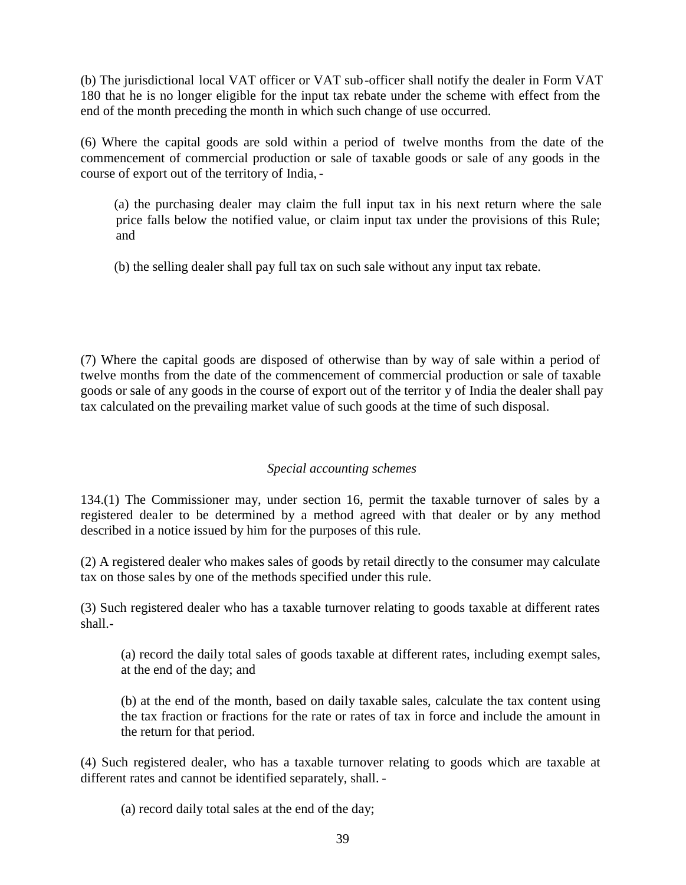(b) The jurisdictional local VAT officer or VAT sub-officer shall notify the dealer in Form VAT 180 that he is no longer eligible for the input tax rebate under the scheme with effect from the end of the month preceding the month in which such change of use occurred.

(6) Where the capital goods are sold within a period of twelve months from the date of the commencement of commercial production or sale of taxable goods or sale of any goods in the course of export out of the territory of India, -

(a) the purchasing dealer may claim the full input tax in his next return where the sale price falls below the notified value, or claim input tax under the provisions of this Rule; and

(b) the selling dealer shall pay full tax on such sale without any input tax rebate.

(7) Where the capital goods are disposed of otherwise than by way of sale within a period of twelve months from the date of the commencement of commercial production or sale of taxable goods or sale of any goods in the course of export out of the territory of India the dealer shall pay tax calculated on the prevailing market value of such goods at the time of such disposal.

*Special accounting schemes*

134.(1) The Commissioner may, under section 16, permit the taxable turnover of sales by a registered dealer to be determined by a method agreed with that dealer or by any method described in a notice issued by him for the purposes of this rule.

(2) A registered dealer who makes sales of goods by retail directly to the consumer may calculate tax on those sales by one of the methods specified under this rule.

(3) Such registered dealer who has a taxable turnover relating to goods taxable at different rates shall.-

(a) record the daily total sales of goods taxable at different rates, including exempt sales, at the end of the day; and

(b) at the end of the month, based on daily taxable sales, calculate the tax content using the tax fraction or fractions for the rate or rates of tax in force and include the amount in the return for that period.

(4) Such registered dealer, who has a taxable turnover relating to goods which are taxable at different rates and cannot be identified separately, shall. -

(a) record daily total sales at the end of the day;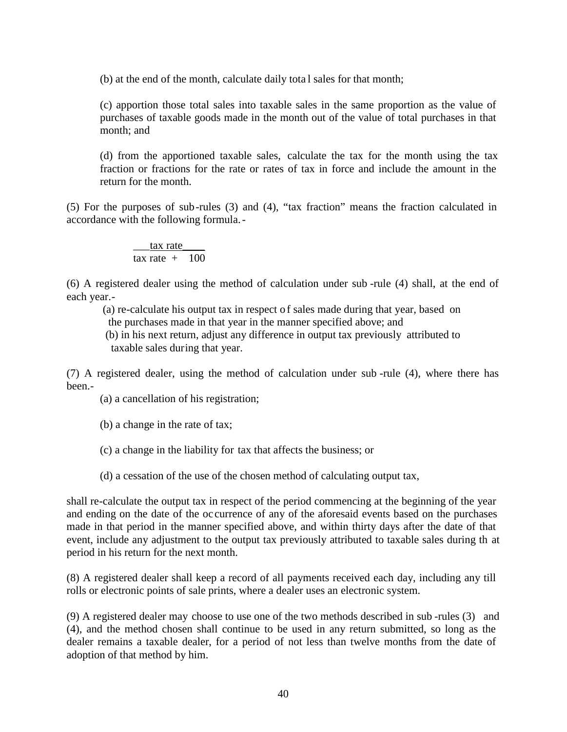(b) at the end of the month, calculate daily total sales for that month;

(c) apportion those total sales into taxable sales in the same proportion as the value of purchases of taxable goods made in the month out of the value of total purchases in that month; and

(d) from the apportioned taxable sales, calculate the tax for the month using the tax fraction or fractions for the rate or rates of tax in force and include the amount in the return for the month.

(5) For the purposes of sub-rules (3) and (4), "tax fraction" means the fraction calculated in accordance with the following formula.-

$$\frac{\text{tax rate}}{\text{tax rate} + 100}$$

(6) A registered dealer using the method of calculation under sub-rule (4) shall, at the end of each year.-

(a) re-calculate his output tax in respect of sales made during that year, based on the purchases made in that year in the manner specified above; and

(b) in his next return, adjust any difference in output tax previously attributed to taxable sales during that year.

(7) A registered dealer, using the method of calculation under sub-rule (4), where there has been.-

(a) a cancellation of his registration;

(b) a change in the rate of tax;

(c) a change in the liability for tax that affects the business; or

(d) a cessation of the use of the chosen method of calculating output tax,

shall re-calculate the output tax in respect of the period commencing at the beginning of the year and ending on the date of the occurrence of any of the aforesaid events based on the purchases made in that period in the manner specified above, and within thirty days after the date of that event, include any adjustment to the output tax previously attributed to taxable sales during that period in his return for the next month.

(8) A registered dealer shall keep a record of all payments received each day, including any till rolls or electronic points of sale prints, where a dealer uses an electronic system.

(9) A registered dealer may choose to use one of the two methods described in sub-rules (3) and (4), and the method chosen shall continue to be used in any return submitted, so long as the dealer remains a taxable dealer, for a period of not less than twelve months from the date of adoption of that method by him.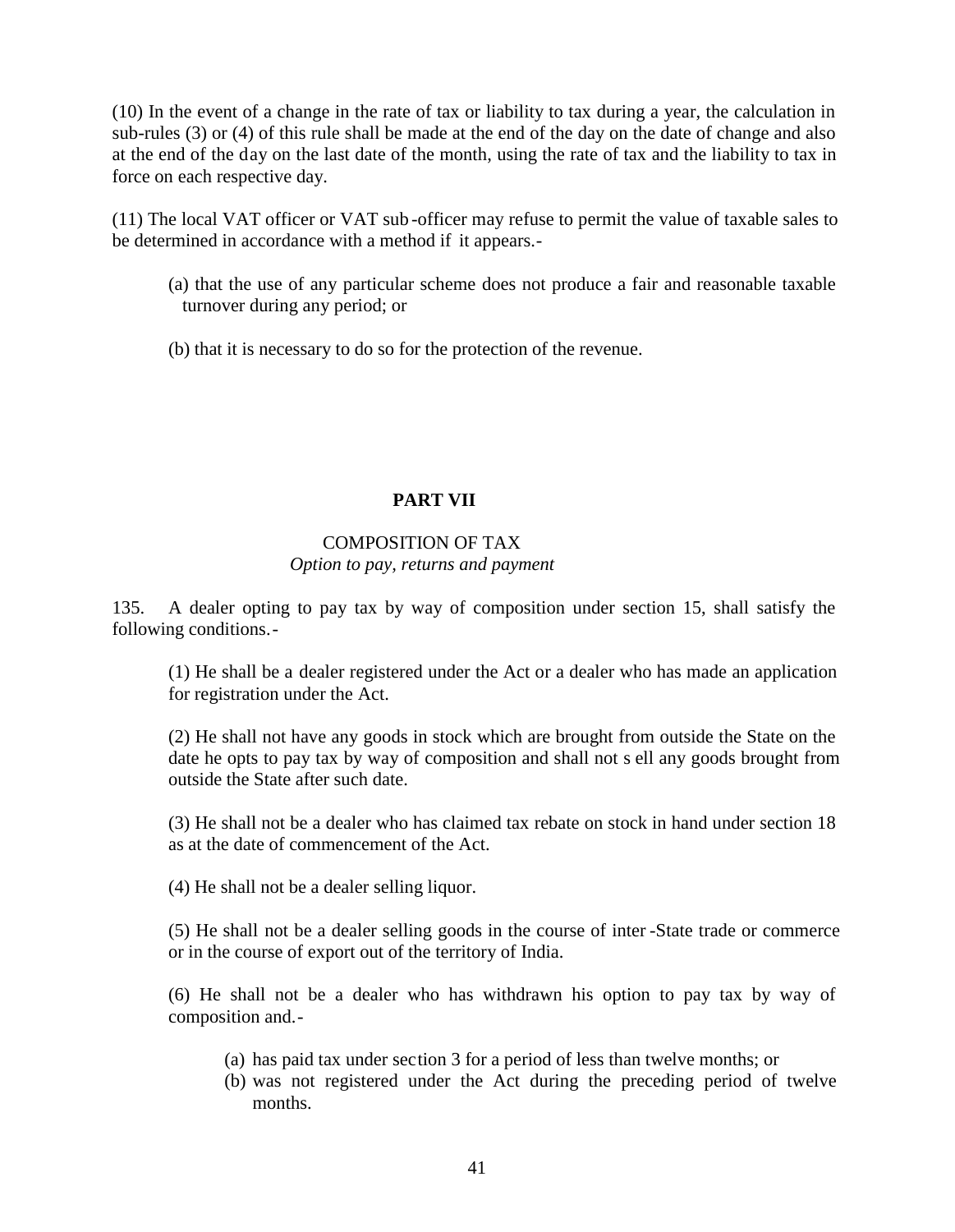(10) In the event of a change in the rate of tax or liability to tax during a year, the calculation in sub-rules (3) or (4) of this rule shall be made at the end of the day on the date of change and also at the end of the day on the last date of the month, using the rate of tax and the liability to tax in force on each respective day.

(11) The local VAT officer or VAT sub-officer may refuse to permit the value of taxable sales to be determined in accordance with a method if it appears.-

(a) that the use of any particular scheme does not produce a fair and reasonable taxable turnover during any period; or

(b) that it is necessary to do so for the protection of the revenue.

## PART VII

### COMPOSITION OF TAX

*Option to pay, returns and payment*

135. A dealer opting to pay tax by way of composition under section 15, shall satisfy the following conditions.-

(1) He shall be a dealer registered under the Act or a dealer who has made an application for registration under the Act.

(2) He shall not have any goods in stock which are brought from outside the State on the date he opts to pay tax by way of composition and shall not sell any goods brought from outside the State after such date.

(3) He shall not be a dealer who has claimed tax rebate on stock in hand under section 18 as at the date of commencement of the Act.

(4) He shall not be a dealer selling liquor.

(5) He shall not be a dealer selling goods in the course of inter-State trade or commerce or in the course of export out of the territory of India.

(6) He shall not be a dealer who has withdrawn his option to pay tax by way of composition and.-

(a) has paid tax under section 3 for a period of less than twelve months; or
(b) was not registered under the Act during the preceding period of twelve months.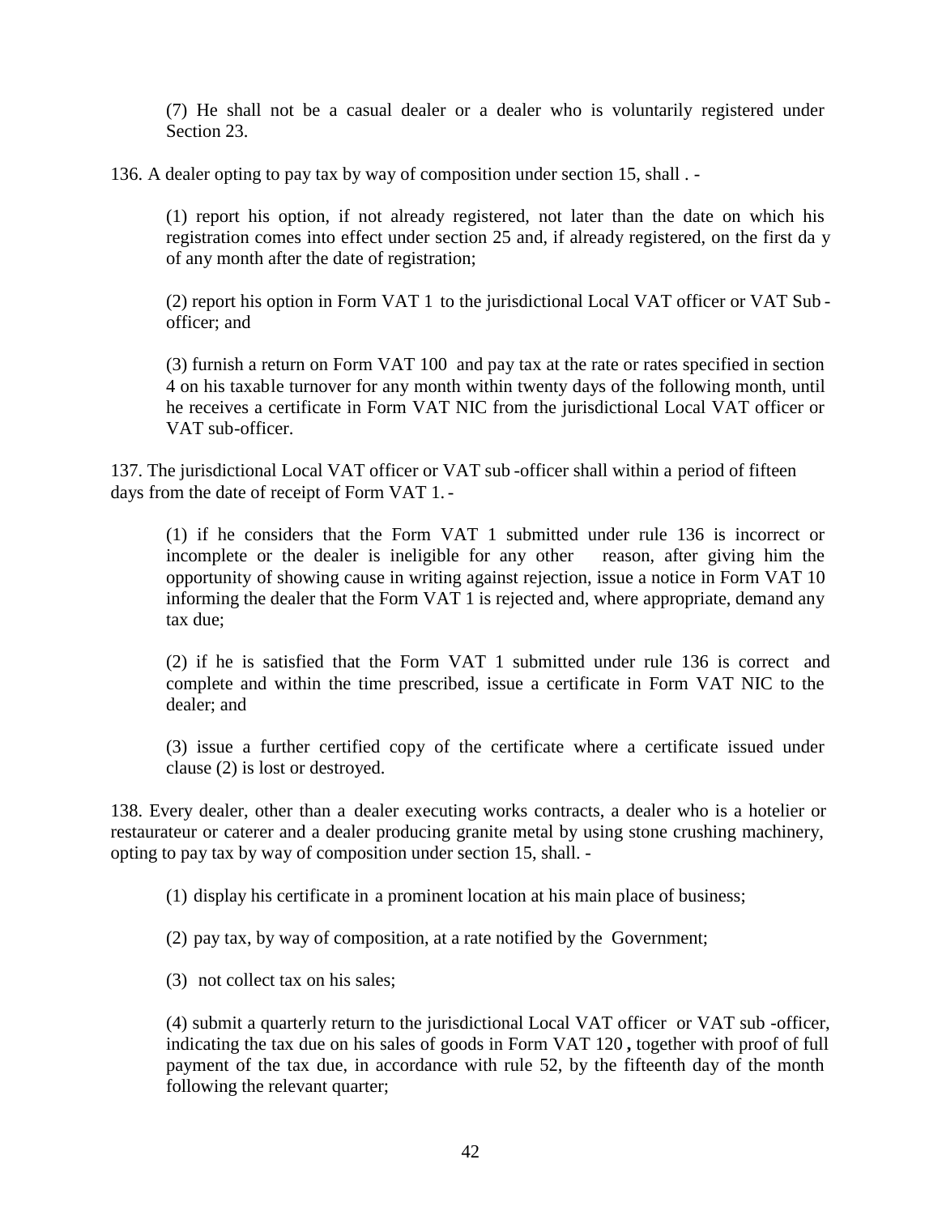(7) He shall not be a casual dealer or a dealer who is voluntarily registered under Section 23.

136. A dealer opting to pay tax by way of composition under section 15, shall . -

(1) report his option, if not already registered, not later than the date on which his registration comes into effect under section 25 and, if already registered, on the first da y of any month after the date of registration;

(2) report his option in Form VAT 1 to the jurisdictional Local VAT officer or VAT Sub - officer; and

(3) furnish a return on Form VAT 100 and pay tax at the rate or rates specified in section 4 on his taxable turnover for any month within twenty days of the following month, until he receives a certificate in Form VAT NIC from the jurisdictional Local VAT officer or VAT sub-officer.

137. The jurisdictional Local VAT officer or VAT sub -officer shall within a period of fifteen days from the date of receipt of Form VAT 1. -

(1) if he considers that the Form VAT 1 submitted under rule 136 is incorrect or incomplete or the dealer is ineligible for any other reason, after giving him the opportunity of showing cause in writing against rejection, issue a notice in Form VAT 10 informing the dealer that the Form VAT 1 is rejected and, where appropriate, demand any tax due;

(2) if he is satisfied that the Form VAT 1 submitted under rule 136 is correct and complete and within the time prescribed, issue a certificate in Form VAT NIC to the dealer; and

(3) issue a further certified copy of the certificate where a certificate issued under clause (2) is lost or destroyed.

138. Every dealer, other than a dealer executing works contracts, a dealer who is a hotelier or restaurateur or caterer and a dealer producing granite metal by using stone crushing machinery, opting to pay tax by way of composition under section 15, shall. -

(1) display his certificate in a prominent location at his main place of business;

(2) pay tax, by way of composition, at a rate notified by the Government;

(3) not collect tax on his sales;

(4) submit a quarterly return to the jurisdictional Local VAT officer or VAT sub -officer, indicating the tax due on his sales of goods in Form VAT 120 **,** together with proof of full payment of the tax due, in accordance with rule 52, by the fifteenth day of the month following the relevant quarter;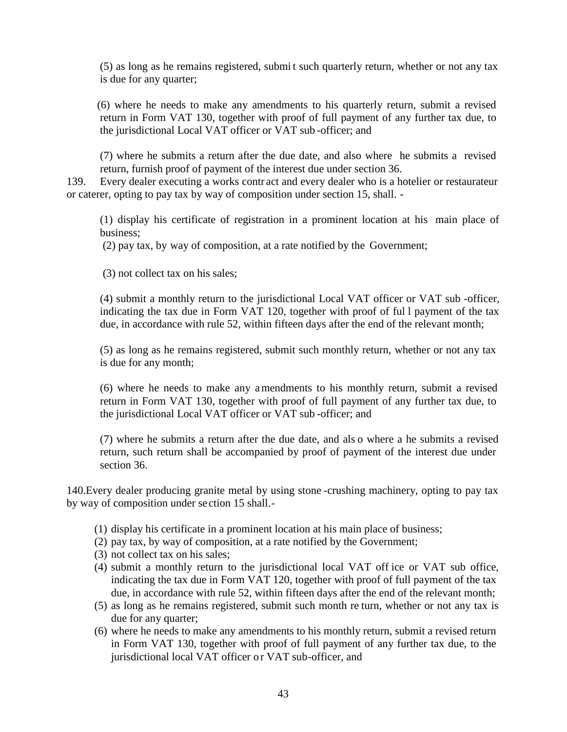(5) as long as he remains registered, submit such quarterly return, whether or not any tax is due for any quarter;

(6) where he needs to make any amendments to his quarterly return, submit a revised return in Form VAT 130, together with proof of full payment of any further tax due, to the jurisdictional Local VAT officer or VAT sub-officer; and

(7) where he submits a return after the due date, and also where he submits a revised return, furnish proof of payment of the interest due under section 36.

139. Every dealer executing a works contract and every dealer who is a hotelier or restaurateur or caterer, opting to pay tax by way of composition under section 15, shall. -

(1) display his certificate of registration in a prominent location at his main place of business;

(2) pay tax, by way of composition, at a rate notified by the Government;

(3) not collect tax on his sales;

(4) submit a monthly return to the jurisdictional Local VAT officer or VAT sub-officer, indicating the tax due in Form VAT 120, together with proof of full payment of the tax due, in accordance with rule 52, within fifteen days after the end of the relevant month;

(5) as long as he remains registered, submit such monthly return, whether or not any tax is due for any month;

(6) where he needs to make any amendments to his monthly return, submit a revised return in Form VAT 130, together with proof of full payment of any further tax due, to the jurisdictional Local VAT officer or VAT sub-officer; and

(7) where he submits a return after the due date, and also where a he submits a revised return, such return shall be accompanied by proof of payment of the interest due under section 36.

140. Every dealer producing granite metal by using stone-crushing machinery, opting to pay tax by way of composition under section 15 shall.-

(1) display his certificate in a prominent location at his main place of business;
(2) pay tax, by way of composition, at a rate notified by the Government;
(3) not collect tax on his sales;
(4) submit a monthly return to the jurisdictional local VAT office or VAT sub office, indicating the tax due in Form VAT 120, together with proof of full payment of the tax due, in accordance with rule 52, within fifteen days after the end of the relevant month;
(5) as long as he remains registered, submit such month return, whether or not any tax is due for any quarter;
(6) where he needs to make any amendments to his monthly return, submit a revised return in Form VAT 130, together with proof of full payment of any further tax due, to the jurisdictional local VAT officer or VAT sub-officer, and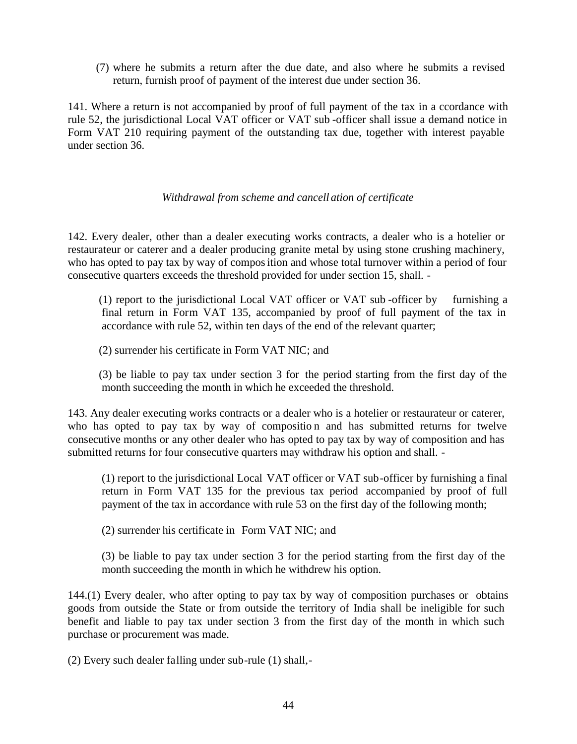(7) where he submits a return after the due date, and also where he submits a revised return, furnish proof of payment of the interest due under section 36.

141. Where a return is not accompanied by proof of full payment of the tax in accordance with rule 52, the jurisdictional Local VAT officer or VAT sub-officer shall issue a demand notice in Form VAT 210 requiring payment of the outstanding tax due, together with interest payable under section 36.

*Withdrawal from scheme and cancellation of certificate*

142. Every dealer, other than a dealer executing works contracts, a dealer who is a hotelier or restaurateur or caterer and a dealer producing granite metal by using stone crushing machinery, who has opted to pay tax by way of composition and whose total turnover within a period of four consecutive quarters exceeds the threshold provided for under section 15, shall. -

(1) report to the jurisdictional Local VAT officer or VAT sub-officer by furnishing a final return in Form VAT 135, accompanied by proof of full payment of the tax in accordance with rule 52, within ten days of the end of the relevant quarter;

(2) surrender his certificate in Form VAT NIC; and

(3) be liable to pay tax under section 3 for the period starting from the first day of the month succeeding the month in which he exceeded the threshold.

143. Any dealer executing works contracts or a dealer who is a hotelier or restaurateur or caterer, who has opted to pay tax by way of composition and has submitted returns for twelve consecutive months or any other dealer who has opted to pay tax by way of composition and has submitted returns for four consecutive quarters may withdraw his option and shall. -

(1) report to the jurisdictional Local VAT officer or VAT sub-officer by furnishing a final return in Form VAT 135 for the previous tax period accompanied by proof of full payment of the tax in accordance with rule 53 on the first day of the following month;

(2) surrender his certificate in Form VAT NIC; and

(3) be liable to pay tax under section 3 for the period starting from the first day of the month succeeding the month in which he withdrew his option.

144.(1) Every dealer, who after opting to pay tax by way of composition purchases or obtains goods from outside the State or from outside the territory of India shall be ineligible for such benefit and liable to pay tax under section 3 from the first day of the month in which such purchase or procurement was made.

(2) Every such dealer falling under sub-rule (1) shall,-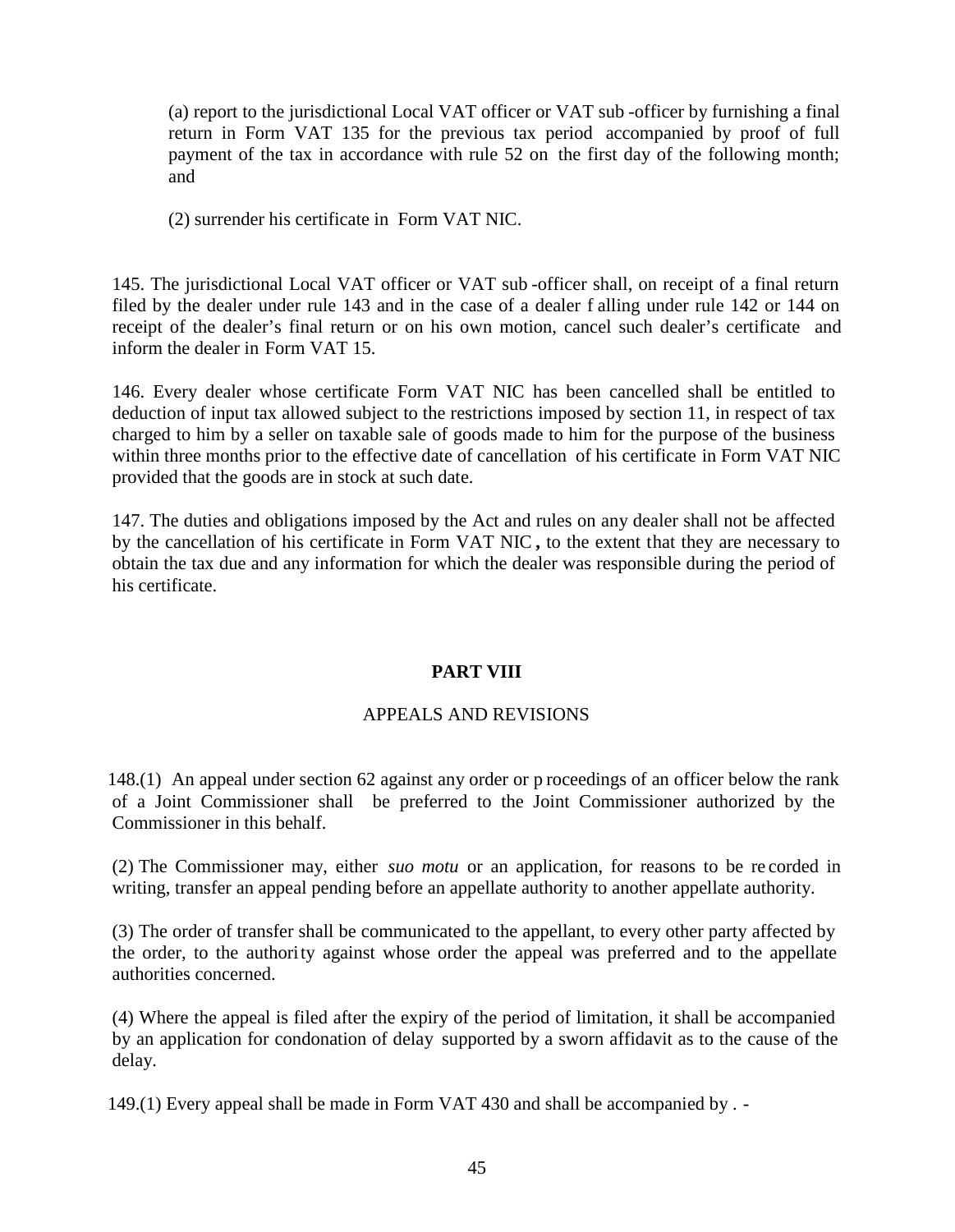(a) report to the jurisdictional Local VAT officer or VAT sub-officer by furnishing a final return in Form VAT 135 for the previous tax period accompanied by proof of full payment of the tax in accordance with rule 52 on the first day of the following month; and

(2) surrender his certificate in Form VAT NIC.

145. The jurisdictional Local VAT officer or VAT sub-officer shall, on receipt of a final return filed by the dealer under rule 143 and in the case of a dealer falling under rule 142 or 144 on receipt of the dealer's final return or on his own motion, cancel such dealer's certificate and inform the dealer in Form VAT 15.

146. Every dealer whose certificate Form VAT NIC has been cancelled shall be entitled to deduction of input tax allowed subject to the restrictions imposed by section 11, in respect of tax charged to him by a seller on taxable sale of goods made to him for the purpose of the business within three months prior to the effective date of cancellation of his certificate in Form VAT NIC provided that the goods are in stock at such date.

147. The duties and obligations imposed by the Act and rules on any dealer shall not be affected by the cancellation of his certificate in Form VAT NIC, to the extent that they are necessary to obtain the tax due and any information for which the dealer was responsible during the period of his certificate.

## PART VIII

### APPEALS AND REVISIONS

148.(1) An appeal under section 62 against any order or proceedings of an officer below the rank of a Joint Commissioner shall be preferred to the Joint Commissioner authorized by the Commissioner in this behalf.

(2) The Commissioner may, either *suo motu* or an application, for reasons to be recorded in writing, transfer an appeal pending before an appellate authority to another appellate authority.

(3) The order of transfer shall be communicated to the appellant, to every other party affected by the order, to the authority against whose order the appeal was preferred and to the appellate authorities concerned.

(4) Where the appeal is filed after the expiry of the period of limitation, it shall be accompanied by an application for condonation of delay supported by a sworn affidavit as to the cause of the delay.

149.(1) Every appeal shall be made in Form VAT 430 and shall be accompanied by . -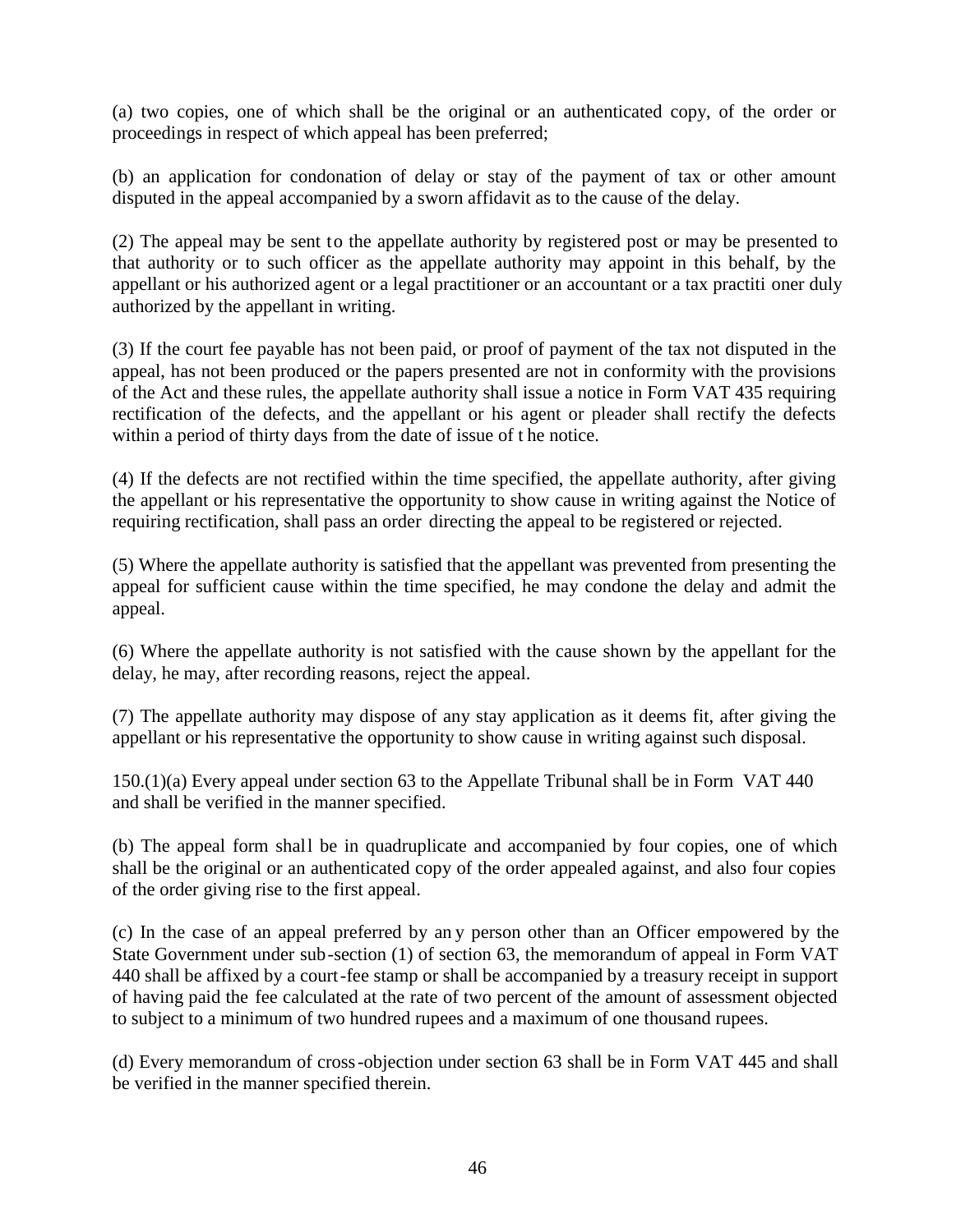(a) two copies, one of which shall be the original or an authenticated copy, of the order or proceedings in respect of which appeal has been preferred;

(b) an application for condonation of delay or stay of the payment of tax or other amount disputed in the appeal accompanied by a sworn affidavit as to the cause of the delay.

(2) The appeal may be sent to the appellate authority by registered post or may be presented to that authority or to such officer as the appellate authority may appoint in this behalf, by the appellant or his authorized agent or a legal practitioner or an accountant or a tax practitioner duly authorized by the appellant in writing.

(3) If the court fee payable has not been paid, or proof of payment of the tax not disputed in the appeal, has not been produced or the papers presented are not in conformity with the provisions of the Act and these rules, the appellate authority shall issue a notice in Form VAT 435 requiring rectification of the defects, and the appellant or his agent or pleader shall rectify the defects within a period of thirty days from the date of issue of the notice.

(4) If the defects are not rectified within the time specified, the appellate authority, after giving the appellant or his representative the opportunity to show cause in writing against the Notice of requiring rectification, shall pass an order directing the appeal to be registered or rejected.

(5) Where the appellate authority is satisfied that the appellant was prevented from presenting the appeal for sufficient cause within the time specified, he may condone the delay and admit the appeal.

(6) Where the appellate authority is not satisfied with the cause shown by the appellant for the delay, he may, after recording reasons, reject the appeal.

(7) The appellate authority may dispose of any stay application as it deems fit, after giving the appellant or his representative the opportunity to show cause in writing against such disposal.

150.(1)(a) Every appeal under section 63 to the Appellate Tribunal shall be in Form VAT 440 and shall be verified in the manner specified.

(b) The appeal form shall be in quadruplicate and accompanied by four copies, one of which shall be the original or an authenticated copy of the order appealed against, and also four copies of the order giving rise to the first appeal.

(c) In the case of an appeal preferred by any person other than an Officer empowered by the State Government under sub-section (1) of section 63, the memorandum of appeal in Form VAT 440 shall be affixed by a court-fee stamp or shall be accompanied by a treasury receipt in support of having paid the fee calculated at the rate of two percent of the amount of assessment objected to subject to a minimum of two hundred rupees and a maximum of one thousand rupees.

(d) Every memorandum of cross-objection under section 63 shall be in Form VAT 445 and shall be verified in the manner specified therein.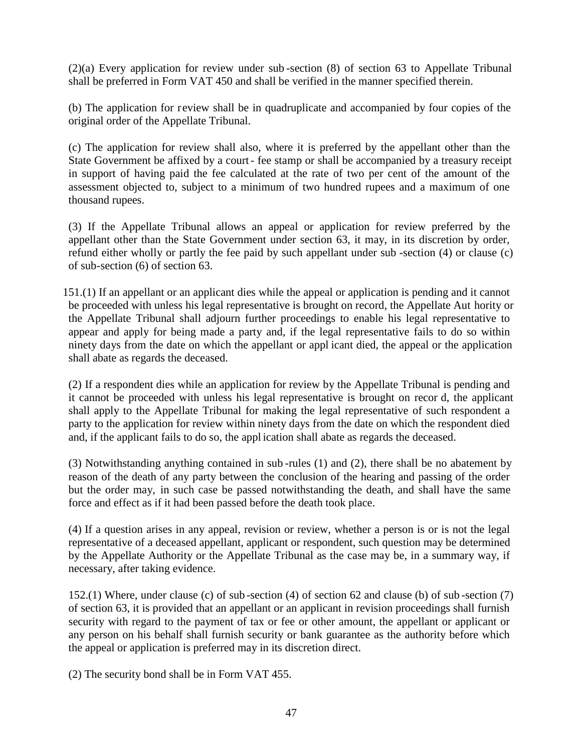(2)(a) Every application for review under sub-section (8) of section 63 to Appellate Tribunal shall be preferred in Form VAT 450 and shall be verified in the manner specified therein.

(b) The application for review shall be in quadruplicate and accompanied by four copies of the original order of the Appellate Tribunal.

(c) The application for review shall also, where it is preferred by the appellant other than the State Government be affixed by a court- fee stamp or shall be accompanied by a treasury receipt in support of having paid the fee calculated at the rate of two per cent of the amount of the assessment objected to, subject to a minimum of two hundred rupees and a maximum of one thousand rupees.

(3) If the Appellate Tribunal allows an appeal or application for review preferred by the appellant other than the State Government under section 63, it may, in its discretion by order, refund either wholly or partly the fee paid by such appellant under sub-section (4) or clause (c) of sub-section (6) of section 63.

151.(1) If an appellant or an applicant dies while the appeal or application is pending and it cannot be proceeded with unless his legal representative is brought on record, the Appellate Authority or the Appellate Tribunal shall adjourn further proceedings to enable his legal representative to appear and apply for being made a party and, if the legal representative fails to do so within ninety days from the date on which the appellant or applicant died, the appeal or the application shall abate as regards the deceased.

(2) If a respondent dies while an application for review by the Appellate Tribunal is pending and it cannot be proceeded with unless his legal representative is brought on record, the applicant shall apply to the Appellate Tribunal for making the legal representative of such respondent a party to the application for review within ninety days from the date on which the respondent died and, if the applicant fails to do so, the application shall abate as regards the deceased.

(3) Notwithstanding anything contained in sub-rules (1) and (2), there shall be no abatement by reason of the death of any party between the conclusion of the hearing and passing of the order but the order may, in such case be passed notwithstanding the death, and shall have the same force and effect as if it had been passed before the death took place.

(4) If a question arises in any appeal, revision or review, whether a person is or is not the legal representative of a deceased appellant, applicant or respondent, such question may be determined by the Appellate Authority or the Appellate Tribunal as the case may be, in a summary way, if necessary, after taking evidence.

152.(1) Where, under clause (c) of sub-section (4) of section 62 and clause (b) of sub-section (7) of section 63, it is provided that an appellant or an applicant in revision proceedings shall furnish security with regard to the payment of tax or fee or other amount, the appellant or applicant or any person on his behalf shall furnish security or bank guarantee as the authority before which the appeal or application is preferred may in its discretion direct.

(2) The security bond shall be in Form VAT 455.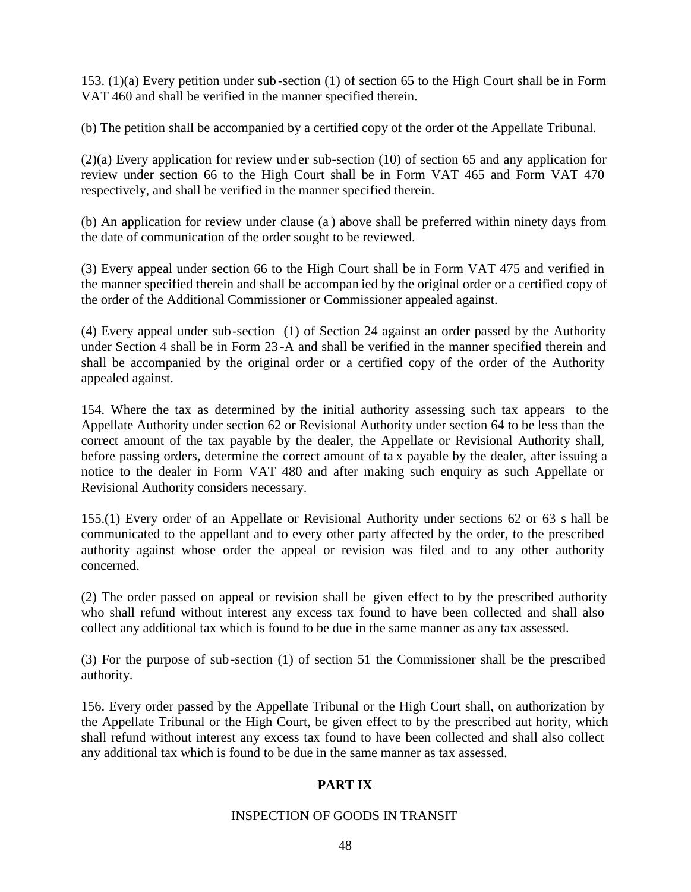153. (1)(a) Every petition under sub-section (1) of section 65 to the High Court shall be in Form VAT 460 and shall be verified in the manner specified therein.

(b) The petition shall be accompanied by a certified copy of the order of the Appellate Tribunal.

(2)(a) Every application for review under sub-section (10) of section 65 and any application for review under section 66 to the High Court shall be in Form VAT 465 and Form VAT 470 respectively, and shall be verified in the manner specified therein.

(b) An application for review under clause (a) above shall be preferred within ninety days from the date of communication of the order sought to be reviewed.

(3) Every appeal under section 66 to the High Court shall be in Form VAT 475 and verified in the manner specified therein and shall be accompanied by the original order or a certified copy of the order of the Additional Commissioner or Commissioner appealed against.

(4) Every appeal under sub-section (1) of Section 24 against an order passed by the Authority under Section 4 shall be in Form 23-A and shall be verified in the manner specified therein and shall be accompanied by the original order or a certified copy of the order of the Authority appealed against.

154. Where the tax as determined by the initial authority assessing such tax appears to the Appellate Authority under section 62 or Revisional Authority under section 64 to be less than the correct amount of the tax payable by the dealer, the Appellate or Revisional Authority shall, before passing orders, determine the correct amount of tax payable by the dealer, after issuing a notice to the dealer in Form VAT 480 and after making such enquiry as such Appellate or Revisional Authority considers necessary.

155.(1) Every order of an Appellate or Revisional Authority under sections 62 or 63 shall be communicated to the appellant and to every other party affected by the order, to the prescribed authority against whose order the appeal or revision was filed and to any other authority concerned.

(2) The order passed on appeal or revision shall be given effect to by the prescribed authority who shall refund without interest any excess tax found to have been collected and shall also collect any additional tax which is found to be due in the same manner as any tax assessed.

(3) For the purpose of sub-section (1) of section 51 the Commissioner shall be the prescribed authority.

156. Every order passed by the Appellate Tribunal or the High Court shall, on authorization by the Appellate Tribunal or the High Court, be given effect to by the prescribed authority, which shall refund without interest any excess tax found to have been collected and shall also collect any additional tax which is found to be due in the same manner as tax assessed.

## PART IX

### INSPECTION OF GOODS IN TRANSIT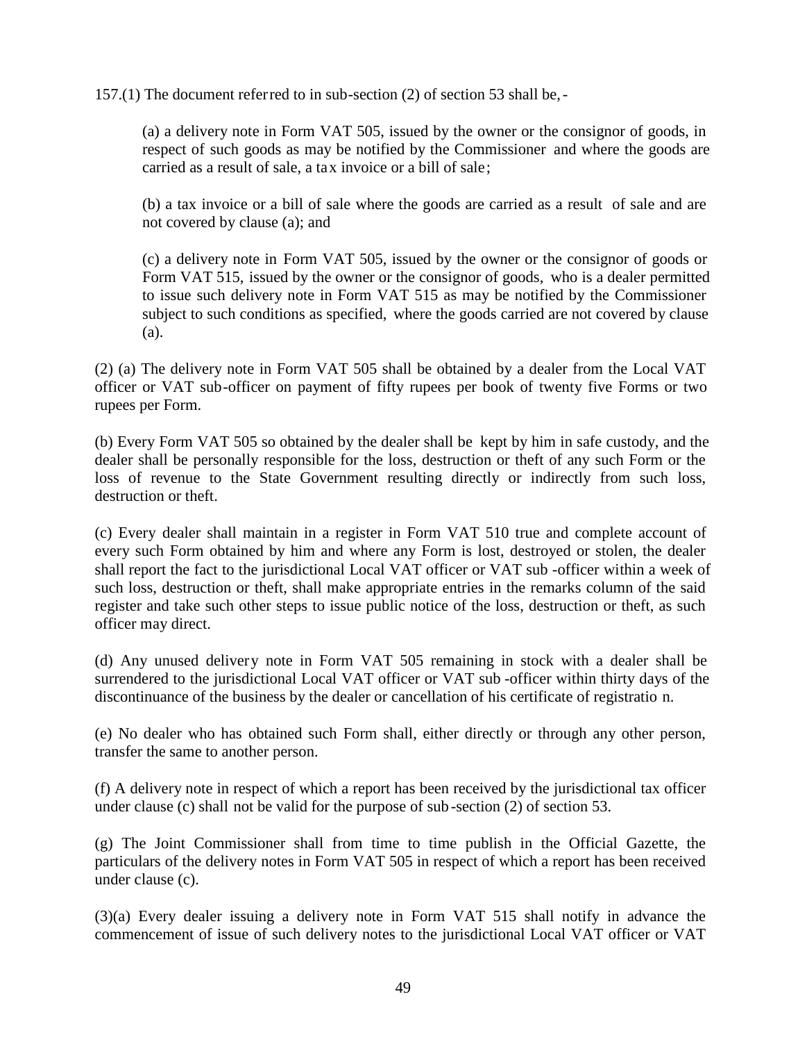157.(1) The document referred to in sub-section (2) of section 53 shall be,-

(a) a delivery note in Form VAT 505, issued by the owner or the consignor of goods, in respect of such goods as may be notified by the Commissioner and where the goods are carried as a result of sale, a tax invoice or a bill of sale;

(b) a tax invoice or a bill of sale where the goods are carried as a result of sale and are not covered by clause (a); and

(c) a delivery note in Form VAT 505, issued by the owner or the consignor of goods or Form VAT 515, issued by the owner or the consignor of goods, who is a dealer permitted to issue such delivery note in Form VAT 515 as may be notified by the Commissioner subject to such conditions as specified, where the goods carried are not covered by clause (a).

(2) (a) The delivery note in Form VAT 505 shall be obtained by a dealer from the Local VAT officer or VAT sub-officer on payment of fifty rupees per book of twenty five Forms or two rupees per Form.

(b) Every Form VAT 505 so obtained by the dealer shall be kept by him in safe custody, and the dealer shall be personally responsible for the loss, destruction or theft of any such Form or the loss of revenue to the State Government resulting directly or indirectly from such loss, destruction or theft.

(c) Every dealer shall maintain in a register in Form VAT 510 true and complete account of every such Form obtained by him and where any Form is lost, destroyed or stolen, the dealer shall report the fact to the jurisdictional Local VAT officer or VAT sub-officer within a week of such loss, destruction or theft, shall make appropriate entries in the remarks column of the said register and take such other steps to issue public notice of the loss, destruction or theft, as such officer may direct.

(d) Any unused delivery note in Form VAT 505 remaining in stock with a dealer shall be surrendered to the jurisdictional Local VAT officer or VAT sub-officer within thirty days of the discontinuance of the business by the dealer or cancellation of his certificate of registration.

(e) No dealer who has obtained such Form shall, either directly or through any other person, transfer the same to another person.

(f) A delivery note in respect of which a report has been received by the jurisdictional tax officer under clause (c) shall not be valid for the purpose of sub-section (2) of section 53.

(g) The Joint Commissioner shall from time to time publish in the Official Gazette, the particulars of the delivery notes in Form VAT 505 in respect of which a report has been received under clause (c).

(3)(a) Every dealer issuing a delivery note in Form VAT 515 shall notify in advance the commencement of issue of such delivery notes to the jurisdictional Local VAT officer or VAT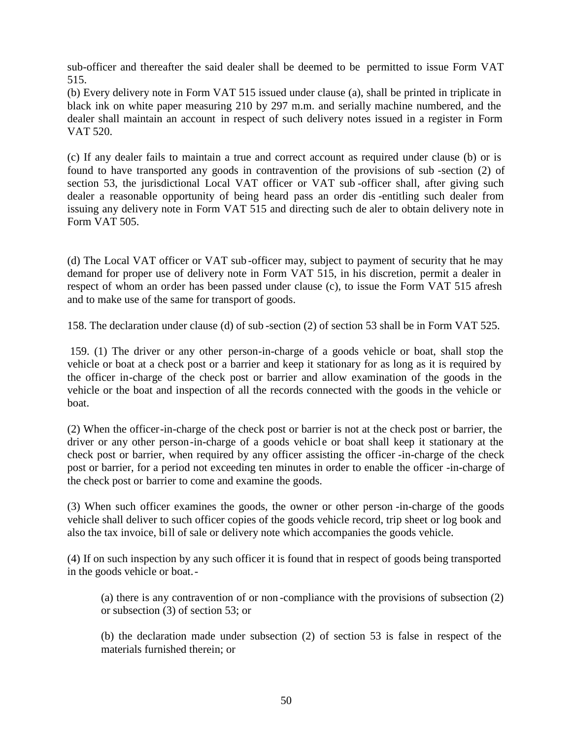sub-officer and thereafter the said dealer shall be deemed to be permitted to issue Form VAT 515.

(b) Every delivery note in Form VAT 515 issued under clause (a), shall be printed in triplicate in black ink on white paper measuring 210 by 297 m.m. and serially machine numbered, and the dealer shall maintain an account in respect of such delivery notes issued in a register in Form VAT 520.

(c) If any dealer fails to maintain a true and correct account as required under clause (b) or is found to have transported any goods in contravention of the provisions of sub-section (2) of section 53, the jurisdictional Local VAT officer or VAT sub-officer shall, after giving such dealer a reasonable opportunity of being heard pass an order dis-entitling such dealer from issuing any delivery note in Form VAT 515 and directing such dealer to obtain delivery note in Form VAT 505.

(d) The Local VAT officer or VAT sub-officer may, subject to payment of security that he may demand for proper use of delivery note in Form VAT 515, in his discretion, permit a dealer in respect of whom an order has been passed under clause (c), to issue the Form VAT 515 afresh and to make use of the same for transport of goods.

158. The declaration under clause (d) of sub-section (2) of section 53 shall be in Form VAT 525.

159. (1) The driver or any other person-in-charge of a goods vehicle or boat, shall stop the vehicle or boat at a check post or a barrier and keep it stationary for as long as it is required by the officer in-charge of the check post or barrier and allow examination of the goods in the vehicle or the boat and inspection of all the records connected with the goods in the vehicle or boat.

(2) When the officer-in-charge of the check post or barrier is not at the check post or barrier, the driver or any other person-in-charge of a goods vehicle or boat shall keep it stationary at the check post or barrier, when required by any officer assisting the officer-in-charge of the check post or barrier, for a period not exceeding ten minutes in order to enable the officer-in-charge of the check post or barrier to come and examine the goods.

(3) When such officer examines the goods, the owner or other person-in-charge of the goods vehicle shall deliver to such officer copies of the goods vehicle record, trip sheet or log book and also the tax invoice, bill of sale or delivery note which accompanies the goods vehicle.

(4) If on such inspection by any such officer it is found that in respect of goods being transported in the goods vehicle or boat.-

(a) there is any contravention of or non-compliance with the provisions of subsection (2) or subsection (3) of section 53; or

(b) the declaration made under subsection (2) of section 53 is false in respect of the materials furnished therein; or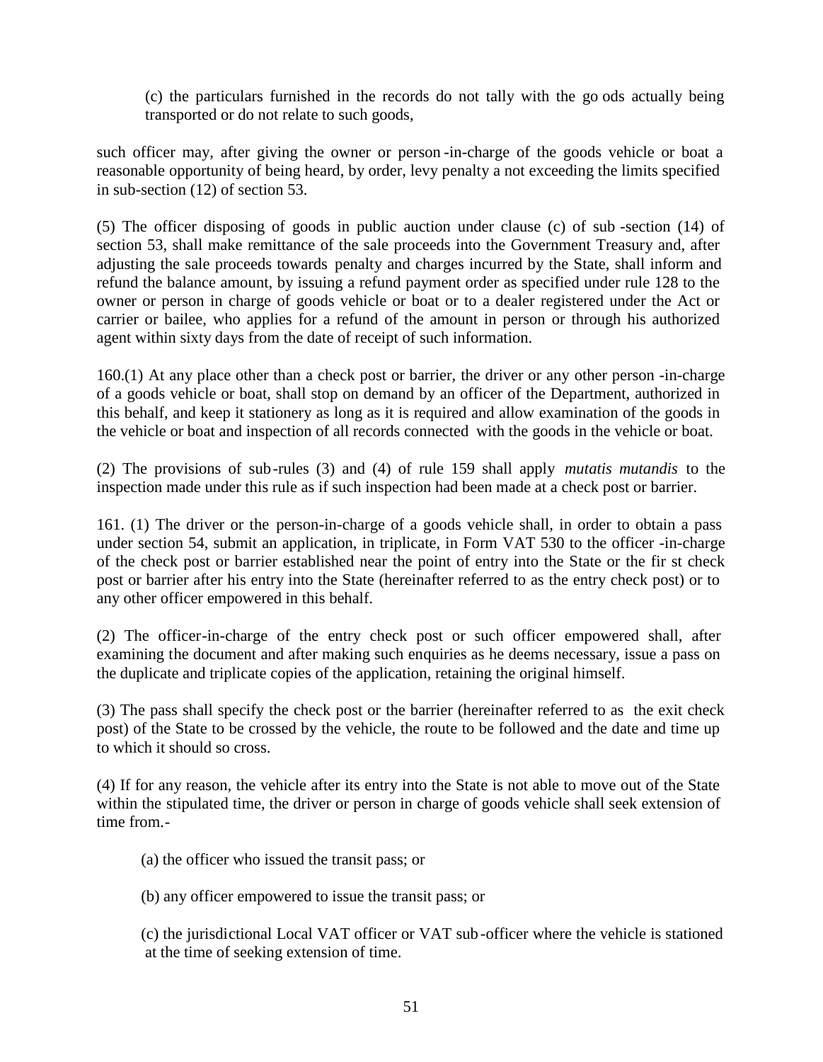(c) the particulars furnished in the records do not tally with the goods actually being transported or do not relate to such goods,

such officer may, after giving the owner or person-in-charge of the goods vehicle or boat a reasonable opportunity of being heard, by order, levy penalty a not exceeding the limits specified in sub-section (12) of section 53.

(5) The officer disposing of goods in public auction under clause (c) of sub-section (14) of section 53, shall make remittance of the sale proceeds into the Government Treasury and, after adjusting the sale proceeds towards penalty and charges incurred by the State, shall inform and refund the balance amount, by issuing a refund payment order as specified under rule 128 to the owner or person in charge of goods vehicle or boat or to a dealer registered under the Act or carrier or bailee, who applies for a refund of the amount in person or through his authorized agent within sixty days from the date of receipt of such information.

160.(1) At any place other than a check post or barrier, the driver or any other person-in-charge of a goods vehicle or boat, shall stop on demand by an officer of the Department, authorized in this behalf, and keep it stationery as long as it is required and allow examination of the goods in the vehicle or boat and inspection of all records connected with the goods in the vehicle or boat.

(2) The provisions of sub-rules (3) and (4) of rule 159 shall apply *mutatis mutandis* to the inspection made under this rule as if such inspection had been made at a check post or barrier.

161. (1) The driver or the person-in-charge of a goods vehicle shall, in order to obtain a pass under section 54, submit an application, in triplicate, in Form VAT 530 to the officer-in-charge of the check post or barrier established near the point of entry into the State or the first check post or barrier after his entry into the State (hereinafter referred to as the entry check post) or to any other officer empowered in this behalf.

(2) The officer-in-charge of the entry check post or such officer empowered shall, after examining the document and after making such enquiries as he deems necessary, issue a pass on the duplicate and triplicate copies of the application, retaining the original himself.

(3) The pass shall specify the check post or the barrier (hereinafter referred to as the exit check post) of the State to be crossed by the vehicle, the route to be followed and the date and time up to which it should so cross.

(4) If for any reason, the vehicle after its entry into the State is not able to move out of the State within the stipulated time, the driver or person in charge of goods vehicle shall seek extension of time from.-

(a) the officer who issued the transit pass; or

(b) any officer empowered to issue the transit pass; or

(c) the jurisdictional Local VAT officer or VAT sub-officer where the vehicle is stationed at the time of seeking extension of time.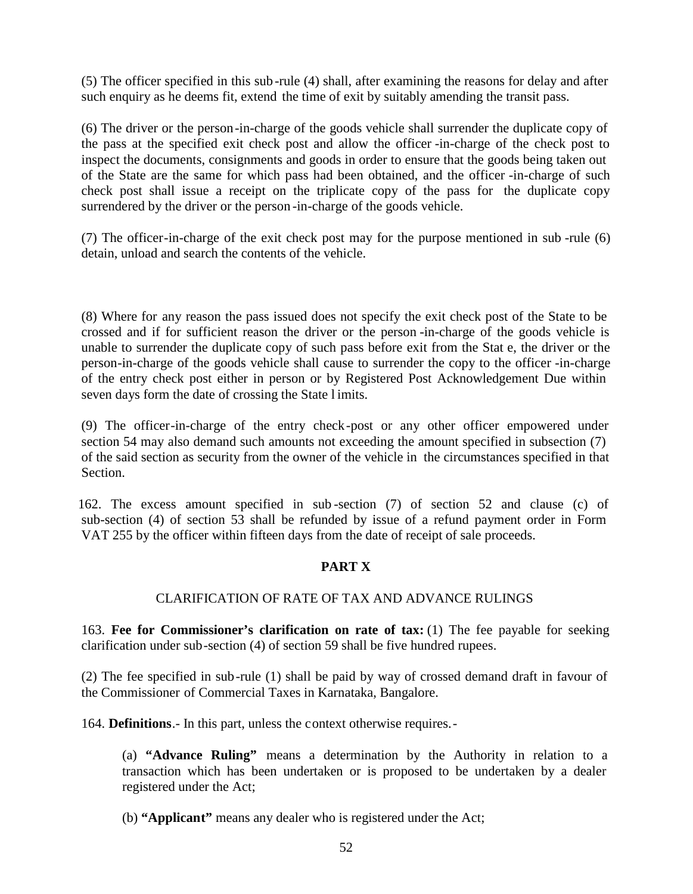(5) The officer specified in this sub-rule (4) shall, after examining the reasons for delay and after such enquiry as he deems fit, extend the time of exit by suitably amending the transit pass.

(6) The driver or the person-in-charge of the goods vehicle shall surrender the duplicate copy of the pass at the specified exit check post and allow the officer-in-charge of the check post to inspect the documents, consignments and goods in order to ensure that the goods being taken out of the State are the same for which pass had been obtained, and the officer-in-charge of such check post shall issue a receipt on the triplicate copy of the pass for the duplicate copy surrendered by the driver or the person-in-charge of the goods vehicle.

(7) The officer-in-charge of the exit check post may for the purpose mentioned in sub-rule (6) detain, unload and search the contents of the vehicle.

(8) Where for any reason the pass issued does not specify the exit check post of the State to be crossed and if for sufficient reason the driver or the person-in-charge of the goods vehicle is unable to surrender the duplicate copy of such pass before exit from the State, the driver or the person-in-charge of the goods vehicle shall cause to surrender the copy to the officer-in-charge of the entry check post either in person or by Registered Post Acknowledgement Due within seven days form the date of crossing the State limits.

(9) The officer-in-charge of the entry check-post or any other officer empowered under section 54 may also demand such amounts not exceeding the amount specified in subsection (7) of the said section as security from the owner of the vehicle in the circumstances specified in that Section.

162. The excess amount specified in sub-section (7) of section 52 and clause (c) of sub-section (4) of section 53 shall be refunded by issue of a refund payment order in Form VAT 255 by the officer within fifteen days from the date of receipt of sale proceeds.

## PART X

### CLARIFICATION OF RATE OF TAX AND ADVANCE RULINGS

163. **Fee for Commissioner's clarification on rate of tax:** (1) The fee payable for seeking clarification under sub-section (4) of section 59 shall be five hundred rupees.

(2) The fee specified in sub-rule (1) shall be paid by way of crossed demand draft in favour of the Commissioner of Commercial Taxes in Karnataka, Bangalore.

164. **Definitions**.- In this part, unless the context otherwise requires.-

(a) **"Advance Ruling"** means a determination by the Authority in relation to a transaction which has been undertaken or is proposed to be undertaken by a dealer registered under the Act;

(b) **"Applicant"** means any dealer who is registered under the Act;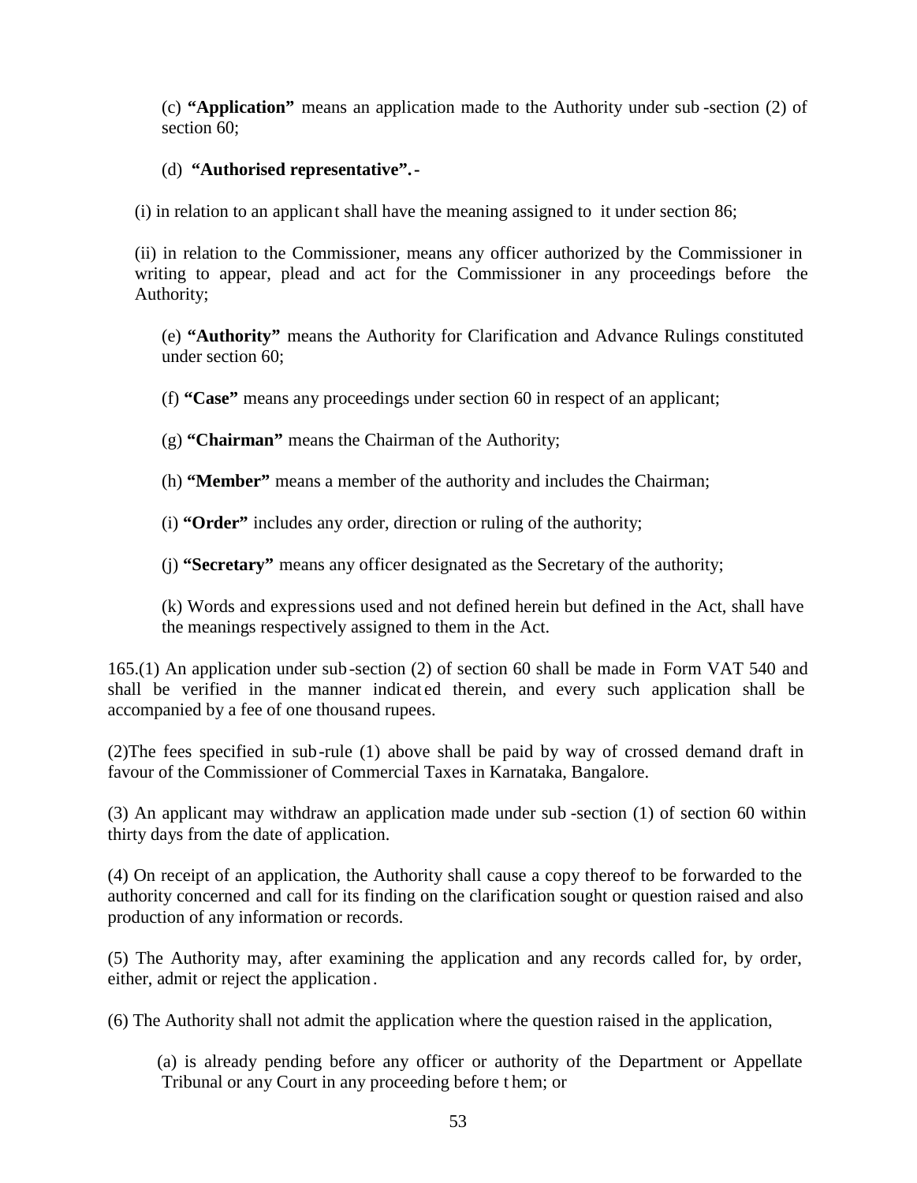(c) **"Application"** means an application made to the Authority under sub-section (2) of section 60;

(d) **"Authorised representative".-**

(i) in relation to an applicant shall have the meaning assigned to it under section 86;

(ii) in relation to the Commissioner, means any officer authorized by the Commissioner in writing to appear, plead and act for the Commissioner in any proceedings before the Authority;

(e) **"Authority"** means the Authority for Clarification and Advance Rulings constituted under section 60;

(f) **"Case"** means any proceedings under section 60 in respect of an applicant;

(g) **"Chairman"** means the Chairman of the Authority;

(h) **"Member"** means a member of the authority and includes the Chairman;

(i) **"Order"** includes any order, direction or ruling of the authority;

(j) **"Secretary"** means any officer designated as the Secretary of the authority;

(k) Words and expressions used and not defined herein but defined in the Act, shall have the meanings respectively assigned to them in the Act.

165.(1) An application under sub-section (2) of section 60 shall be made in Form VAT 540 and shall be verified in the manner indicated therein, and every such application shall be accompanied by a fee of one thousand rupees.

(2)The fees specified in sub-rule (1) above shall be paid by way of crossed demand draft in favour of the Commissioner of Commercial Taxes in Karnataka, Bangalore.

(3) An applicant may withdraw an application made under sub-section (1) of section 60 within thirty days from the date of application.

(4) On receipt of an application, the Authority shall cause a copy thereof to be forwarded to the authority concerned and call for its finding on the clarification sought or question raised and also production of any information or records.

(5) The Authority may, after examining the application and any records called for, by order, either, admit or reject the application.

(6) The Authority shall not admit the application where the question raised in the application,

(a) is already pending before any officer or authority of the Department or Appellate Tribunal or any Court in any proceeding before them; or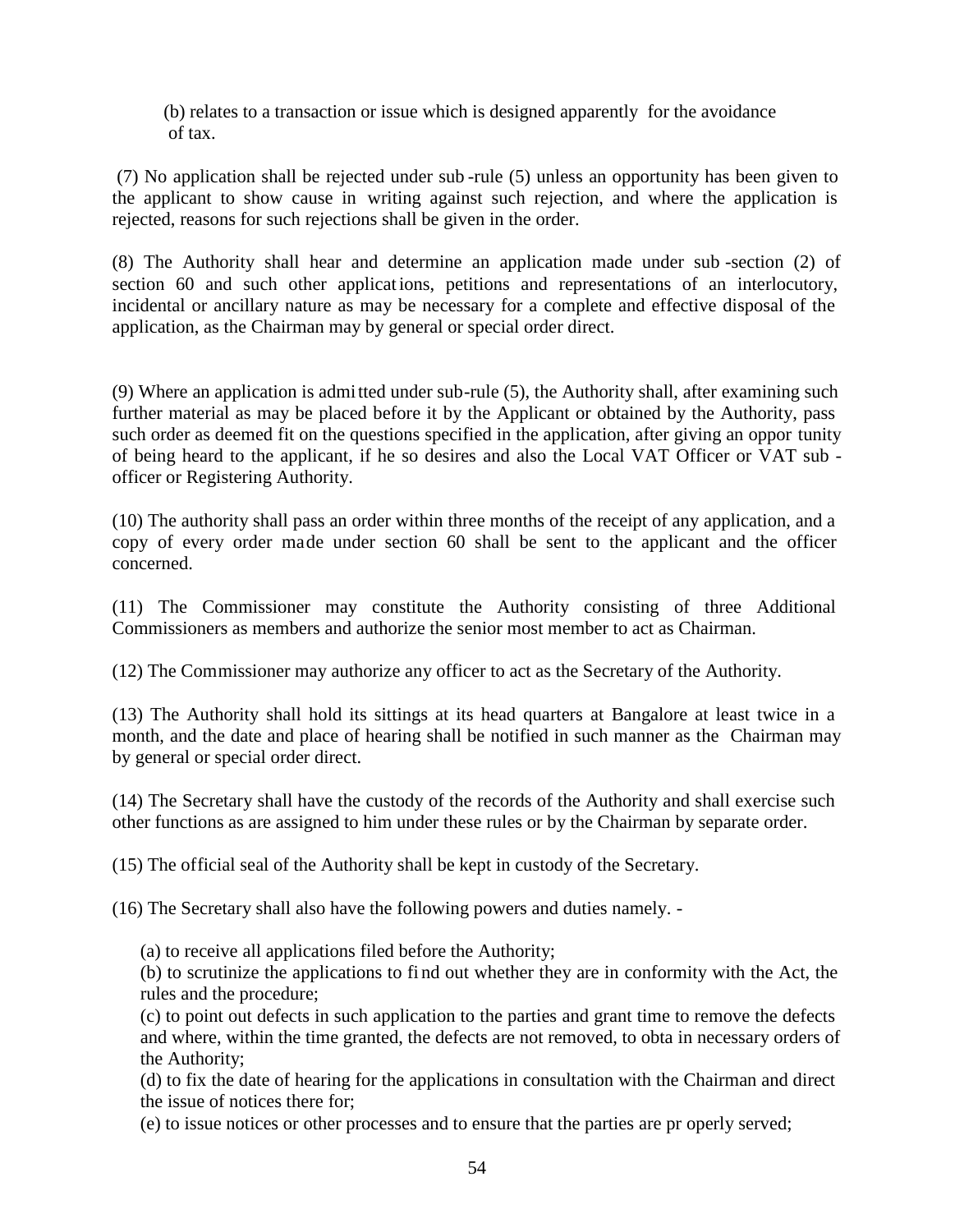(b) relates to a transaction or issue which is designed apparently for the avoidance of tax.

(7) No application shall be rejected under sub-rule (5) unless an opportunity has been given to the applicant to show cause in writing against such rejection, and where the application is rejected, reasons for such rejections shall be given in the order.

(8) The Authority shall hear and determine an application made under sub-section (2) of section 60 and such other applications, petitions and representations of an interlocutory, incidental or ancillary nature as may be necessary for a complete and effective disposal of the application, as the Chairman may by general or special order direct.

(9) Where an application is admitted under sub-rule (5), the Authority shall, after examining such further material as may be placed before it by the Applicant or obtained by the Authority, pass such order as deemed fit on the questions specified in the application, after giving an opportunity of being heard to the applicant, if he so desires and also the Local VAT Officer or VAT sub-officer or Registering Authority.

(10) The authority shall pass an order within three months of the receipt of any application, and a copy of every order made under section 60 shall be sent to the applicant and the officer concerned.

(11) The Commissioner may constitute the Authority consisting of three Additional Commissioners as members and authorize the senior most member to act as Chairman.

(12) The Commissioner may authorize any officer to act as the Secretary of the Authority.

(13) The Authority shall hold its sittings at its head quarters at Bangalore at least twice in a month, and the date and place of hearing shall be notified in such manner as the Chairman may by general or special order direct.

(14) The Secretary shall have the custody of the records of the Authority and shall exercise such other functions as are assigned to him under these rules or by the Chairman by separate order.

(15) The official seal of the Authority shall be kept in custody of the Secretary.

(16) The Secretary shall also have the following powers and duties namely. -

(a) to receive all applications filed before the Authority;

(b) to scrutinize the applications to find out whether they are in conformity with the Act, the rules and the procedure;

(c) to point out defects in such application to the parties and grant time to remove the defects and where, within the time granted, the defects are not removed, to obtain necessary orders of the Authority;

(d) to fix the date of hearing for the applications in consultation with the Chairman and direct the issue of notices there for;

(e) to issue notices or other processes and to ensure that the parties are properly served;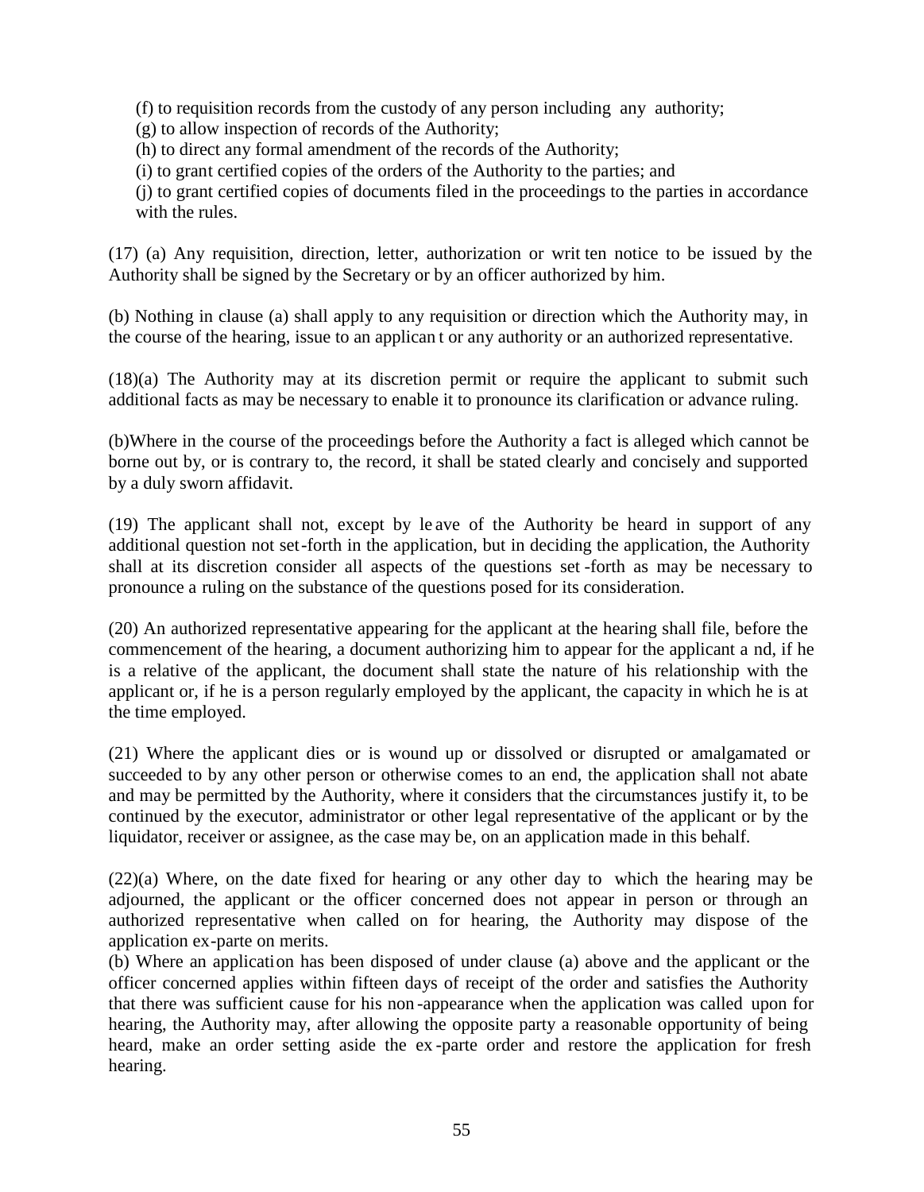(f) to requisition records from the custody of any person including any authority;

(g) to allow inspection of records of the Authority;

(h) to direct any formal amendment of the records of the Authority;

(i) to grant certified copies of the orders of the Authority to the parties; and

(j) to grant certified copies of documents filed in the proceedings to the parties in accordance with the rules.

(17) (a) Any requisition, direction, letter, authorization or written notice to be issued by the Authority shall be signed by the Secretary or by an officer authorized by him.

(b) Nothing in clause (a) shall apply to any requisition or direction which the Authority may, in the course of the hearing, issue to an applicant or any authority or an authorized representative.

(18)(a) The Authority may at its discretion permit or require the applicant to submit such additional facts as may be necessary to enable it to pronounce its clarification or advance ruling.

(b)Where in the course of the proceedings before the Authority a fact is alleged which cannot be borne out by, or is contrary to, the record, it shall be stated clearly and concisely and supported by a duly sworn affidavit.

(19) The applicant shall not, except by leave of the Authority be heard in support of any additional question not set-forth in the application, but in deciding the application, the Authority shall at its discretion consider all aspects of the questions set-forth as may be necessary to pronounce a ruling on the substance of the questions posed for its consideration.

(20) An authorized representative appearing for the applicant at the hearing shall file, before the commencement of the hearing, a document authorizing him to appear for the applicant and, if he is a relative of the applicant, the document shall state the nature of his relationship with the applicant or, if he is a person regularly employed by the applicant, the capacity in which he is at the time employed.

(21) Where the applicant dies or is wound up or dissolved or disrupted or amalgamated or succeeded to by any other person or otherwise comes to an end, the application shall not abate and may be permitted by the Authority, where it considers that the circumstances justify it, to be continued by the executor, administrator or other legal representative of the applicant or by the liquidator, receiver or assignee, as the case may be, on an application made in this behalf.

(22)(a) Where, on the date fixed for hearing or any other day to which the hearing may be adjourned, the applicant or the officer concerned does not appear in person or through an authorized representative when called on for hearing, the Authority may dispose of the application ex-parte on merits.

(b) Where an application has been disposed of under clause (a) above and the applicant or the officer concerned applies within fifteen days of receipt of the order and satisfies the Authority that there was sufficient cause for his non-appearance when the application was called upon for hearing, the Authority may, after allowing the opposite party a reasonable opportunity of being heard, make an order setting aside the ex-parte order and restore the application for fresh hearing.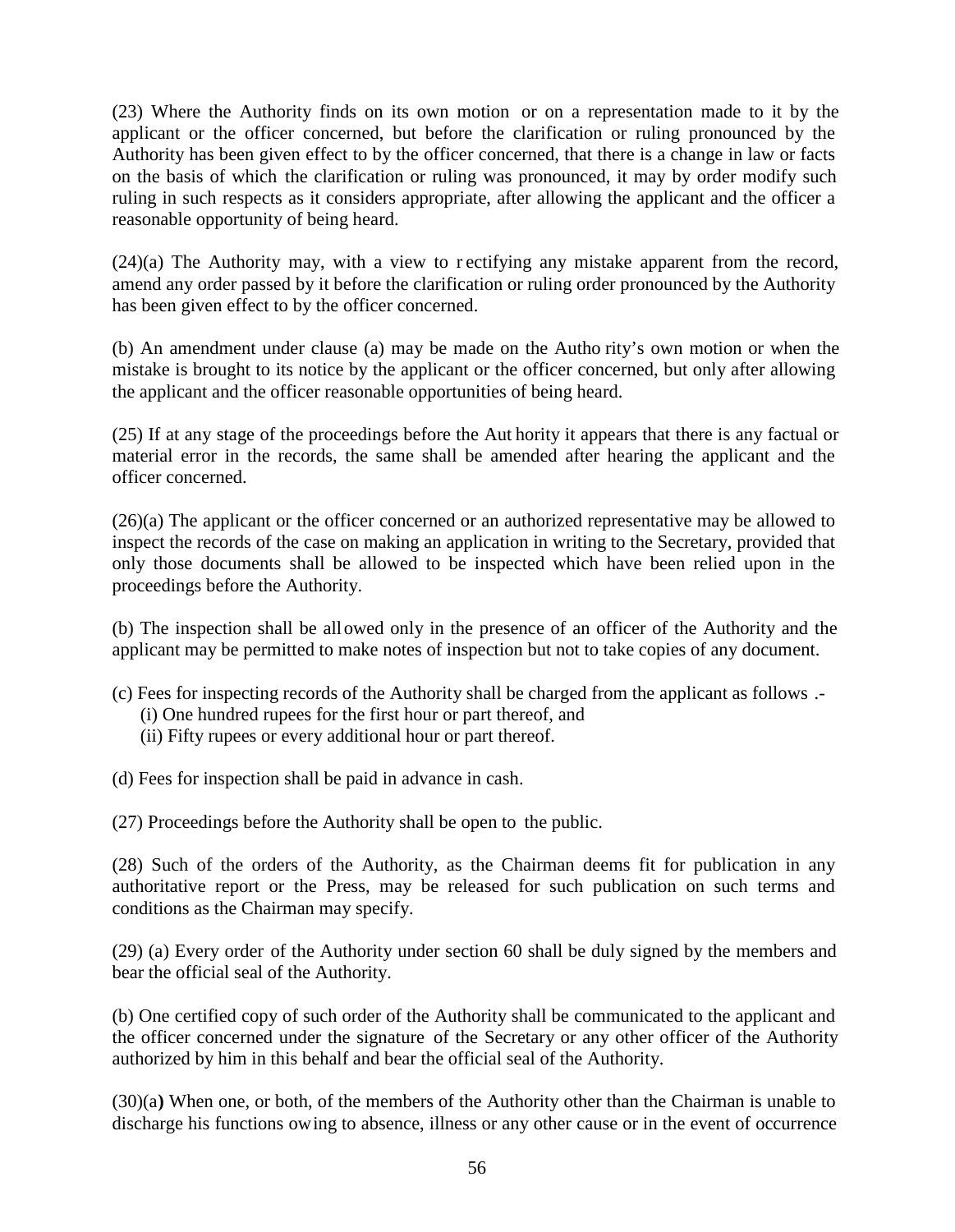(23) Where the Authority finds on its own motion or on a representation made to it by the applicant or the officer concerned, but before the clarification or ruling pronounced by the Authority has been given effect to by the officer concerned, that there is a change in law or facts on the basis of which the clarification or ruling was pronounced, it may by order modify such ruling in such respects as it considers appropriate, after allowing the applicant and the officer a reasonable opportunity of being heard.

(24)(a) The Authority may, with a view to rectifying any mistake apparent from the record, amend any order passed by it before the clarification or ruling order pronounced by the Authority has been given effect to by the officer concerned.

(b) An amendment under clause (a) may be made on the Authority's own motion or when the mistake is brought to its notice by the applicant or the officer concerned, but only after allowing the applicant and the officer reasonable opportunities of being heard.

(25) If at any stage of the proceedings before the Authority it appears that there is any factual or material error in the records, the same shall be amended after hearing the applicant and the officer concerned.

(26)(a) The applicant or the officer concerned or an authorized representative may be allowed to inspect the records of the case on making an application in writing to the Secretary, provided that only those documents shall be allowed to be inspected which have been relied upon in the proceedings before the Authority.

(b) The inspection shall be allowed only in the presence of an officer of the Authority and the applicant may be permitted to make notes of inspection but not to take copies of any document.

(c) Fees for inspecting records of the Authority shall be charged from the applicant as follows .-
   (i) One hundred rupees for the first hour or part thereof, and
   (ii) Fifty rupees or every additional hour or part thereof.

(d) Fees for inspection shall be paid in advance in cash.

(27) Proceedings before the Authority shall be open to the public.

(28) Such of the orders of the Authority, as the Chairman deems fit for publication in any authoritative report or the Press, may be released for such publication on such terms and conditions as the Chairman may specify.

(29) (a) Every order of the Authority under section 60 shall be duly signed by the members and bear the official seal of the Authority.

(b) One certified copy of such order of the Authority shall be communicated to the applicant and the officer concerned under the signature of the Secretary or any other officer of the Authority authorized by him in this behalf and bear the official seal of the Authority.

(30)(a**)** When one, or both, of the members of the Authority other than the Chairman is unable to discharge his functions owing to absence, illness or any other cause or in the event of occurrence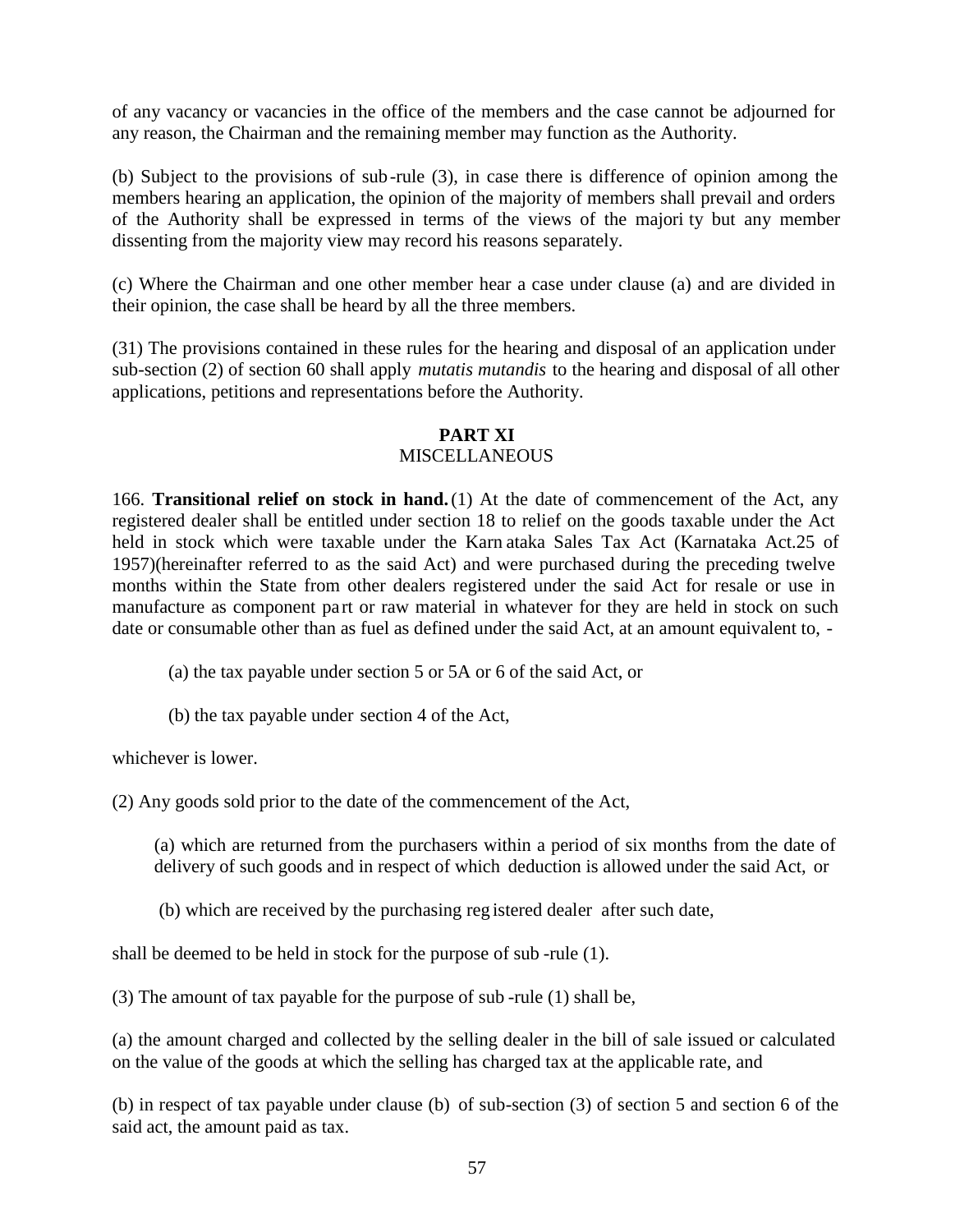of any vacancy or vacancies in the office of the members and the case cannot be adjourned for any reason, the Chairman and the remaining member may function as the Authority.

(b) Subject to the provisions of sub-rule (3), in case there is difference of opinion among the members hearing an application, the opinion of the majority of members shall prevail and orders of the Authority shall be expressed in terms of the views of the majority but any member dissenting from the majority view may record his reasons separately.

(c) Where the Chairman and one other member hear a case under clause (a) and are divided in their opinion, the case shall be heard by all the three members.

(31) The provisions contained in these rules for the hearing and disposal of an application under sub-section (2) of section 60 shall apply *mutatis mutandis* to the hearing and disposal of all other applications, petitions and representations before the Authority.

## PART XI
## MISCELLANEOUS

166. **Transitional relief on stock in hand.** (1) At the date of commencement of the Act, any registered dealer shall be entitled under section 18 to relief on the goods taxable under the Act held in stock which were taxable under the Karnataka Sales Tax Act (Karnataka Act.25 of 1957)(hereinafter referred to as the said Act) and were purchased during the preceding twelve months within the State from other dealers registered under the said Act for resale or use in manufacture as component part or raw material in whatever for they are held in stock on such date or consumable other than as fuel as defined under the said Act, at an amount equivalent to, -

(a) the tax payable under section 5 or 5A or 6 of the said Act, or

(b) the tax payable under section 4 of the Act,

whichever is lower.

(2) Any goods sold prior to the date of the commencement of the Act,

(a) which are returned from the purchasers within a period of six months from the date of delivery of such goods and in respect of which deduction is allowed under the said Act, or

(b) which are received by the purchasing registered dealer after such date,

shall be deemed to be held in stock for the purpose of sub-rule (1).

(3) The amount of tax payable for the purpose of sub-rule (1) shall be,

(a) the amount charged and collected by the selling dealer in the bill of sale issued or calculated on the value of the goods at which the selling has charged tax at the applicable rate, and

(b) in respect of tax payable under clause (b) of sub-section (3) of section 5 and section 6 of the said act, the amount paid as tax.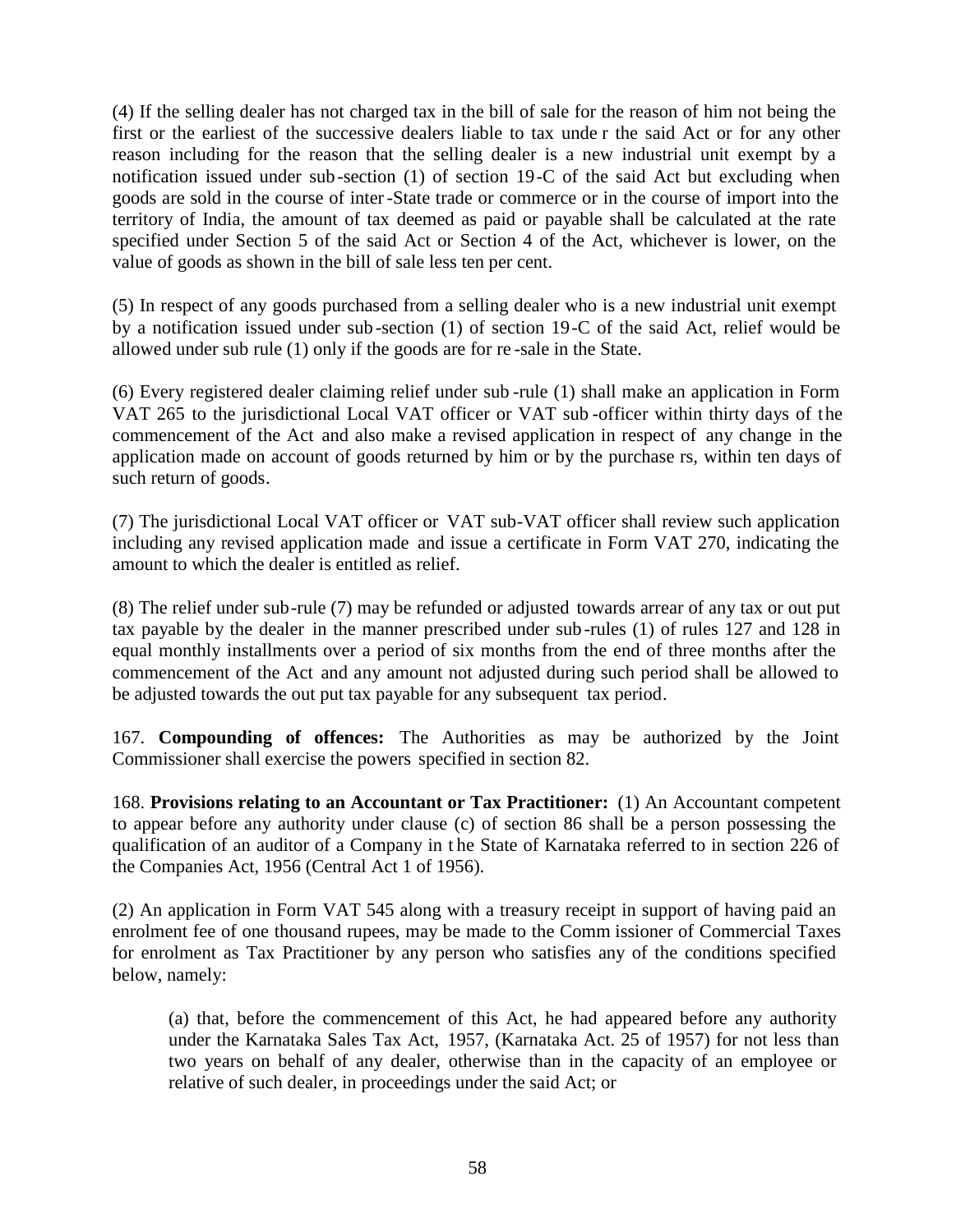(4) If the selling dealer has not charged tax in the bill of sale for the reason of him not being the first or the earliest of the successive dealers liable to tax under the said Act or for any other reason including for the reason that the selling dealer is a new industrial unit exempt by a notification issued under sub-section (1) of section 19-C of the said Act but excluding when goods are sold in the course of inter-State trade or commerce or in the course of import into the territory of India, the amount of tax deemed as paid or payable shall be calculated at the rate specified under Section 5 of the said Act or Section 4 of the Act, whichever is lower, on the value of goods as shown in the bill of sale less ten per cent.

(5) In respect of any goods purchased from a selling dealer who is a new industrial unit exempt by a notification issued under sub-section (1) of section 19-C of the said Act, relief would be allowed under sub rule (1) only if the goods are for re-sale in the State.

(6) Every registered dealer claiming relief under sub-rule (1) shall make an application in Form VAT 265 to the jurisdictional Local VAT officer or VAT sub-officer within thirty days of the commencement of the Act and also make a revised application in respect of any change in the application made on account of goods returned by him or by the purchasers, within ten days of such return of goods.

(7) The jurisdictional Local VAT officer or VAT sub-VAT officer shall review such application including any revised application made and issue a certificate in Form VAT 270, indicating the amount to which the dealer is entitled as relief.

(8) The relief under sub-rule (7) may be refunded or adjusted towards arrear of any tax or out put tax payable by the dealer in the manner prescribed under sub-rules (1) of rules 127 and 128 in equal monthly installments over a period of six months from the end of three months after the commencement of the Act and any amount not adjusted during such period shall be allowed to be adjusted towards the out put tax payable for any subsequent tax period.

167. **Compounding of offences:** The Authorities as may be authorized by the Joint Commissioner shall exercise the powers specified in section 82.

168. **Provisions relating to an Accountant or Tax Practitioner:** (1) An Accountant competent to appear before any authority under clause (c) of section 86 shall be a person possessing the qualification of an auditor of a Company in the State of Karnataka referred to in section 226 of the Companies Act, 1956 (Central Act 1 of 1956).

(2) An application in Form VAT 545 along with a treasury receipt in support of having paid an enrolment fee of one thousand rupees, may be made to the Commissioner of Commercial Taxes for enrolment as Tax Practitioner by any person who satisfies any of the conditions specified below, namely:

(a) that, before the commencement of this Act, he had appeared before any authority under the Karnataka Sales Tax Act, 1957, (Karnataka Act. 25 of 1957) for not less than two years on behalf of any dealer, otherwise than in the capacity of an employee or relative of such dealer, in proceedings under the said Act; or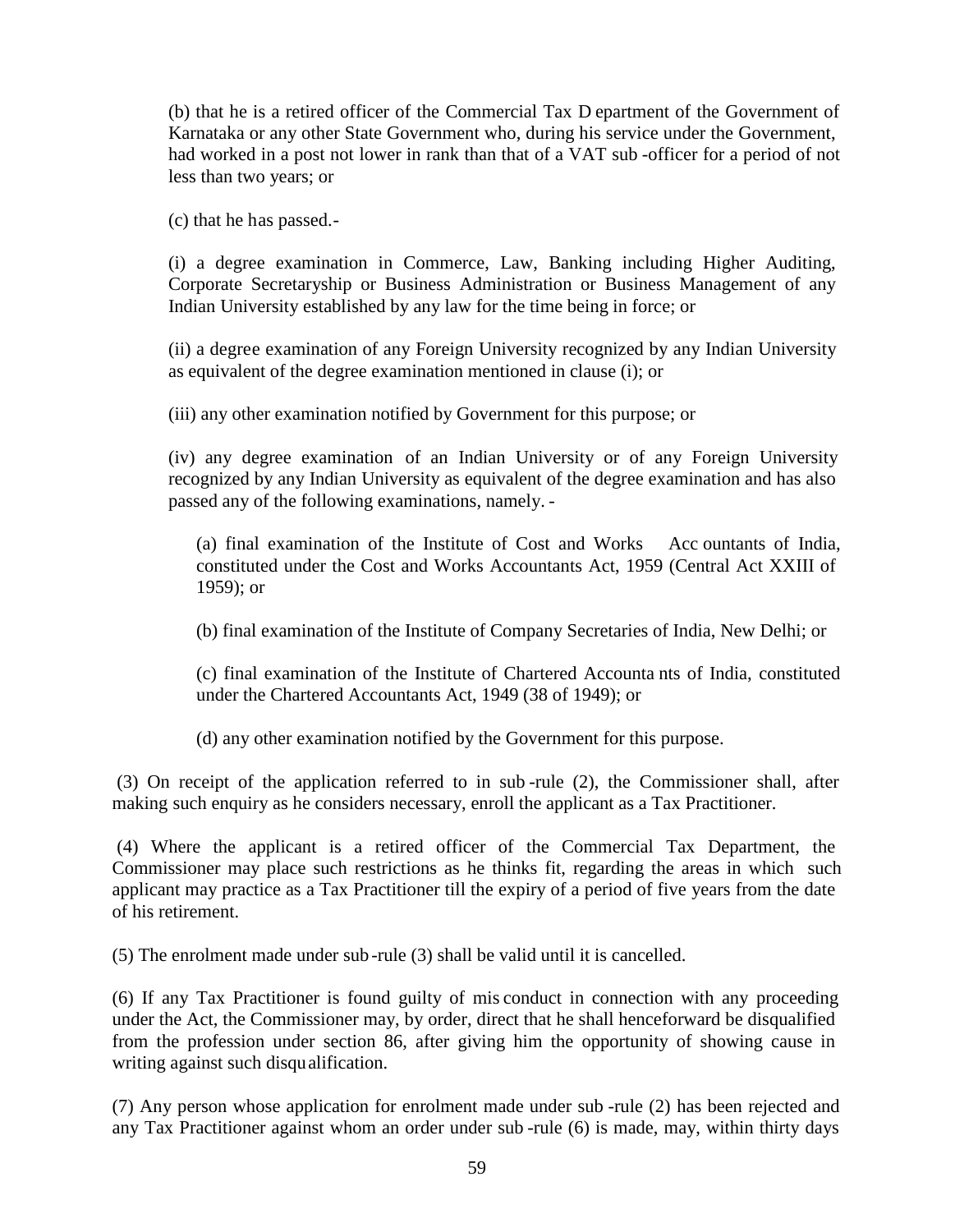(b) that he is a retired officer of the Commercial Tax Department of the Government of Karnataka or any other State Government who, during his service under the Government, had worked in a post not lower in rank than that of a VAT sub-officer for a period of not less than two years; or

(c) that he has passed.-

(i) a degree examination in Commerce, Law, Banking including Higher Auditing, Corporate Secretaryship or Business Administration or Business Management of any Indian University established by any law for the time being in force; or

(ii) a degree examination of any Foreign University recognized by any Indian University as equivalent of the degree examination mentioned in clause (i); or

(iii) any other examination notified by Government for this purpose; or

(iv) any degree examination of an Indian University or of any Foreign University recognized by any Indian University as equivalent of the degree examination and has also passed any of the following examinations, namely. -

(a) final examination of the Institute of Cost and Works Accountants of India, constituted under the Cost and Works Accountants Act, 1959 (Central Act XXIII of 1959); or

(b) final examination of the Institute of Company Secretaries of India, New Delhi; or

(c) final examination of the Institute of Chartered Accountants of India, constituted under the Chartered Accountants Act, 1949 (38 of 1949); or

(d) any other examination notified by the Government for this purpose.

(3) On receipt of the application referred to in sub-rule (2), the Commissioner shall, after making such enquiry as he considers necessary, enroll the applicant as a Tax Practitioner.

(4) Where the applicant is a retired officer of the Commercial Tax Department, the Commissioner may place such restrictions as he thinks fit, regarding the areas in which such applicant may practice as a Tax Practitioner till the expiry of a period of five years from the date of his retirement.

(5) The enrolment made under sub-rule (3) shall be valid until it is cancelled.

(6) If any Tax Practitioner is found guilty of misconduct in connection with any proceeding under the Act, the Commissioner may, by order, direct that he shall henceforward be disqualified from the profession under section 86, after giving him the opportunity of showing cause in writing against such disqualification.

(7) Any person whose application for enrolment made under sub-rule (2) has been rejected and any Tax Practitioner against whom an order under sub-rule (6) is made, may, within thirty days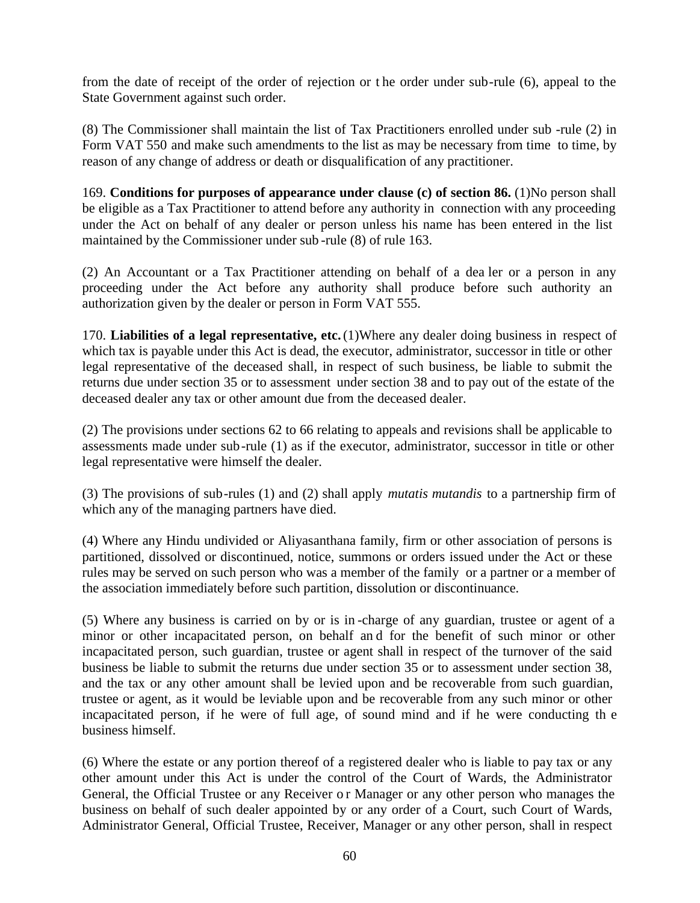from the date of receipt of the order of rejection or the order under sub-rule (6), appeal to the State Government against such order.

(8) The Commissioner shall maintain the list of Tax Practitioners enrolled under sub-rule (2) in Form VAT 550 and make such amendments to the list as may be necessary from time to time, by reason of any change of address or death or disqualification of any practitioner.

169. **Conditions for purposes of appearance under clause (c) of section 86.** (1)No person shall be eligible as a Tax Practitioner to attend before any authority in connection with any proceeding under the Act on behalf of any dealer or person unless his name has been entered in the list maintained by the Commissioner under sub-rule (8) of rule 163.

(2) An Accountant or a Tax Practitioner attending on behalf of a dealer or a person in any proceeding under the Act before any authority shall produce before such authority an authorization given by the dealer or person in Form VAT 555.

170. **Liabilities of a legal representative, etc.** (1)Where any dealer doing business in respect of which tax is payable under this Act is dead, the executor, administrator, successor in title or other legal representative of the deceased shall, in respect of such business, be liable to submit the returns due under section 35 or to assessment under section 38 and to pay out of the estate of the deceased dealer any tax or other amount due from the deceased dealer.

(2) The provisions under sections 62 to 66 relating to appeals and revisions shall be applicable to assessments made under sub-rule (1) as if the executor, administrator, successor in title or other legal representative were himself the dealer.

(3) The provisions of sub-rules (1) and (2) shall apply *mutatis mutandis* to a partnership firm of which any of the managing partners have died.

(4) Where any Hindu undivided or Aliyasanthana family, firm or other association of persons is partitioned, dissolved or discontinued, notice, summons or orders issued under the Act or these rules may be served on such person who was a member of the family or a partner or a member of the association immediately before such partition, dissolution or discontinuance.

(5) Where any business is carried on by or is in-charge of any guardian, trustee or agent of a minor or other incapacitated person, on behalf and for the benefit of such minor or other incapacitated person, such guardian, trustee or agent shall in respect of the turnover of the said business be liable to submit the returns due under section 35 or to assessment under section 38, and the tax or any other amount shall be levied upon and be recoverable from such guardian, trustee or agent, as it would be leviable upon and be recoverable from any such minor or other incapacitated person, if he were of full age, of sound mind and if he were conducting the business himself.

(6) Where the estate or any portion thereof of a registered dealer who is liable to pay tax or any other amount under this Act is under the control of the Court of Wards, the Administrator General, the Official Trustee or any Receiver or Manager or any other person who manages the business on behalf of such dealer appointed by or any order of a Court, such Court of Wards, Administrator General, Official Trustee, Receiver, Manager or any other person, shall in respect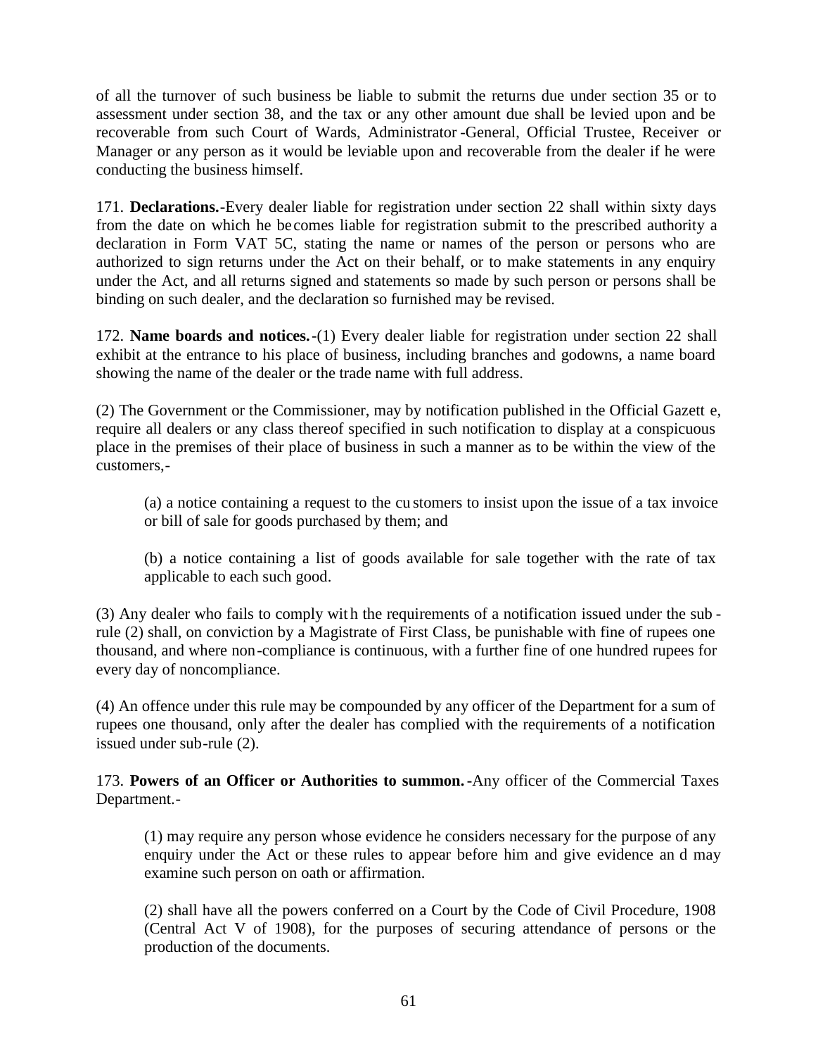of all the turnover of such business be liable to submit the returns due under section 35 or to assessment under section 38, and the tax or any other amount due shall be levied upon and be recoverable from such Court of Wards, Administrator-General, Official Trustee, Receiver or Manager or any person as it would be leviable upon and recoverable from the dealer if he were conducting the business himself.

171. **Declarations.**-Every dealer liable for registration under section 22 shall within sixty days from the date on which he becomes liable for registration submit to the prescribed authority a declaration in Form VAT 5C, stating the name or names of the person or persons who are authorized to sign returns under the Act on their behalf, or to make statements in any enquiry under the Act, and all returns signed and statements so made by such person or persons shall be binding on such dealer, and the declaration so furnished may be revised.

172. **Name boards and notices.**-(1) Every dealer liable for registration under section 22 shall exhibit at the entrance to his place of business, including branches and godowns, a name board showing the name of the dealer or the trade name with full address.

(2) The Government or the Commissioner, may by notification published in the Official Gazette, require all dealers or any class thereof specified in such notification to display at a conspicuous place in the premises of their place of business in such a manner as to be within the view of the customers,-

> (a) a notice containing a request to the customers to insist upon the issue of a tax invoice or bill of sale for goods purchased by them; and
>
> (b) a notice containing a list of goods available for sale together with the rate of tax applicable to each such good.

(3) Any dealer who fails to comply with the requirements of a notification issued under the sub-rule (2) shall, on conviction by a Magistrate of First Class, be punishable with fine of rupees one thousand, and where non-compliance is continuous, with a further fine of one hundred rupees for every day of noncompliance.

(4) An offence under this rule may be compounded by any officer of the Department for a sum of rupees one thousand, only after the dealer has complied with the requirements of a notification issued under sub-rule (2).

173. **Powers of an Officer or Authorities to summon.**-Any officer of the Commercial Taxes Department.-

> (1) may require any person whose evidence he considers necessary for the purpose of any enquiry under the Act or these rules to appear before him and give evidence and may examine such person on oath or affirmation.
>
> (2) shall have all the powers conferred on a Court by the Code of Civil Procedure, 1908 (Central Act V of 1908), for the purposes of securing attendance of persons or the production of the documents.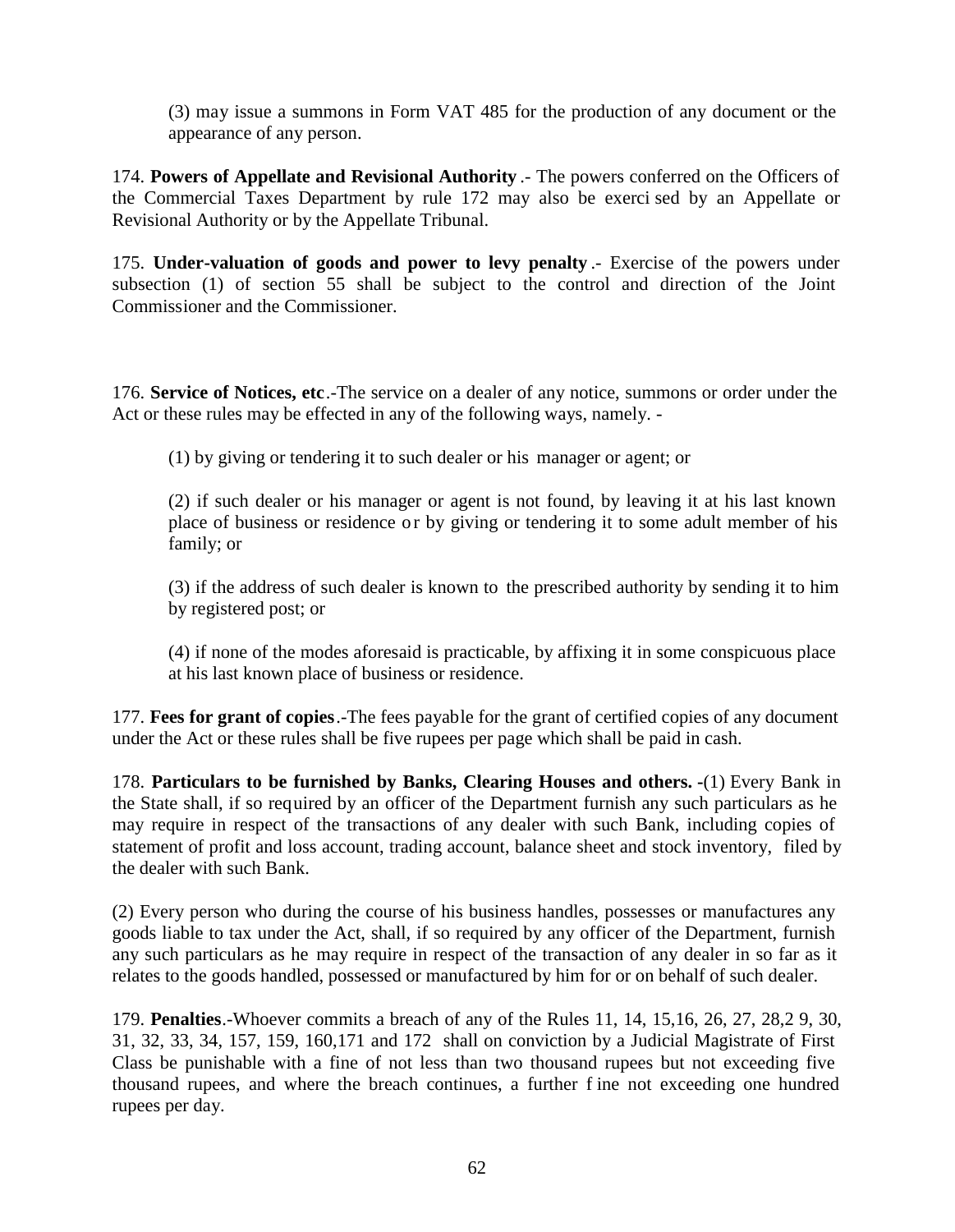(3) may issue a summons in Form VAT 485 for the production of any document or the appearance of any person.

174. **Powers of Appellate and Revisional Authority** .- The powers conferred on the Officers of the Commercial Taxes Department by rule 172 may also be exercised by an Appellate or Revisional Authority or by the Appellate Tribunal.

175. **Under-valuation of goods and power to levy penalty** .- Exercise of the powers under subsection (1) of section 55 shall be subject to the control and direction of the Joint Commissioner and the Commissioner.

176. **Service of Notices, etc**.-The service on a dealer of any notice, summons or order under the Act or these rules may be effected in any of the following ways, namely. -

(1) by giving or tendering it to such dealer or his manager or agent; or

(2) if such dealer or his manager or agent is not found, by leaving it at his last known place of business or residence or by giving or tendering it to some adult member of his family; or

(3) if the address of such dealer is known to the prescribed authority by sending it to him by registered post; or

(4) if none of the modes aforesaid is practicable, by affixing it in some conspicuous place at his last known place of business or residence.

177. **Fees for grant of copies**.-The fees payable for the grant of certified copies of any document under the Act or these rules shall be five rupees per page which shall be paid in cash.

178. **Particulars to be furnished by Banks, Clearing Houses and others. -**(1) Every Bank in the State shall, if so required by an officer of the Department furnish any such particulars as he may require in respect of the transactions of any dealer with such Bank, including copies of statement of profit and loss account, trading account, balance sheet and stock inventory, filed by the dealer with such Bank.

(2) Every person who during the course of his business handles, possesses or manufactures any goods liable to tax under the Act, shall, if so required by any officer of the Department, furnish any such particulars as he may require in respect of the transaction of any dealer in so far as it relates to the goods handled, possessed or manufactured by him for or on behalf of such dealer.

179. **Penalties**.-Whoever commits a breach of any of the Rules 11, 14, 15,16, 26, 27, 28,29, 30, 31, 32, 33, 34, 157, 159, 160,171 and 172 shall on conviction by a Judicial Magistrate of First Class be punishable with a fine of not less than two thousand rupees but not exceeding five thousand rupees, and where the breach continues, a further fine not exceeding one hundred rupees per day.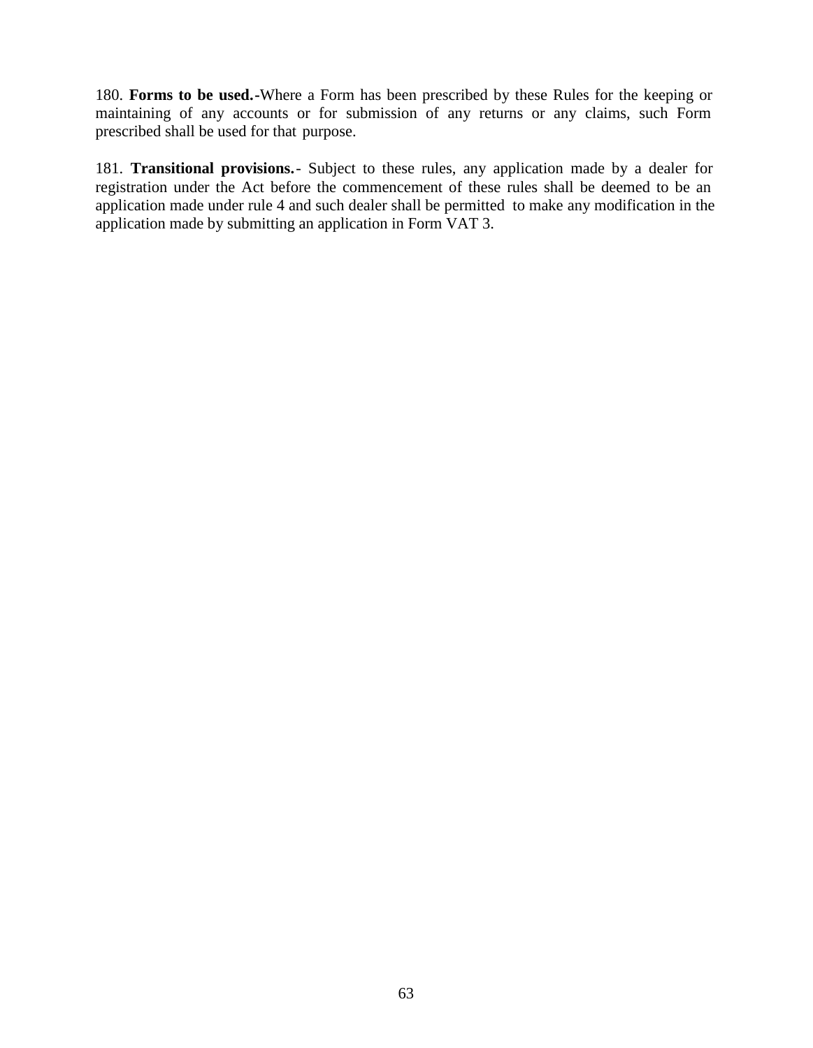180. **Forms to be used.**-Where a Form has been prescribed by these Rules for the keeping or maintaining of any accounts or for submission of any returns or any claims, such Form prescribed shall be used for that purpose.

181. **Transitional provisions.**- Subject to these rules, any application made by a dealer for registration under the Act before the commencement of these rules shall be deemed to be an application made under rule 4 and such dealer shall be permitted to make any modification in the application made by submitting an application in Form VAT 3.